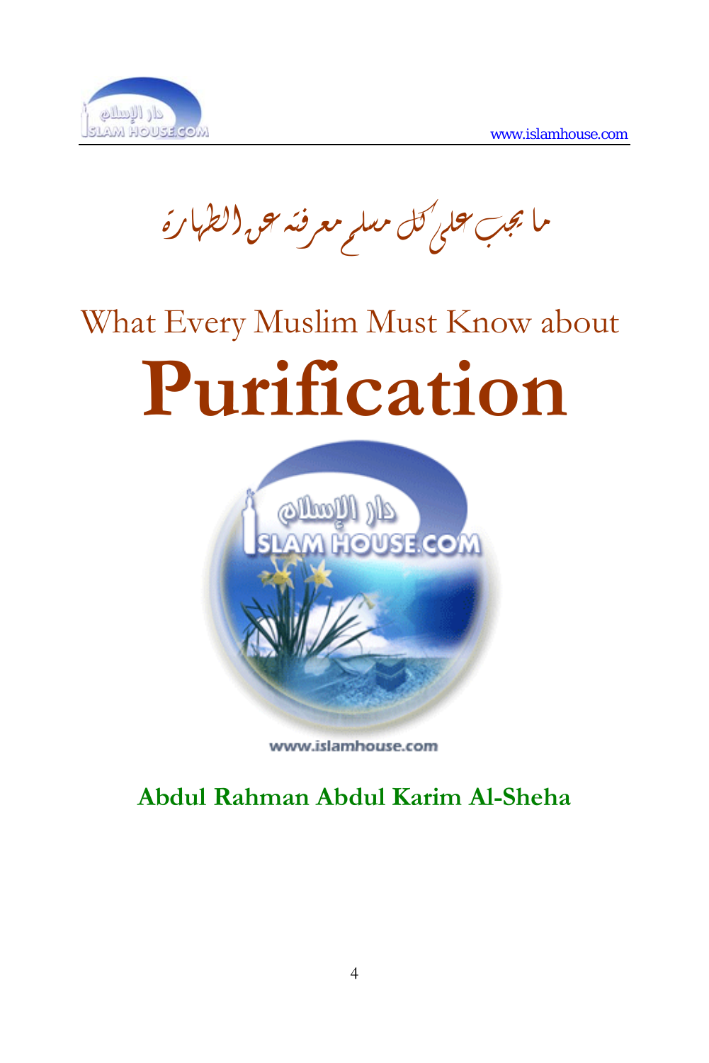ما يجب على كل مسلم معرفته عن الطهارة

# What Every Muslim Must Know about

# Purification

**Abdul Rahman Abdul Karim Al-Sheha**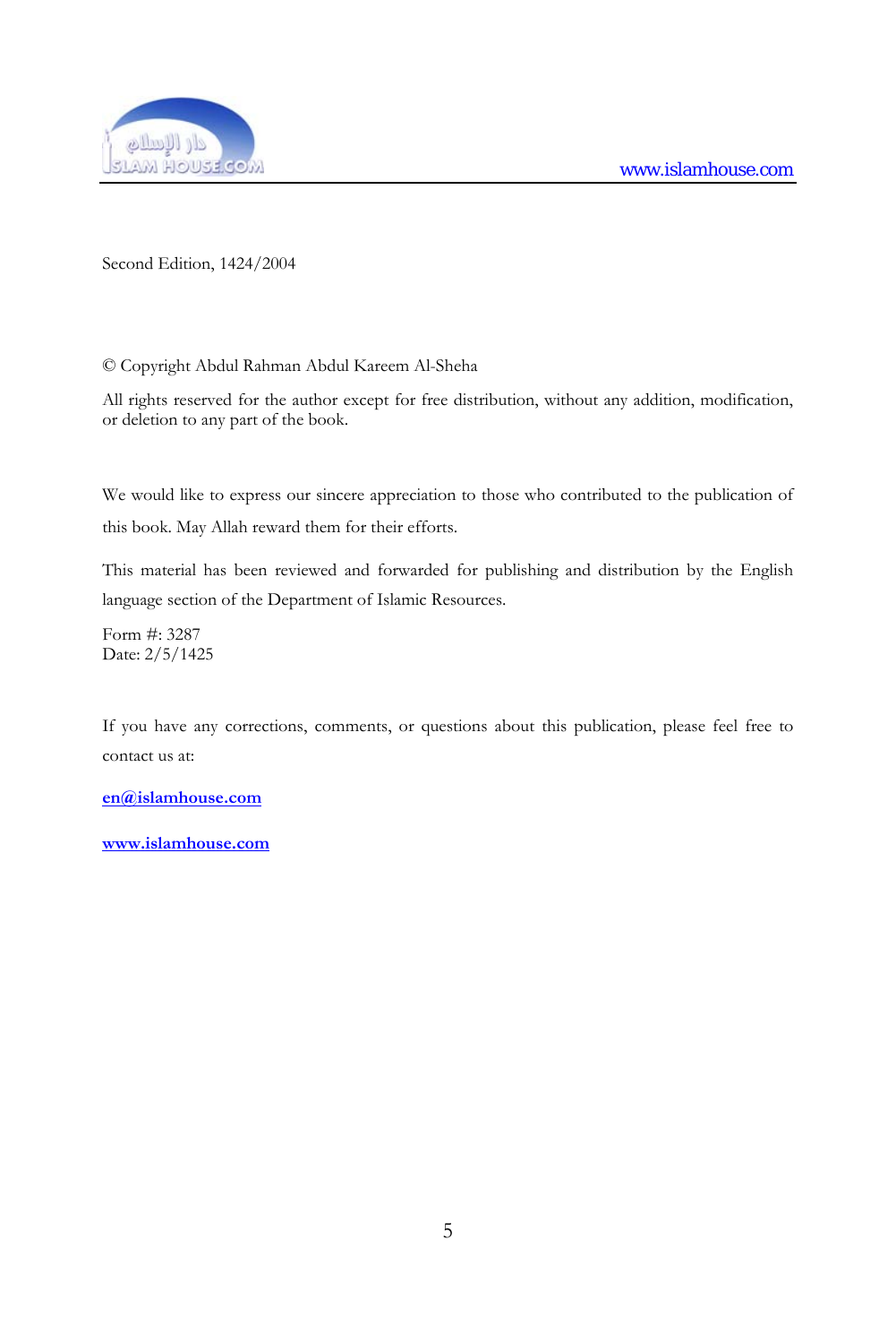Second Edition, 1424/2004

© Copyright Abdul Rahman Abdul Kareem Al-Sheha

All rights reserved for the author except for free distribution, without any addition, modification, or deletion to any part of the book.

We would like to express our sincere appreciation to those who contributed to the publication of this book. May Allah reward them for their efforts.

This material has been reviewed and forwarded for publishing and distribution by the English language section of the Department of Islamic Resources.

Form #: 3287
Date: 2/5/1425

If you have any corrections, comments, or questions about this publication, please feel free to contact us at:

**en@islamhouse.com**

**www.islamhouse.com**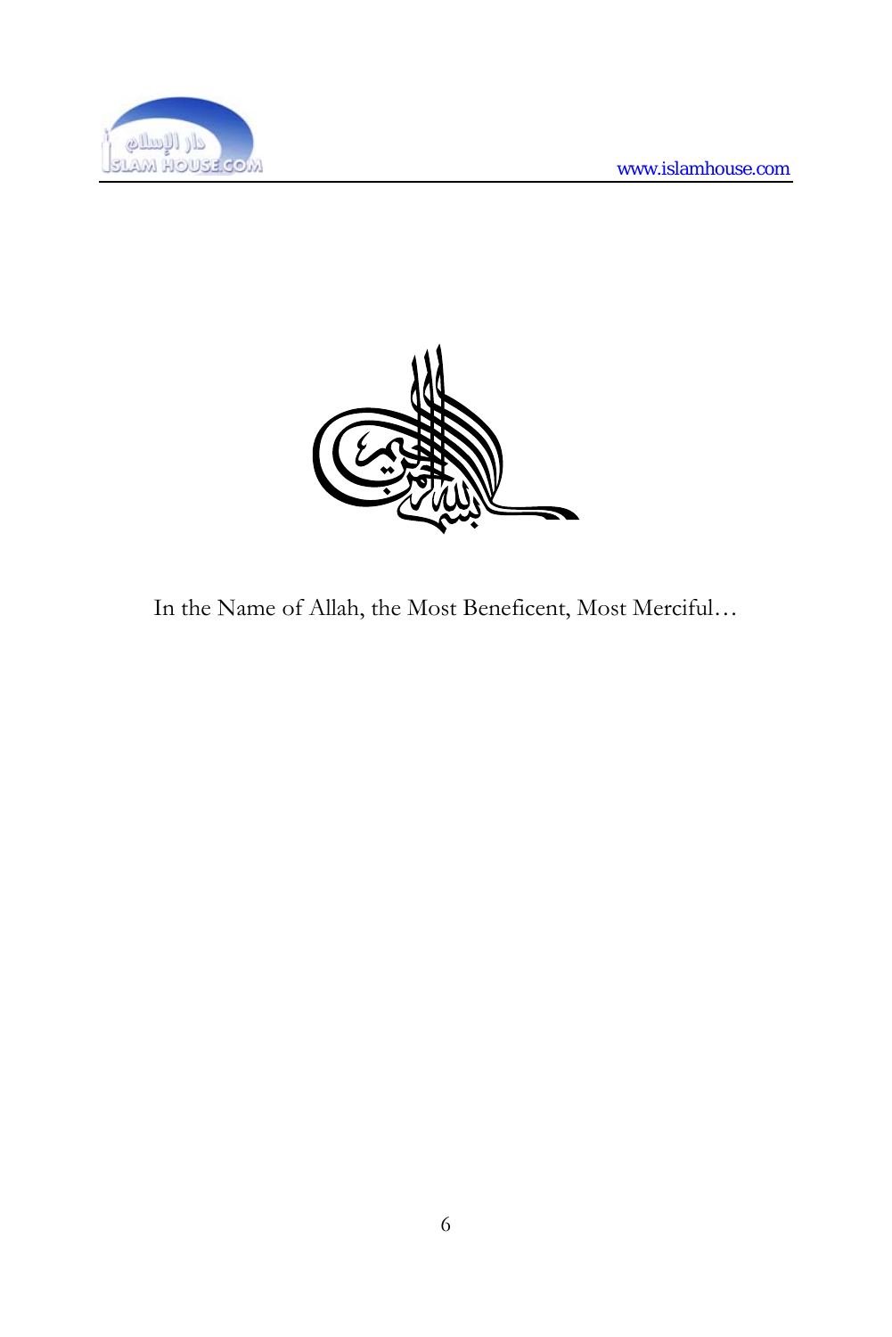In the Name of Allah, the Most Beneficent, Most Merciful…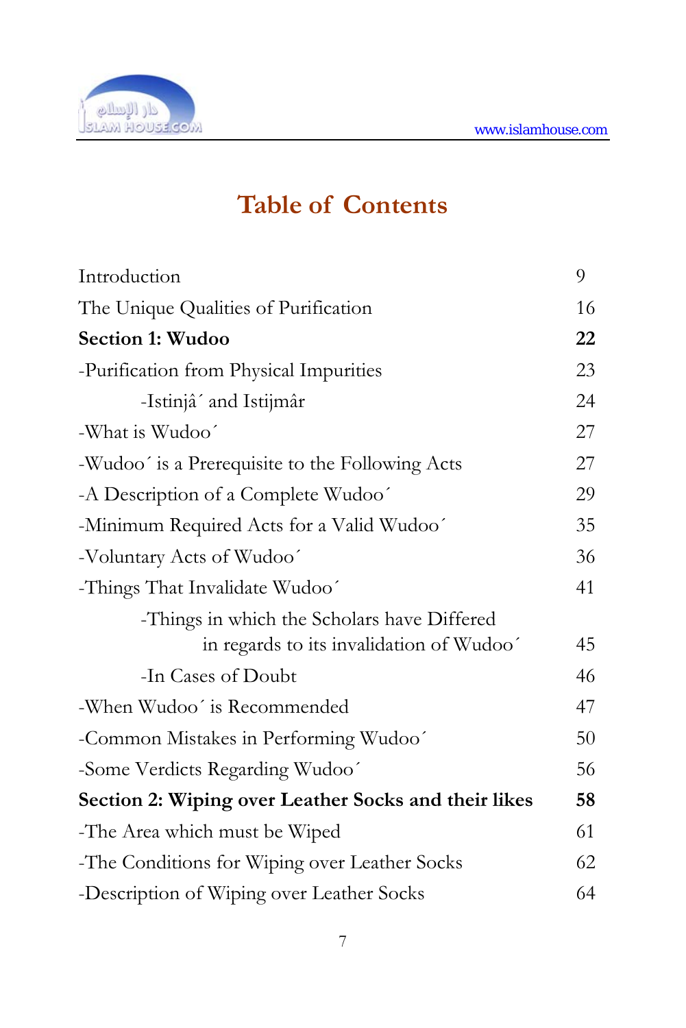# Table of Contents

| | |
|---|---|
| Introduction | 9 |
| The Unique Qualities of Purification | 16 |
| **Section 1: Wudoo** | **22** |
| -Purification from Physical Impurities | 23 |
| -Istinjâ´ and Istijmâr | 24 |
| -What is Wudoo´ | 27 |
| -Wudoo´ is a Prerequisite to the Following Acts | 27 |
| -A Description of a Complete Wudoo´ | 29 |
| -Minimum Required Acts for a Valid Wudoo´ | 35 |
| -Voluntary Acts of Wudoo´ | 36 |
| -Things That Invalidate Wudoo´ | 41 |
| -Things in which the Scholars have Differed in regards to its invalidation of Wudoo´ | 45 |
| -In Cases of Doubt | 46 |
| -When Wudoo´ is Recommended | 47 |
| -Common Mistakes in Performing Wudoo´ | 50 |
| -Some Verdicts Regarding Wudoo´ | 56 |
| **Section 2: Wiping over Leather Socks and their likes** | **58** |
| -The Area which must be Wiped | 61 |
| -The Conditions for Wiping over Leather Socks | 62 |
| -Description of Wiping over Leather Socks | 64 |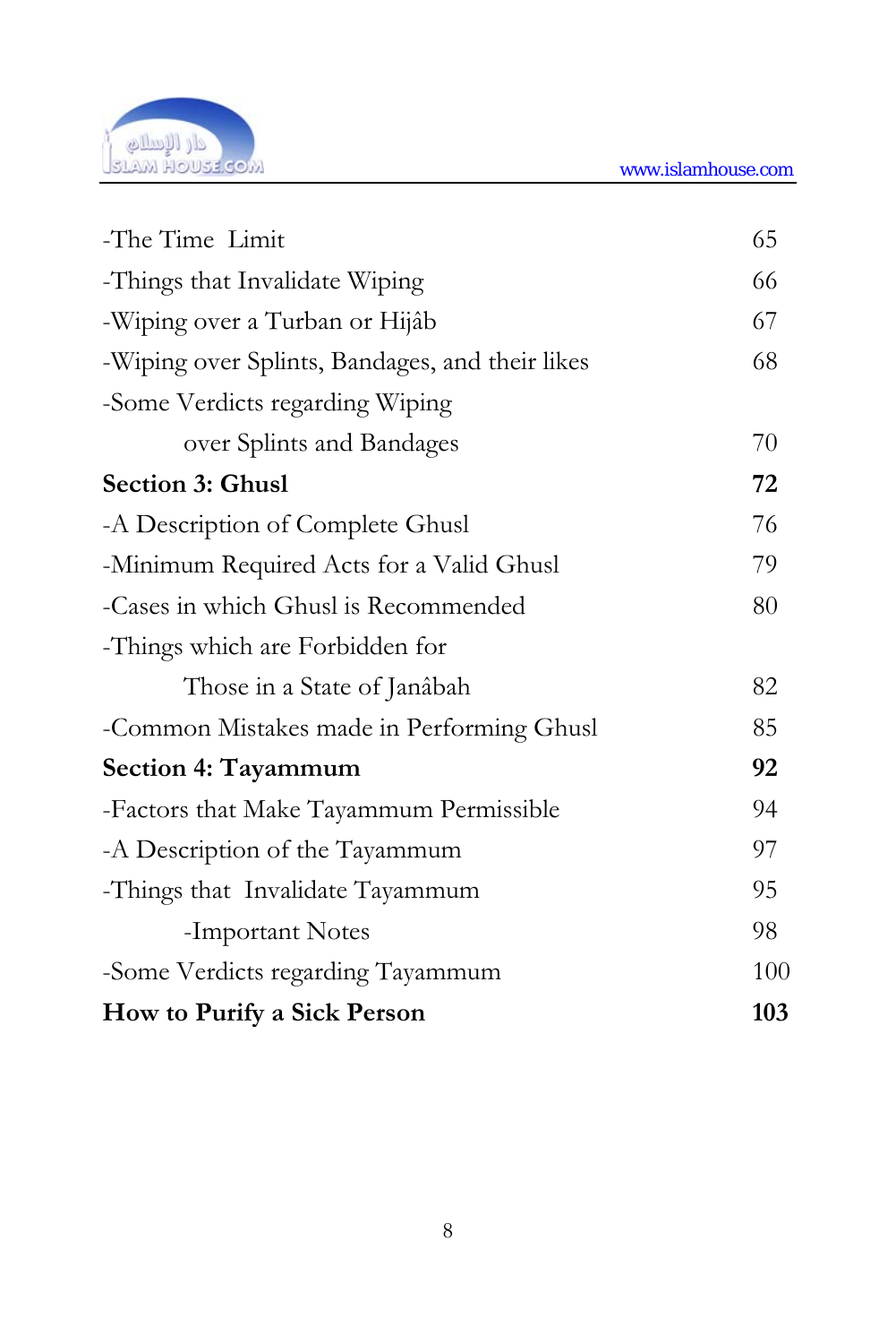| | |
|---|---|
| -The Time Limit | 65 |
| -Things that Invalidate Wiping | 66 |
| -Wiping over a Turban or Hijâb | 67 |
| -Wiping over Splints, Bandages, and their likes | 68 |
| -Some Verdicts regarding Wiping over Splints and Bandages | 70 |
| **Section 3: Ghusl** | **72** |
| -A Description of Complete Ghusl | 76 |
| -Minimum Required Acts for a Valid Ghusl | 79 |
| -Cases in which Ghusl is Recommended | 80 |
| -Things which are Forbidden for Those in a State of Janâbah | 82 |
| -Common Mistakes made in Performing Ghusl | 85 |
| **Section 4: Tayammum** | **92** |
| -Factors that Make Tayammum Permissible | 94 |
| -A Description of the Tayammum | 97 |
| -Things that Invalidate Tayammum | 95 |
| -Important Notes | 98 |
| -Some Verdicts regarding Tayammum | 100 |
| **How to Purify a Sick Person** | **103** |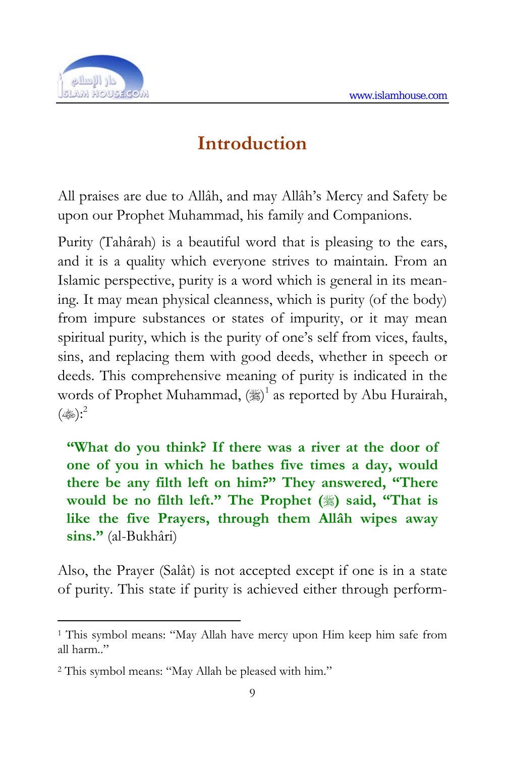# Introduction

All praises are due to Allâh, and may Allâh's Mercy and Safety be upon our Prophet Muhammad, his family and Companions.

Purity (Tahârah) is a beautiful word that is pleasing to the ears, and it is a quality which everyone strives to maintain. From an Islamic perspective, purity is a word which is general in its meaning. It may mean physical cleanness, which is purity (of the body) from impure substances or states of impurity, or it may mean spiritual purity, which is the purity of one's self from vices, faults, sins, and replacing them with good deeds, whether in speech or deeds. This comprehensive meaning of purity is indicated in the words of Prophet Muhammad, (ﷺ)[1] as reported by Abu Hurairah, (ﷺ):[2]

> **"What do you think? If there was a river at the door of one of you in which he bathes five times a day, would there be any filth left on him?" They answered, "There would be no filth left." The Prophet (ﷺ) said, "That is like the five Prayers, through them Allâh wipes away sins."** (al-Bukhâri)

Also, the Prayer (Salât) is not accepted except if one is in a state of purity. This state if purity is achieved either through perform-

---

[1] This symbol means: "May Allah have mercy upon Him keep him safe from all harm.."

[2] This symbol means: "May Allah be pleased with him."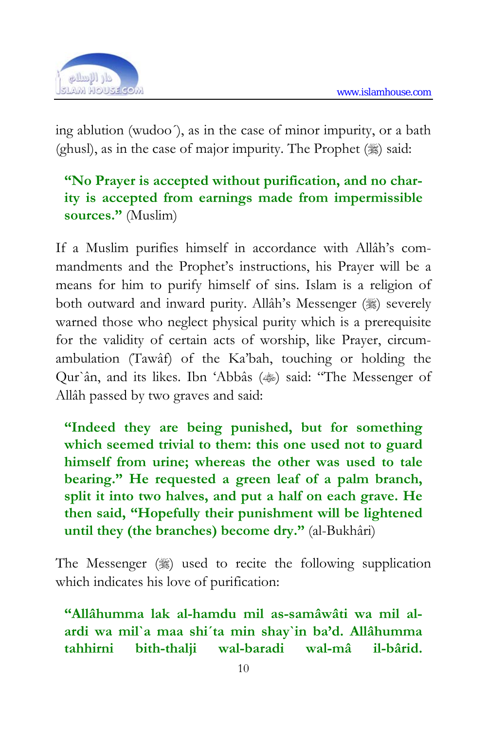ing ablution (wudoo´), as in the case of minor impurity, or a bath (ghusl), as in the case of major impurity. The Prophet (ﷺ) said:

> **"No Prayer is accepted without purification, and no charity is accepted from earnings made from impermissible sources."** (Muslim)

If a Muslim purifies himself in accordance with Allâh's commandments and the Prophet's instructions, his Prayer will be a means for him to purify himself of sins. Islam is a religion of both outward and inward purity. Allâh's Messenger (ﷺ) severely warned those who neglect physical purity which is a prerequisite for the validity of certain acts of worship, like Prayer, circumambulation (Tawâf) of the Ka'bah, touching or holding the Qur`ân, and its likes. Ibn 'Abbâs (رضي الله عنه) said: "The Messenger of Allâh passed by two graves and said:

> **"Indeed they are being punished, but for something which seemed trivial to them: this one used not to guard himself from urine; whereas the other was used to tale bearing." He requested a green leaf of a palm branch, split it into two halves, and put a half on each grave. He then said, "Hopefully their punishment will be lightened until they (the branches) become dry."** (al-Bukhâri)

The Messenger (ﷺ) used to recite the following supplication which indicates his love of purification:

> **"Allâhumma lak al-hamdu mil as-samâwâti wa mil al-ardi wa mil`a maa shi´ta min shay`in ba'd. Allâhumma tahhirni bith-thalji wal-baradi wal-mâ il-bârid.**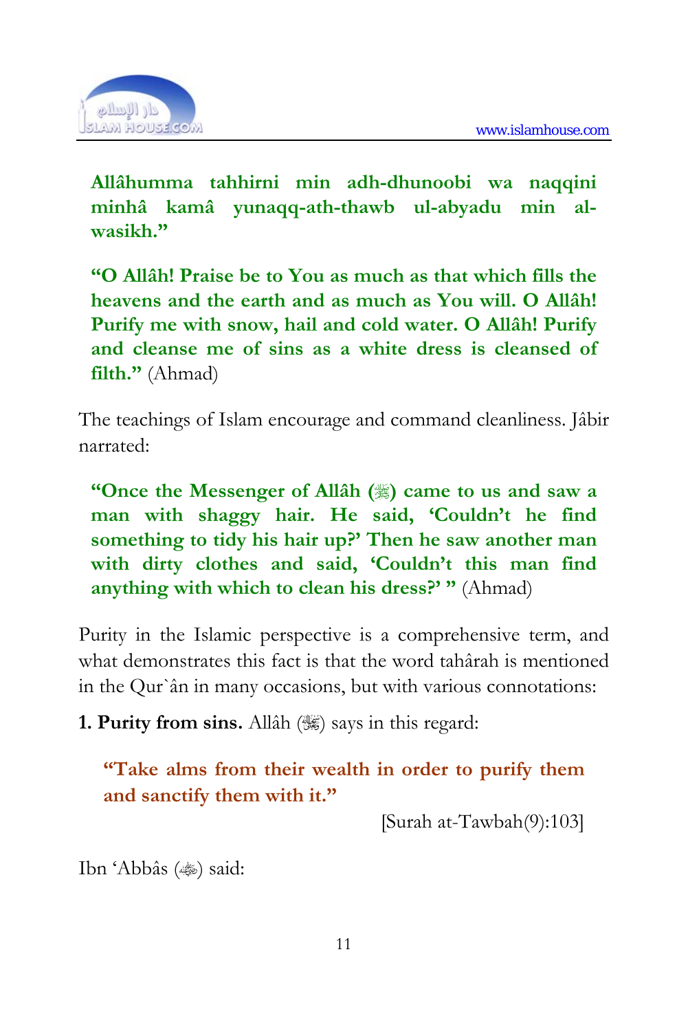**Allâhumma tahhirni min adh-dhunoobi wa naqqini minhâ kamâ yunaqq-ath-thawb ul-abyadu min al-wasikh."**

**"O Allâh! Praise be to You as much as that which fills the heavens and the earth and as much as You will. O Allâh! Purify me with snow, hail and cold water. O Allâh! Purify and cleanse me of sins as a white dress is cleansed of filth."** (Ahmad)

The teachings of Islam encourage and command cleanliness. Jâbir narrated:

**"Once the Messenger of Allâh (ﷺ) came to us and saw a man with shaggy hair. He said, 'Couldn't he find something to tidy his hair up?' Then he saw another man with dirty clothes and said, 'Couldn't this man find anything with which to clean his dress?' "** (Ahmad)

Purity in the Islamic perspective is a comprehensive term, and what demonstrates this fact is that the word tahârah is mentioned in the Qur`ân in many occasions, but with various connotations:

**1. Purity from sins.** Allâh (ﷻ) says in this regard:

**"Take alms from their wealth in order to purify them and sanctify them with it."**

[Surah at-Tawbah(9):103]

Ibn 'Abbâs (رضي الله عنه) said: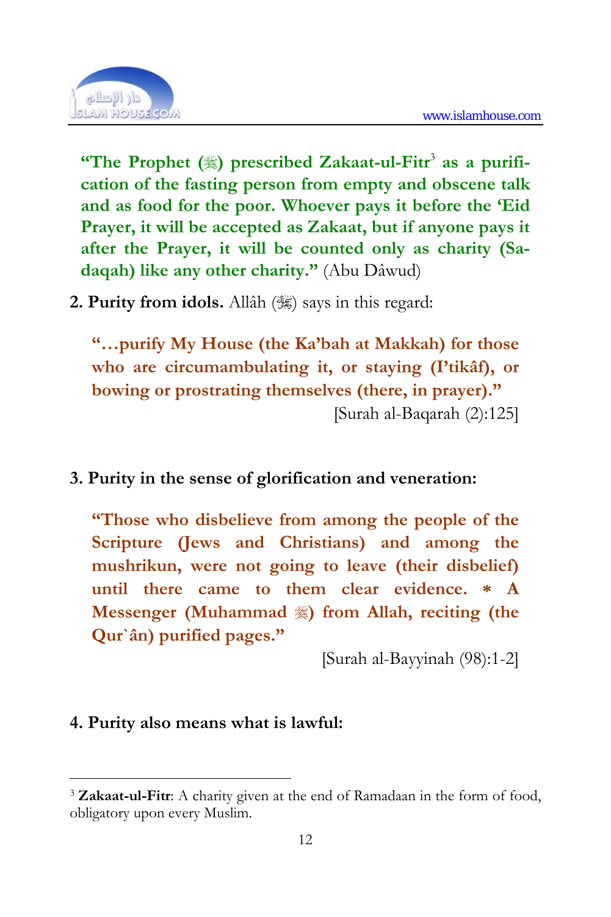**"The Prophet (ﷺ) prescribed Zakaat-ul-Fitr[3] as a purification of the fasting person from empty and obscene talk and as food for the poor. Whoever pays it before the 'Eid Prayer, it will be accepted as Zakaat, but if anyone pays it after the Prayer, it will be counted only as charity (Sadaqah) like any other charity."** (Abu Dâwud)

**2. Purity from idols.** Allâh (ﷻ) says in this regard:

> **"…purify My House (the Ka'bah at Makkah) for those who are circumambulating it, or staying (I'tikâf), or bowing or prostrating themselves (there, in prayer)."**
>
> [Surah al-Baqarah (2):125]

**3. Purity in the sense of glorification and veneration:**

> **"Those who disbelieve from among the people of the Scripture (Jews and Christians) and among the mushrikun, were not going to leave (their disbelief) until there came to them clear evidence. * A Messenger (Muhammad ﷺ) from Allah, reciting (the Qur`ân) purified pages."**
>
> [Surah al-Bayyinah (98):1-2]

**4. Purity also means what is lawful:**

---

[3] **Zakaat-ul-Fitr**: A charity given at the end of Ramadaan in the form of food, obligatory upon every Muslim.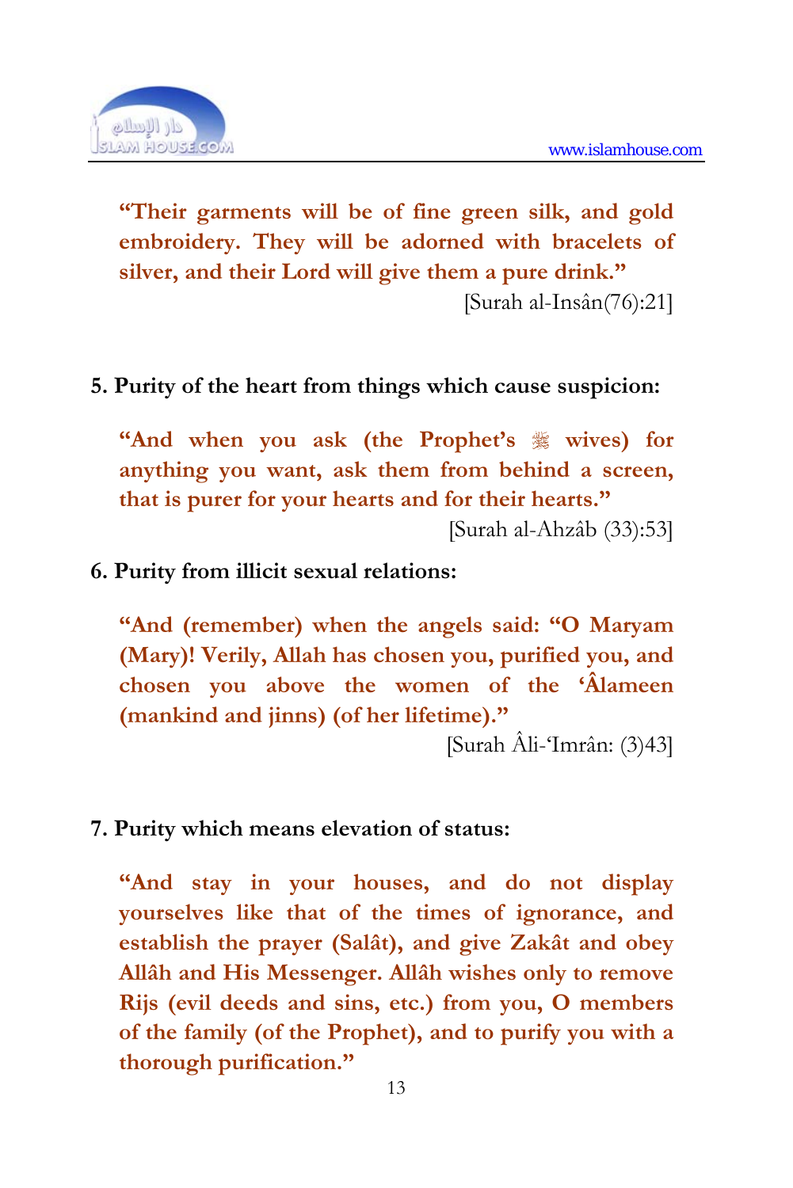**"Their garments will be of fine green silk, and gold embroidery. They will be adorned with bracelets of silver, and their Lord will give them a pure drink."**

[Surah al-Insân(76):21]

**5. Purity of the heart from things which cause suspicion:**

**"And when you ask (the Prophet's ﷺ wives) for anything you want, ask them from behind a screen, that is purer for your hearts and for their hearts."**

[Surah al-Ahzâb (33):53]

**6. Purity from illicit sexual relations:**

**"And (remember) when the angels said: "O Maryam (Mary)! Verily, Allah has chosen you, purified you, and chosen you above the women of the 'Âlameen (mankind and jinns) (of her lifetime)."**

[Surah Âli-'Imrân: (3)43]

**7. Purity which means elevation of status:**

**"And stay in your houses, and do not display yourselves like that of the times of ignorance, and establish the prayer (Salât), and give Zakât and obey Allâh and His Messenger. Allâh wishes only to remove Rijs (evil deeds and sins, etc.) from you, O members of the family (of the Prophet), and to purify you with a thorough purification."**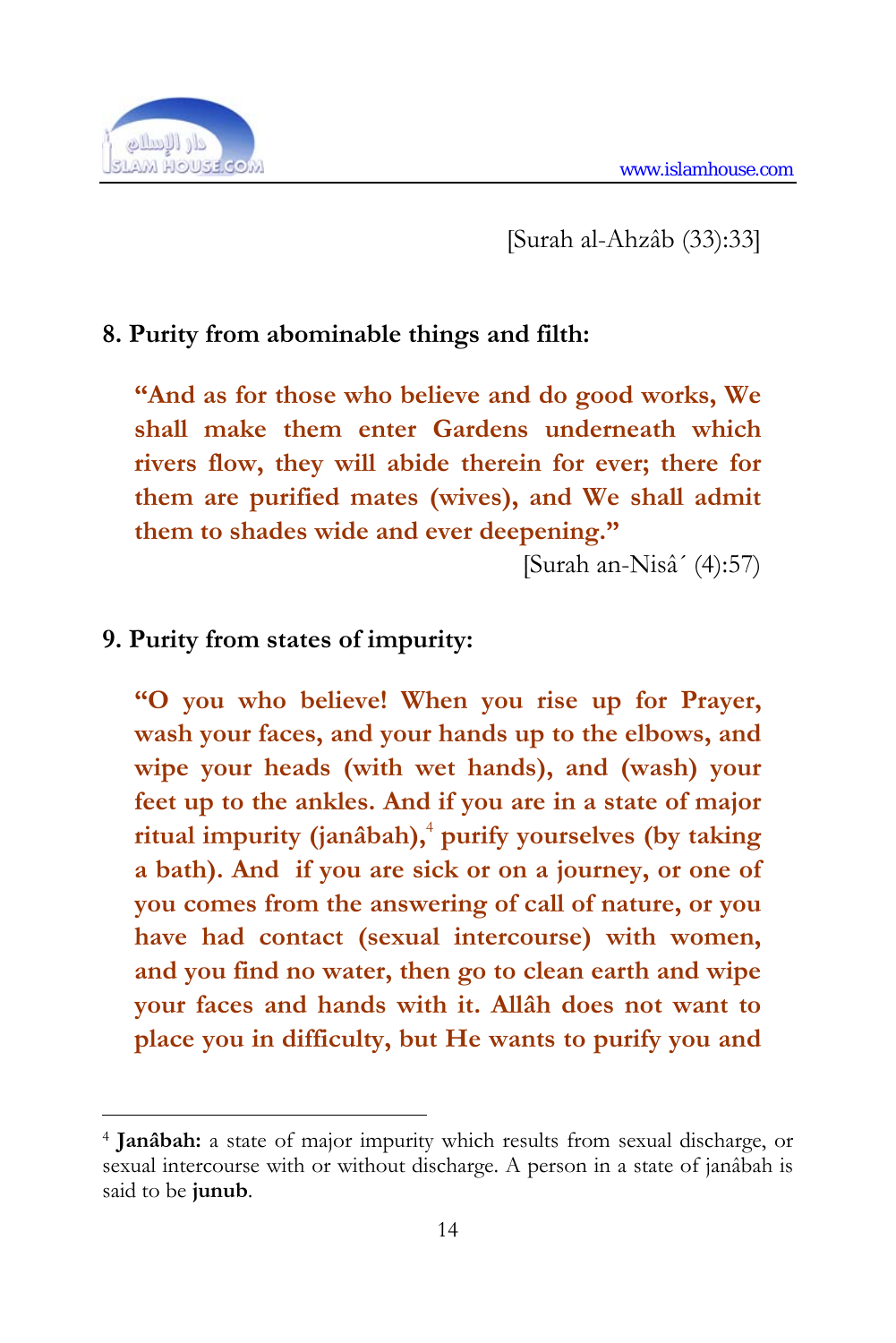[Surah al-Ahzâb (33):33]

**8. Purity from abominable things and filth:**

> **"And as for those who believe and do good works, We shall make them enter Gardens underneath which rivers flow, they will abide therein for ever; there for them are purified mates (wives), and We shall admit them to shades wide and ever deepening."**
>
> [Surah an-Nisâ´ (4):57)

**9. Purity from states of impurity:**

> **"O you who believe! When you rise up for Prayer, wash your faces, and your hands up to the elbows, and wipe your heads (with wet hands), and (wash) your feet up to the ankles. And if you are in a state of major ritual impurity (janâbah),[4] purify yourselves (by taking a bath). And if you are sick or on a journey, or one of you comes from the answering of call of nature, or you have had contact (sexual intercourse) with women, and you find no water, then go to clean earth and wipe your faces and hands with it. Allâh does not want to place you in difficulty, but He wants to purify you and**

---

[4] **Janâbah:** a state of major impurity which results from sexual discharge, or sexual intercourse with or without discharge. A person in a state of janâbah is said to be **junub**.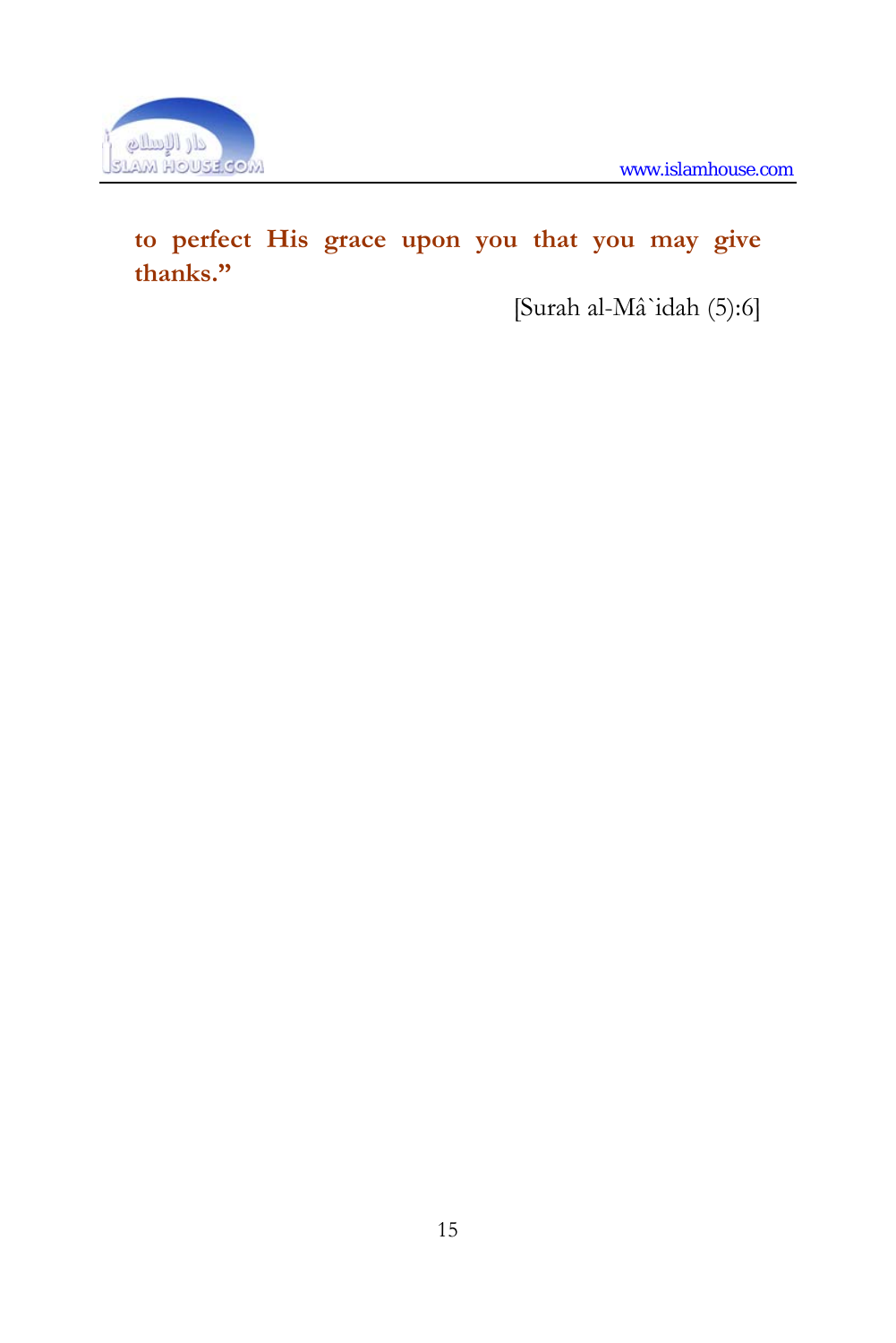**to perfect His grace upon you that you may give thanks."**

[Surah al-Mâ`idah (5):6]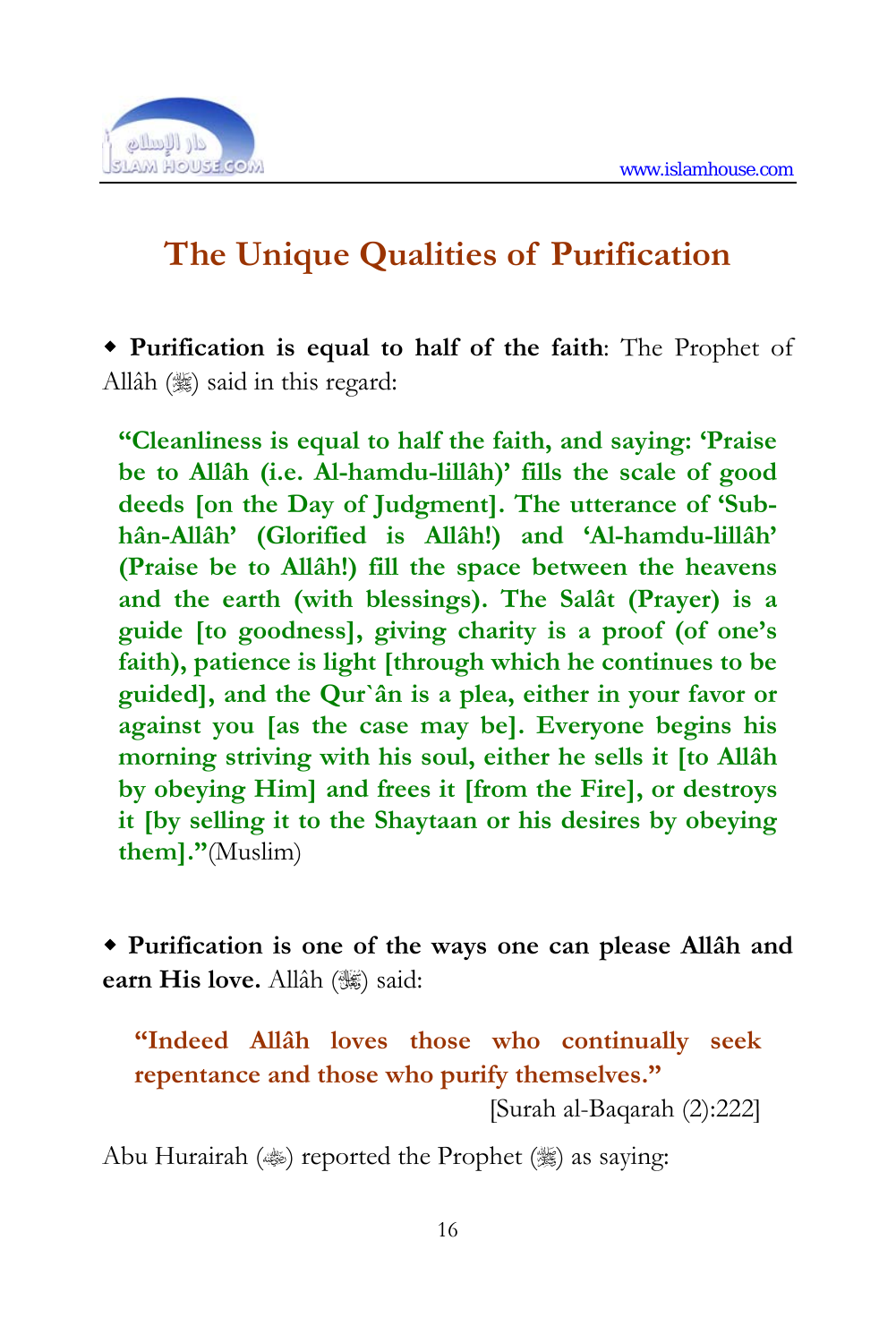# The Unique Qualities of Purification

◆ **Purification is equal to half of the faith**: The Prophet of Allâh (ﷺ) said in this regard:

> **"Cleanliness is equal to half the faith, and saying: 'Praise be to Allâh (i.e. Al-hamdu-lillâh)' fills the scale of good deeds [on the Day of Judgment]. The utterance of 'Sub-hân-Allâh' (Glorified is Allâh!) and 'Al-hamdu-lillâh' (Praise be to Allâh!) fill the space between the heavens and the earth (with blessings). The Salât (Prayer) is a guide [to goodness], giving charity is a proof (of one's faith), patience is light [through which he continues to be guided], and the Qur`ân is a plea, either in your favor or against you [as the case may be]. Everyone begins his morning striving with his soul, either he sells it [to Allâh by obeying Him] and frees it [from the Fire], or destroys it [by selling it to the Shaytaan or his desires by obeying them]."**(Muslim)

◆ **Purification is one of the ways one can please Allâh and earn His love.** Allâh (ﷻ) said:

> **"Indeed Allâh loves those who continually seek repentance and those who purify themselves."**
>
> [Surah al-Baqarah (2):222]

Abu Hurairah (ؓ) reported the Prophet (ﷺ) as saying: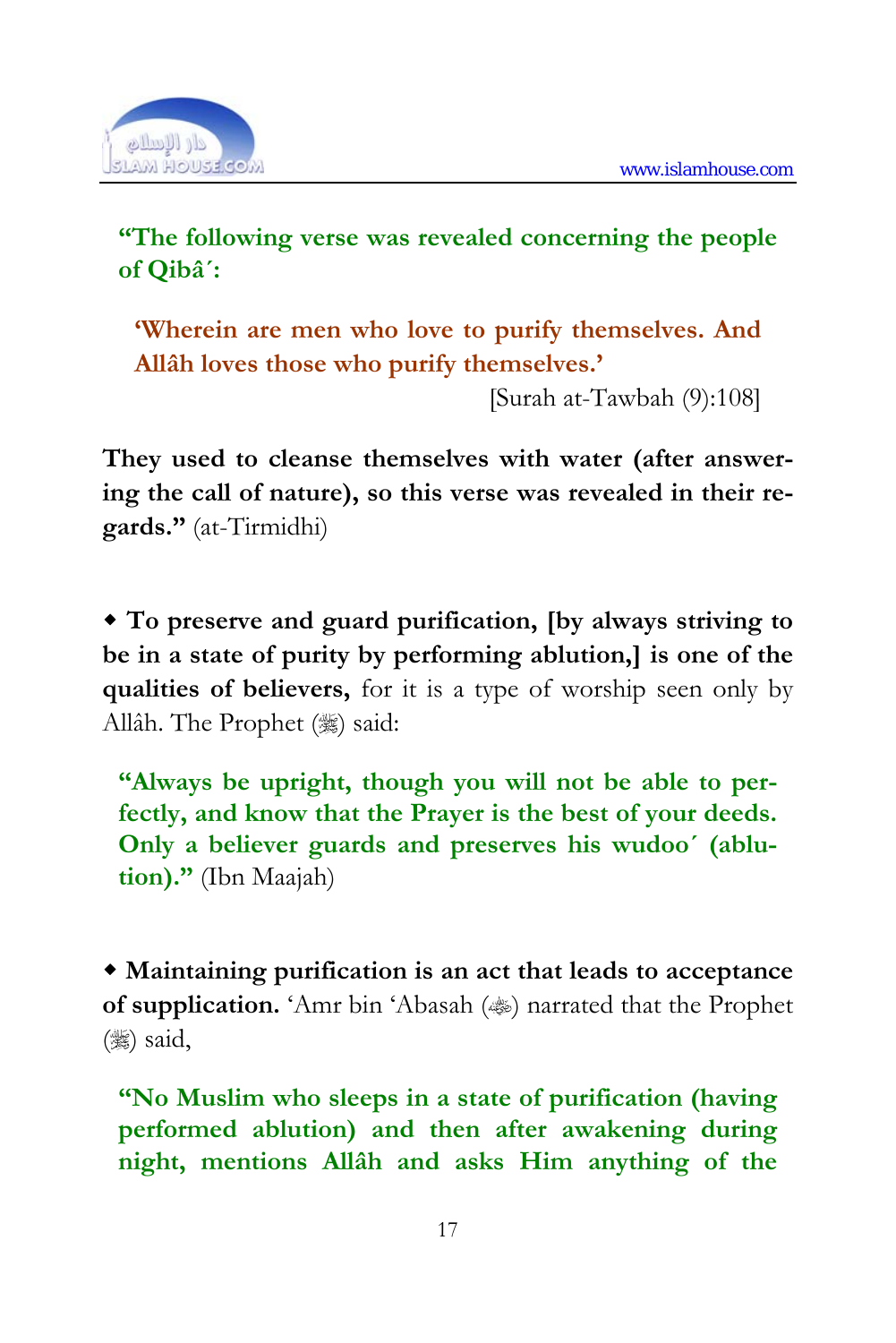**"The following verse was revealed concerning the people of Qibâ´:**

> **'Wherein are men who love to purify themselves. And Allâh loves those who purify themselves.'**
>
> [Surah at-Tawbah (9):108]

**They used to cleanse themselves with water (after answering the call of nature), so this verse was revealed in their regards."** (at-Tirmidhi)

◆ **To preserve and guard purification, [by always striving to be in a state of purity by performing ablution,] is one of the qualities of believers,** for it is a type of worship seen only by Allâh. The Prophet (ﷺ) said:

> **"Always be upright, though you will not be able to perfectly, and know that the Prayer is the best of your deeds. Only a believer guards and preserves his wudoo´ (ablution)."** (Ibn Maajah)

◆ **Maintaining purification is an act that leads to acceptance of supplication.** 'Amr bin 'Abasah (ﷺ) narrated that the Prophet (ﷺ) said,

> **"No Muslim who sleeps in a state of purification (having performed ablution) and then after awakening during night, mentions Allâh and asks Him anything of the**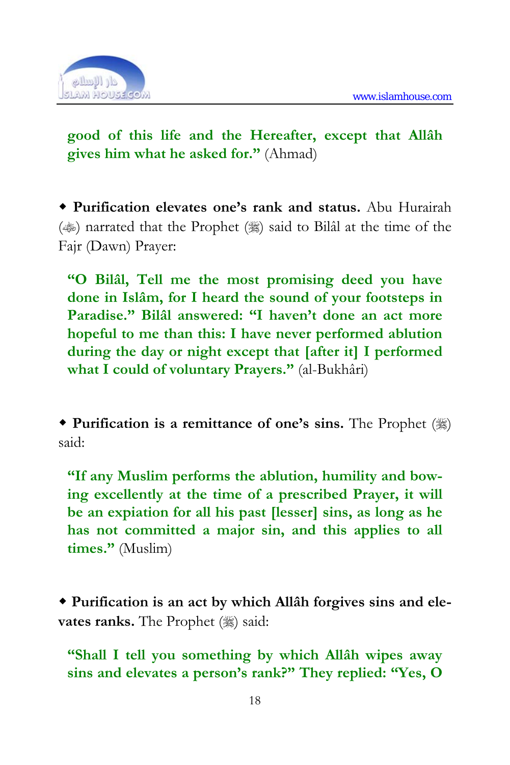**good of this life and the Hereafter, except that Allâh gives him what he asked for."** (Ahmad)

- **Purification elevates one's rank and status.** Abu Hurairah (ﷺ) narrated that the Prophet (ﷺ) said to Bilâl at the time of the Fajr (Dawn) Prayer:

**"O Bilâl, Tell me the most promising deed you have done in Islâm, for I heard the sound of your footsteps in Paradise." Bilâl answered: "I haven't done an act more hopeful to me than this: I have never performed ablution during the day or night except that [after it] I performed what I could of voluntary Prayers."** (al-Bukhâri)

- **Purification is a remittance of one's sins.** The Prophet (ﷺ) said:

**"If any Muslim performs the ablution, humility and bowing excellently at the time of a prescribed Prayer, it will be an expiation for all his past [lesser] sins, as long as he has not committed a major sin, and this applies to all times."** (Muslim)

- **Purification is an act by which Allâh forgives sins and elevates ranks.** The Prophet (ﷺ) said:

**"Shall I tell you something by which Allâh wipes away sins and elevates a person's rank?" They replied: "Yes, O**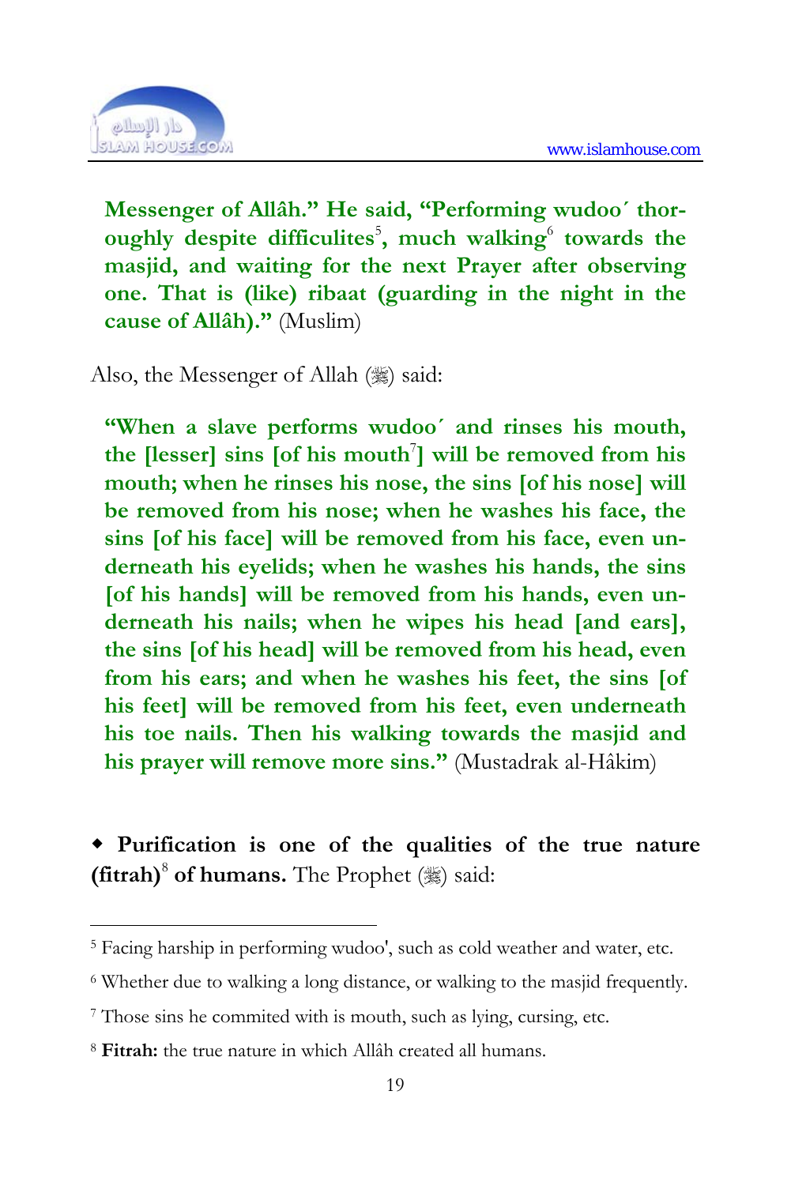**Messenger of Allâh." He said, "Performing wudoo´ thoroughly despite difficulites[5], much walking[6] towards the masjid, and waiting for the next Prayer after observing one. That is (like) ribaat (guarding in the night in the cause of Allâh)."** (Muslim)

Also, the Messenger of Allah (ﷺ) said:

> **"When a slave performs wudoo´ and rinses his mouth, the [lesser] sins [of his mouth[7]] will be removed from his mouth; when he rinses his nose, the sins [of his nose] will be removed from his nose; when he washes his face, the sins [of his face] will be removed from his face, even underneath his eyelids; when he washes his hands, the sins [of his hands] will be removed from his hands, even underneath his nails; when he wipes his head [and ears], the sins [of his head] will be removed from his head, even from his ears; and when he washes his feet, the sins [of his feet] will be removed from his feet, even underneath his toe nails. Then his walking towards the masjid and his prayer will remove more sins."** (Mustadrak al-Hâkim)

◆ **Purification is one of the qualities of the true nature (fitrah)[8] of humans.** The Prophet (ﷺ) said:

---

[5] Facing harship in performing wudoo', such as cold weather and water, etc.

[6] Whether due to walking a long distance, or walking to the masjid frequently.

[7] Those sins he commited with is mouth, such as lying, cursing, etc.

[8] **Fitrah:** the true nature in which Allâh created all humans.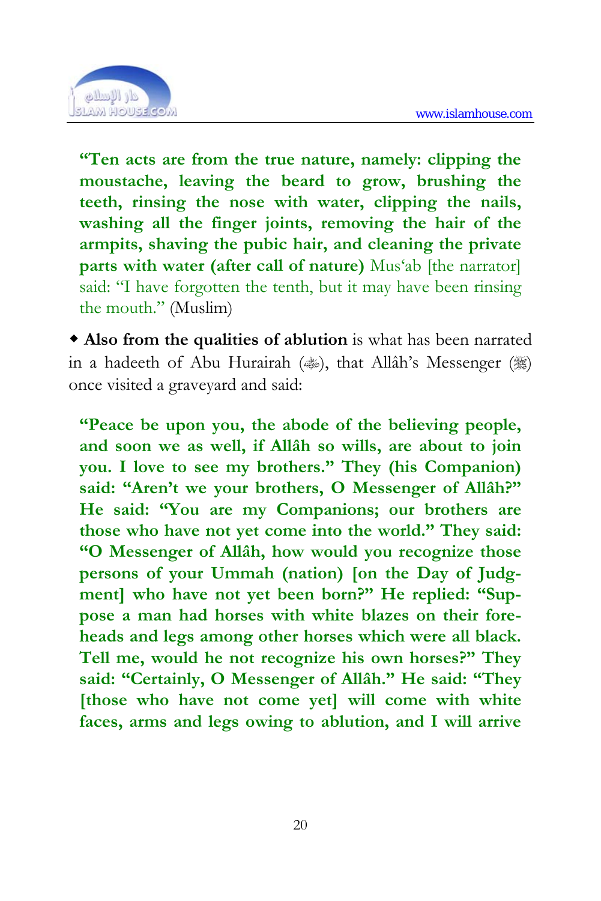**"Ten acts are from the true nature, namely: clipping the moustache, leaving the beard to grow, brushing the teeth, rinsing the nose with water, clipping the nails, washing all the finger joints, removing the hair of the armpits, shaving the pubic hair, and cleaning the private parts with water (after call of nature)** Mus'ab [the narrator] said: "I have forgotten the tenth, but it may have been rinsing the mouth." (Muslim)

◆ **Also from the qualities of ablution** is what has been narrated in a hadeeth of Abu Hurairah (ﷺ), that Allâh's Messenger (ﷺ) once visited a graveyard and said:

**"Peace be upon you, the abode of the believing people, and soon we as well, if Allâh so wills, are about to join you. I love to see my brothers." They (his Companion) said: "Aren't we your brothers, O Messenger of Allâh?" He said: "You are my Companions; our brothers are those who have not yet come into the world." They said: "O Messenger of Allâh, how would you recognize those persons of your Ummah (nation) [on the Day of Judgment] who have not yet been born?" He replied: "Suppose a man had horses with white blazes on their foreheads and legs among other horses which were all black. Tell me, would he not recognize his own horses?" They said: "Certainly, O Messenger of Allâh." He said: "They [those who have not come yet] will come with white faces, arms and legs owing to ablution, and I will arrive**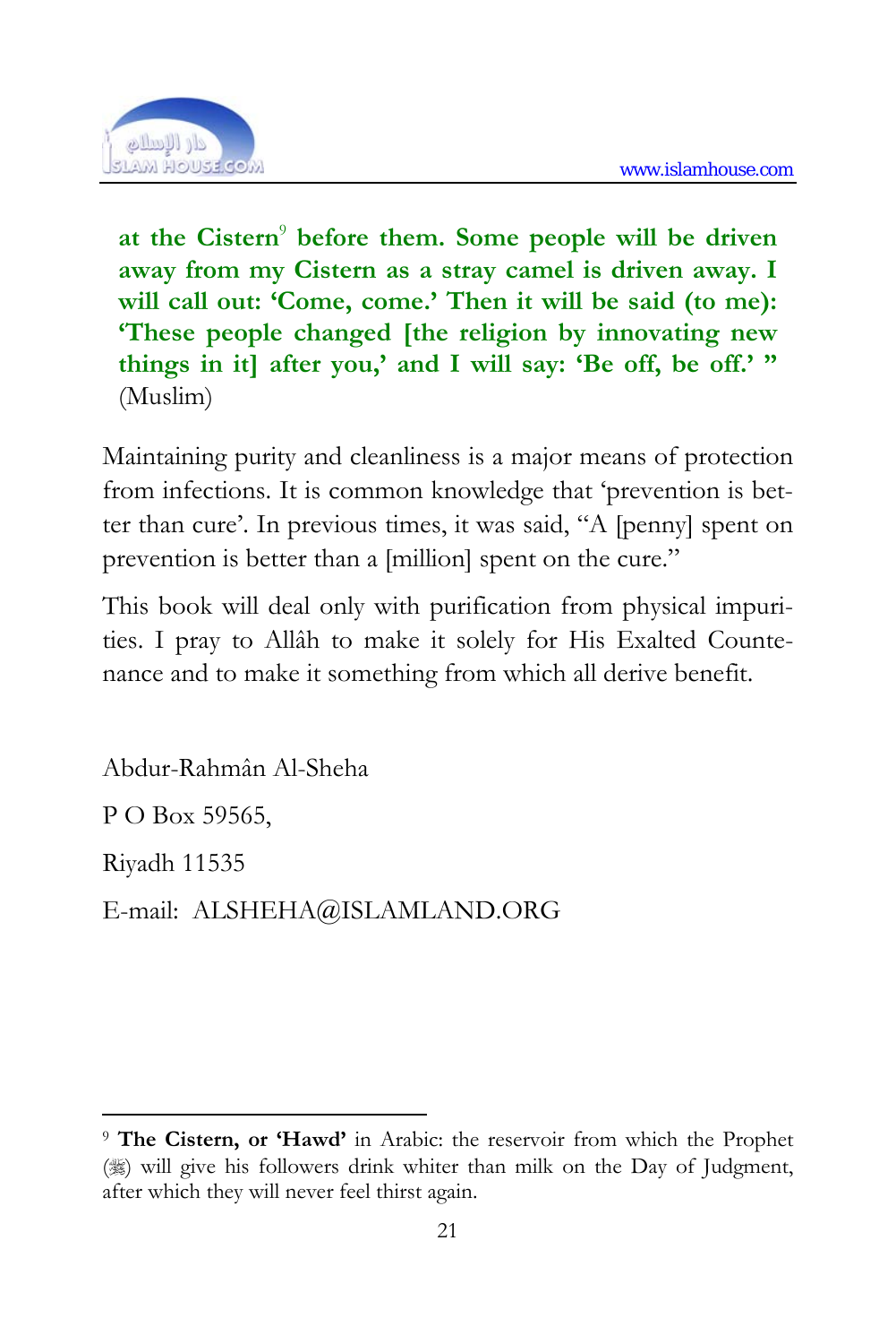**at the Cistern[9] before them. Some people will be driven away from my Cistern as a stray camel is driven away. I will call out: 'Come, come.' Then it will be said (to me): 'These people changed [the religion by innovating new things in it] after you,' and I will say: 'Be off, be off.' "** (Muslim)

Maintaining purity and cleanliness is a major means of protection from infections. It is common knowledge that 'prevention is better than cure'. In previous times, it was said, "A [penny] spent on prevention is better than a [million] spent on the cure."

This book will deal only with purification from physical impurities. I pray to Allâh to make it solely for His Exalted Countenance and to make it something from which all derive benefit.

Abdur-Rahmân Al-Sheha

P O Box 59565,

Riyadh 11535

E-mail: ALSHEHA@ISLAMLAND.ORG

---

[9] **The Cistern, or 'Hawd'** in Arabic: the reservoir from which the Prophet (ﷺ) will give his followers drink whiter than milk on the Day of Judgment, after which they will never feel thirst again.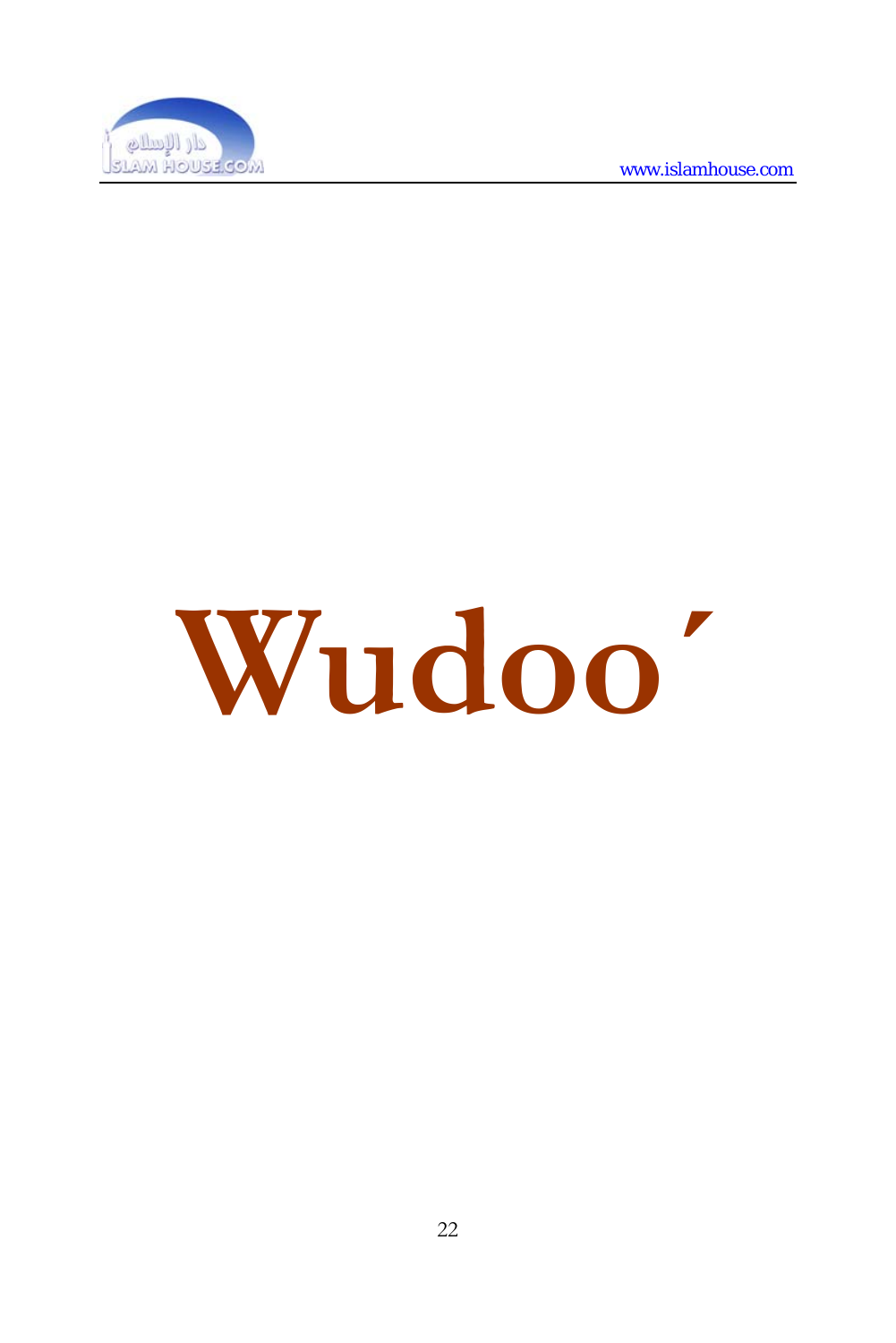# Wudoo´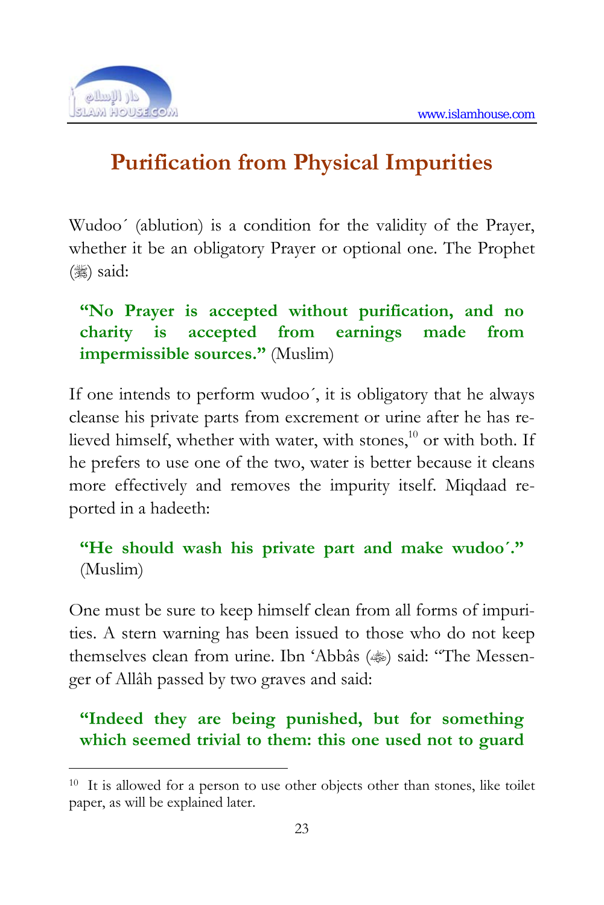# Purification from Physical Impurities

Wudoo´ (ablution) is a condition for the validity of the Prayer, whether it be an obligatory Prayer or optional one. The Prophet (ﷺ) said:

> **"No Prayer is accepted without purification, and no charity is accepted from earnings made from impermissible sources."** (Muslim)

If one intends to perform wudoo´, it is obligatory that he always cleanse his private parts from excrement or urine after he has relieved himself, whether with water, with stones,[10] or with both. If he prefers to use one of the two, water is better because it cleans more effectively and removes the impurity itself. Miqdaad reported in a hadeeth:

> **"He should wash his private part and make wudoo´."** (Muslim)

One must be sure to keep himself clean from all forms of impurities. A stern warning has been issued to those who do not keep themselves clean from urine. Ibn 'Abbâs (رضي الله عنه) said: "The Messenger of Allâh passed by two graves and said:

> **"Indeed they are being punished, but for something which seemed trivial to them: this one used not to guard**

---

[10] It is allowed for a person to use other objects other than stones, like toilet paper, as will be explained later.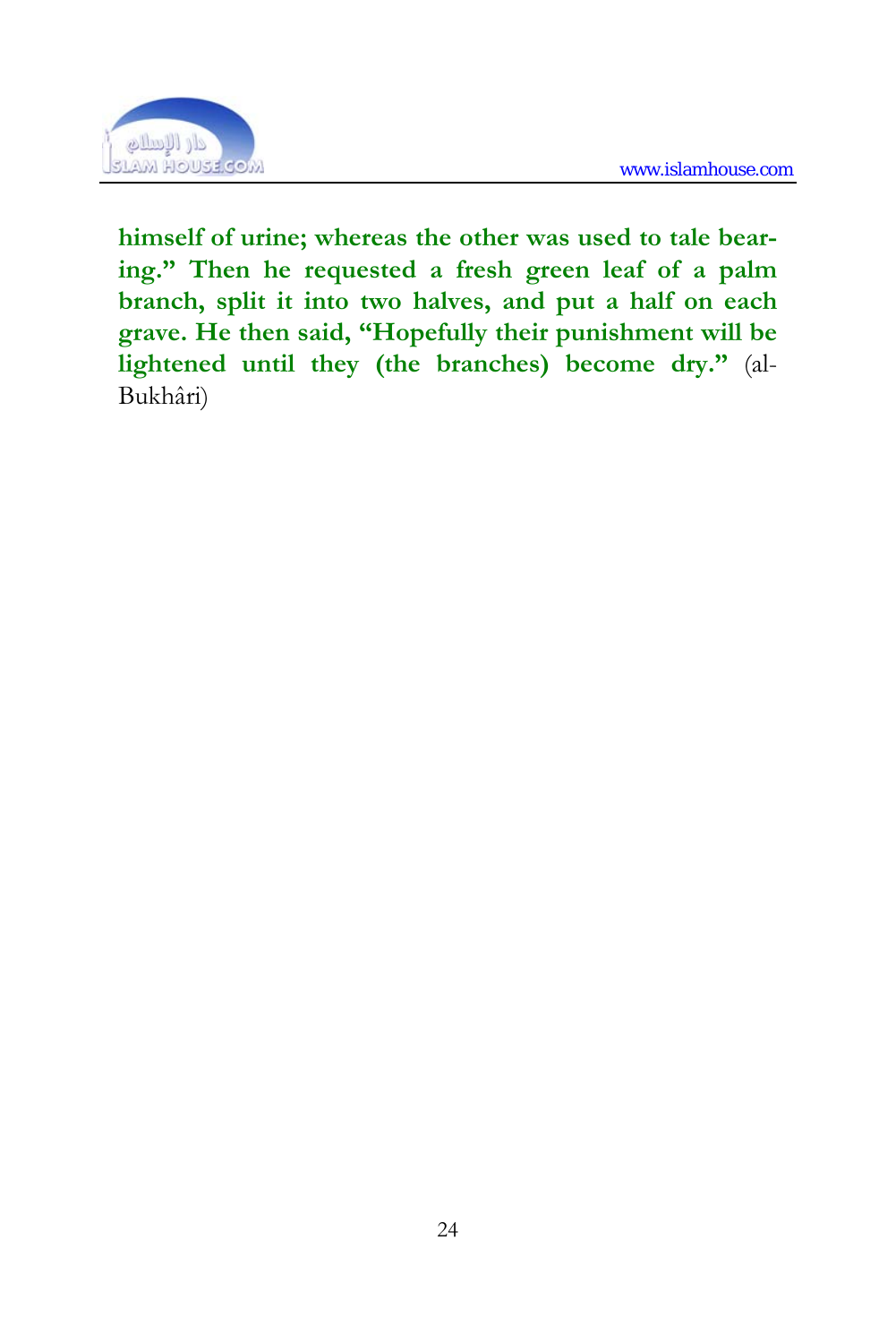**himself of urine; whereas the other was used to tale bearing." Then he requested a fresh green leaf of a palm branch, split it into two halves, and put a half on each grave. He then said, "Hopefully their punishment will be lightened until they (the branches) become dry."** (al-Bukhâri)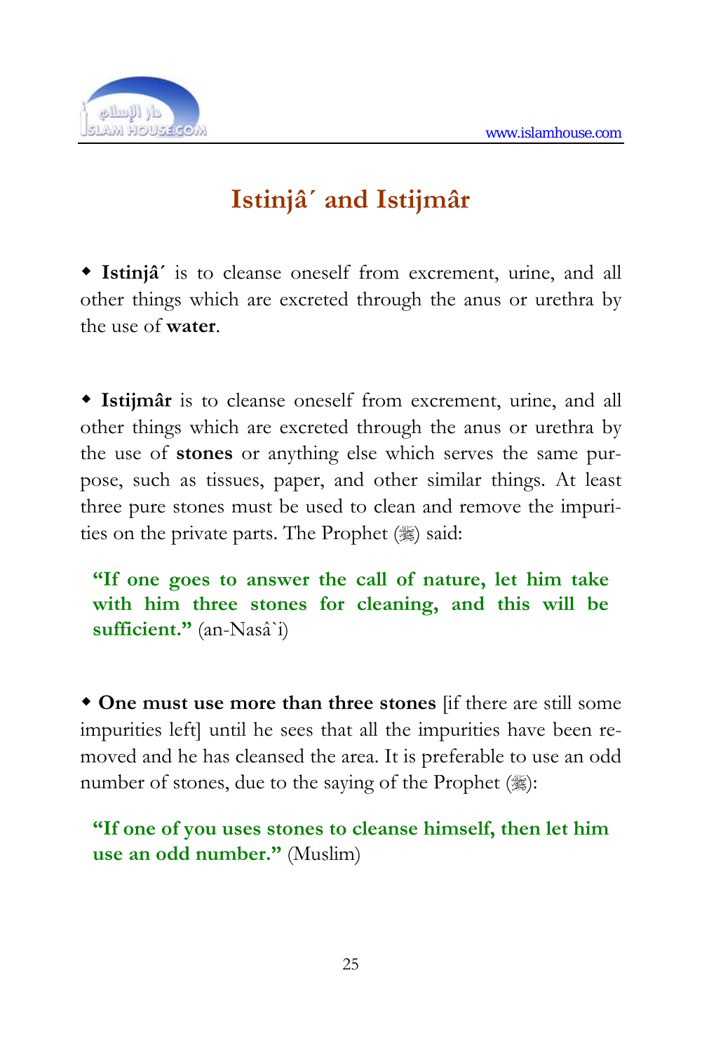# Istinjâ´ and Istijmâr

- **Istinjâ´** is to cleanse oneself from excrement, urine, and all other things which are excreted through the anus or urethra by the use of **water**.

- **Istijmâr** is to cleanse oneself from excrement, urine, and all other things which are excreted through the anus or urethra by the use of **stones** or anything else which serves the same purpose, such as tissues, paper, and other similar things. At least three pure stones must be used to clean and remove the impurities on the private parts. The Prophet (ﷺ) said:

> **"If one goes to answer the call of nature, let him take with him three stones for cleaning, and this will be sufficient."** (an-Nasâ`i)

- **One must use more than three stones** [if there are still some impurities left] until he sees that all the impurities have been removed and he has cleansed the area. It is preferable to use an odd number of stones, due to the saying of the Prophet (ﷺ):

> **"If one of you uses stones to cleanse himself, then let him use an odd number."** (Muslim)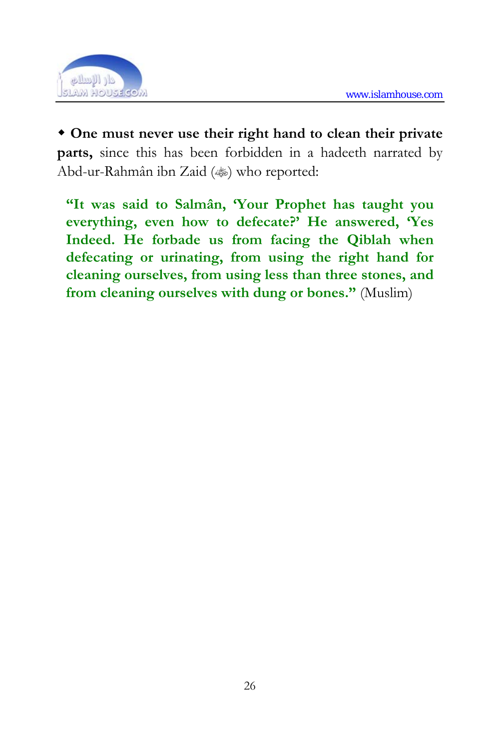◆ **One must never use their right hand to clean their private parts,** since this has been forbidden in a hadeeth narrated by Abd-ur-Rahmân ibn Zaid (ﷺ) who reported:

> **"It was said to Salmân, 'Your Prophet has taught you everything, even how to defecate?' He answered, 'Yes Indeed. He forbade us from facing the Qiblah when defecating or urinating, from using the right hand for cleaning ourselves, from using less than three stones, and from cleaning ourselves with dung or bones."** (Muslim)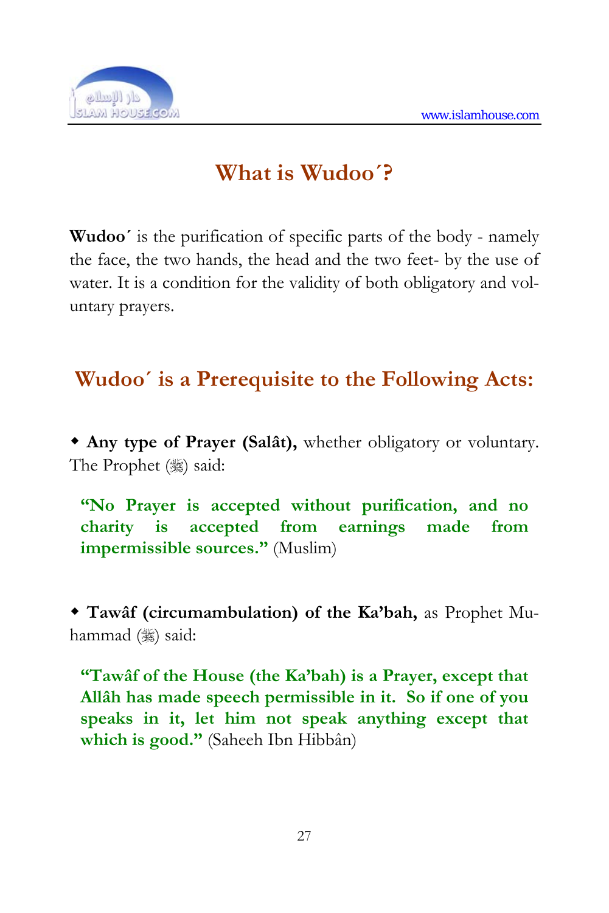# What is Wudoo´?

**Wudoo´** is the purification of specific parts of the body - namely the face, the two hands, the head and the two feet- by the use of water. It is a condition for the validity of both obligatory and voluntary prayers.

## Wudoo´ is a Prerequisite to the Following Acts:

◆ **Any type of Prayer (Salât),** whether obligatory or voluntary. The Prophet (ﷺ) said:

> **"No Prayer is accepted without purification, and no charity is accepted from earnings made from impermissible sources."** (Muslim)

◆ **Tawâf (circumambulation) of the Ka'bah,** as Prophet Muhammad (ﷺ) said:

> **"Tawâf of the House (the Ka'bah) is a Prayer, except that Allâh has made speech permissible in it. So if one of you speaks in it, let him not speak anything except that which is good."** (Saheeh Ibn Hibbân)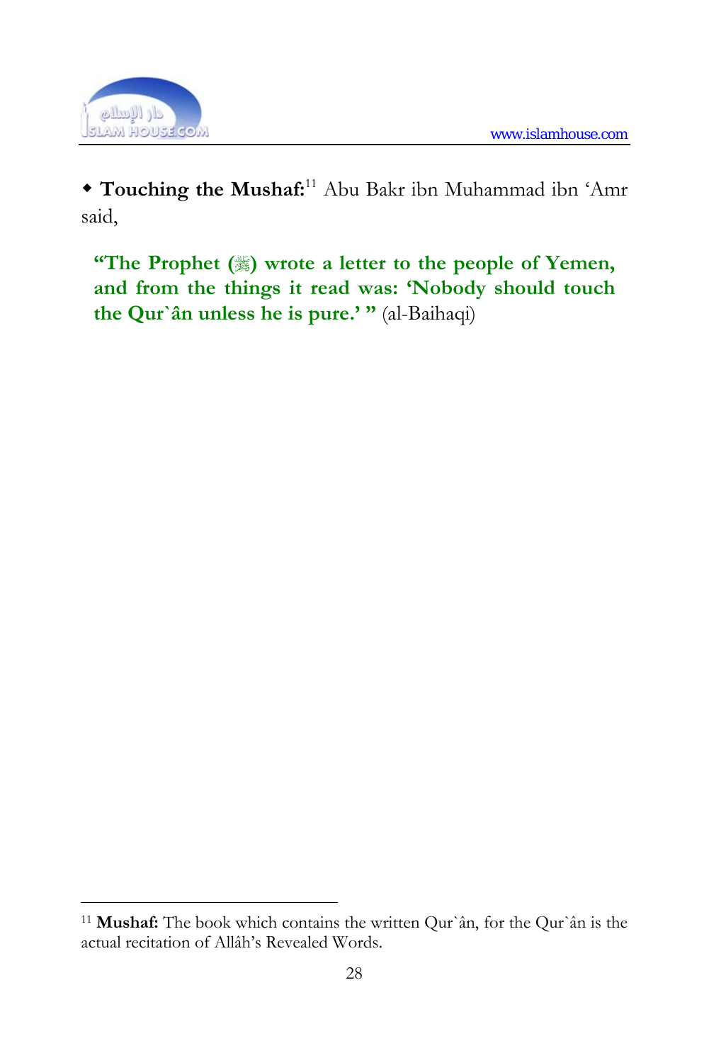◆ **Touching the Mushaf:**[11] Abu Bakr ibn Muhammad ibn 'Amr said,

> **"The Prophet (ﷺ) wrote a letter to the people of Yemen, and from the things it read was: 'Nobody should touch the Qur`ân unless he is pure.' "** (al-Baihaqi)

---

[11] **Mushaf:** The book which contains the written Qur`ân, for the Qur`ân is the actual recitation of Allâh's Revealed Words.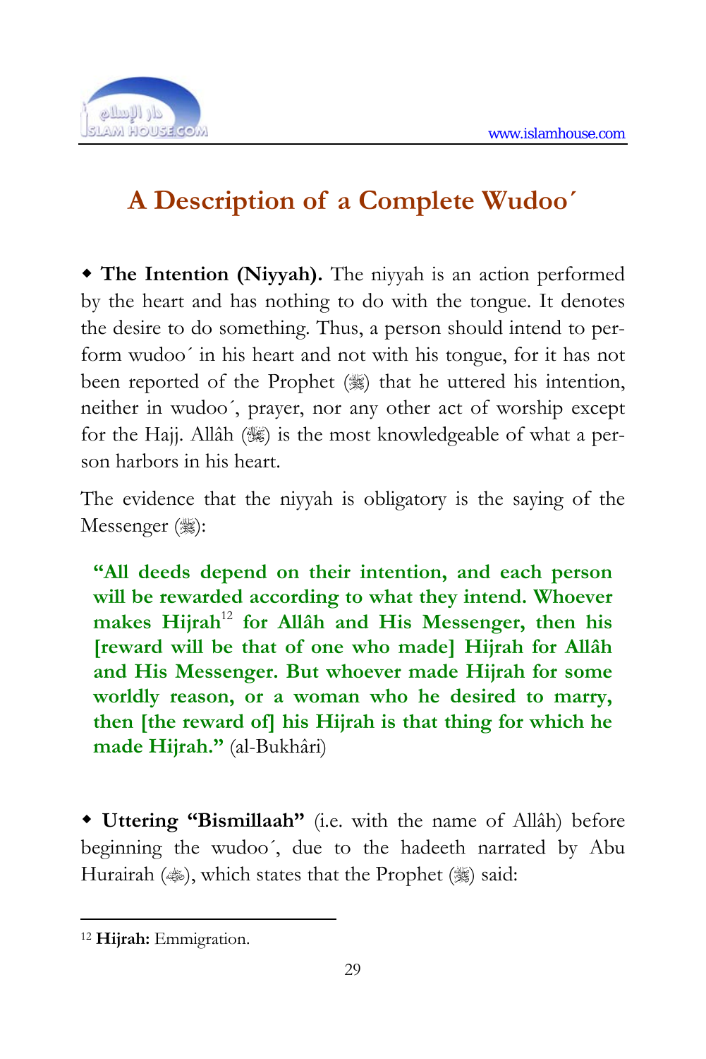# A Description of a Complete Wudoo´

◆ **The Intention (Niyyah).** The niyyah is an action performed by the heart and has nothing to do with the tongue. It denotes the desire to do something. Thus, a person should intend to perform wudoo´ in his heart and not with his tongue, for it has not been reported of the Prophet (ﷺ) that he uttered his intention, neither in wudoo´, prayer, nor any other act of worship except for the Hajj. Allâh (ﷻ) is the most knowledgeable of what a person harbors in his heart.

The evidence that the niyyah is obligatory is the saying of the Messenger (ﷺ):

> **"All deeds depend on their intention, and each person will be rewarded according to what they intend. Whoever makes Hijrah[12] for Allâh and His Messenger, then his [reward will be that of one who made] Hijrah for Allâh and His Messenger. But whoever made Hijrah for some worldly reason, or a woman who he desired to marry, then [the reward of] his Hijrah is that thing for which he made Hijrah."** (al-Bukhâri)

◆ **Uttering "Bismillaah"** (i.e. with the name of Allâh) before beginning the wudoo´, due to the hadeeth narrated by Abu Hurairah (رضي الله عنه), which states that the Prophet (ﷺ) said:

---

[12] **Hijrah:** Emmigration.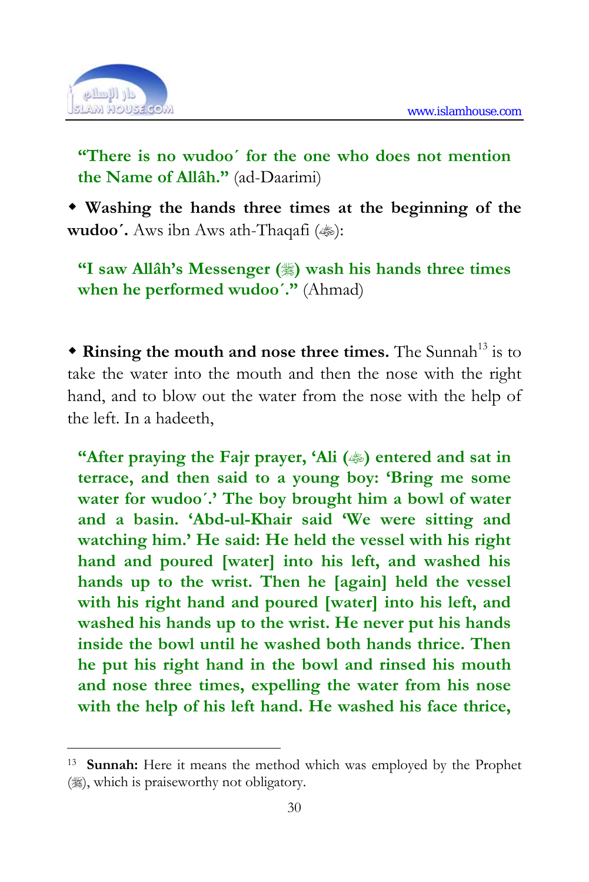**"There is no wudoo´ for the one who does not mention the Name of Allâh."** (ad-Daarimi)

◆ **Washing the hands three times at the beginning of the wudoo´.** Aws ibn Aws ath-Thaqafi (ﷺ):

**"I saw Allâh's Messenger (ﷺ) wash his hands three times when he performed wudoo´."** (Ahmad)

◆ **Rinsing the mouth and nose three times.** The Sunnah[13] is to take the water into the mouth and then the nose with the right hand, and to blow out the water from the nose with the help of the left. In a hadeeth,

**"After praying the Fajr prayer, 'Ali (ﷺ) entered and sat in terrace, and then said to a young boy: 'Bring me some water for wudoo´.' The boy brought him a bowl of water and a basin. 'Abd-ul-Khair said 'We were sitting and watching him.' He said: He held the vessel with his right hand and poured [water] into his left, and washed his hands up to the wrist. Then he [again] held the vessel with his right hand and poured [water] into his left, and washed his hands up to the wrist. He never put his hands inside the bowl until he washed both hands thrice. Then he put his right hand in the bowl and rinsed his mouth and nose three times, expelling the water from his nose with the help of his left hand. He washed his face thrice,**

---

[13] **Sunnah:** Here it means the method which was employed by the Prophet (ﷺ), which is praiseworthy not obligatory.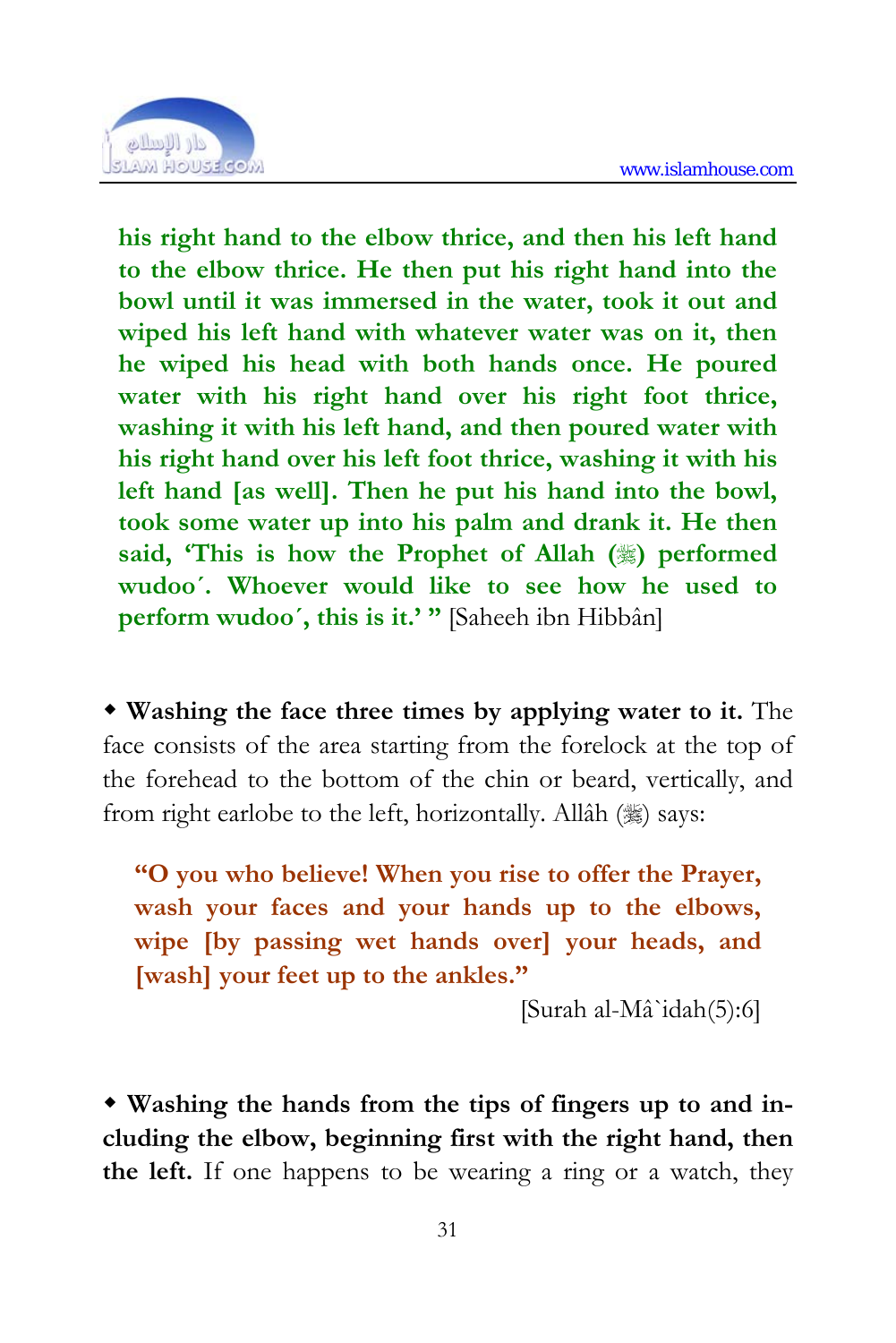**his right hand to the elbow thrice, and then his left hand to the elbow thrice. He then put his right hand into the bowl until it was immersed in the water, took it out and wiped his left hand with whatever water was on it, then he wiped his head with both hands once. He poured water with his right hand over his right foot thrice, washing it with his left hand, and then poured water with his right hand over his left foot thrice, washing it with his left hand [as well]. Then he put his hand into the bowl, took some water up into his palm and drank it. He then said, 'This is how the Prophet of Allah (ﷺ) performed wudoo´. Whoever would like to see how he used to perform wudoo´, this is it.' "** [Saheeh ibn Hibbân]

- **Washing the face three times by applying water to it.** The face consists of the area starting from the forelock at the top of the forehead to the bottom of the chin or beard, vertically, and from right earlobe to the left, horizontally. Allâh (ﷻ) says:

> **"O you who believe! When you rise to offer the Prayer, wash your faces and your hands up to the elbows, wipe [by passing wet hands over] your heads, and [wash] your feet up to the ankles."**
>
> [Surah al-Mâ`idah(5):6]

- **Washing the hands from the tips of fingers up to and including the elbow, beginning first with the right hand, then the left.** If one happens to be wearing a ring or a watch, they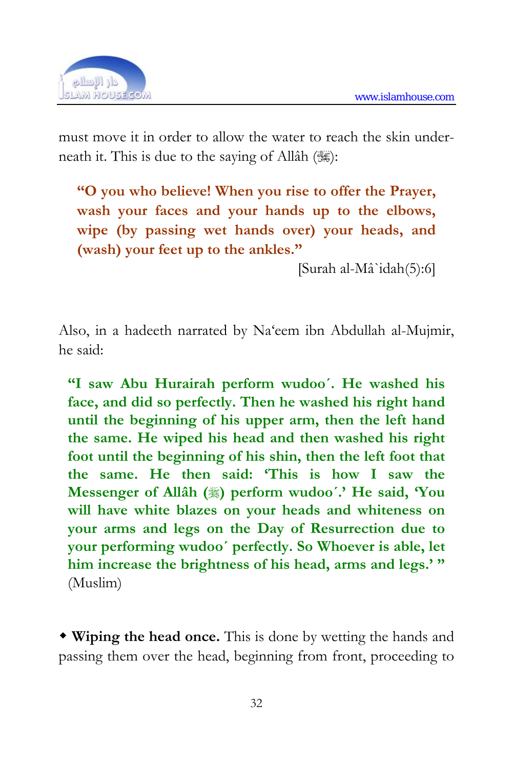must move it in order to allow the water to reach the skin underneath it. This is due to the saying of Allâh (ﷻ):

> **"O you who believe! When you rise to offer the Prayer, wash your faces and your hands up to the elbows, wipe (by passing wet hands over) your heads, and (wash) your feet up to the ankles."**
>
> [Surah al-Mâ`idah(5):6]

Also, in a hadeeth narrated by Na'eem ibn Abdullah al-Mujmir, he said:

> **"I saw Abu Hurairah perform wudoo´. He washed his face, and did so perfectly. Then he washed his right hand until the beginning of his upper arm, then the left hand the same. He wiped his head and then washed his right foot until the beginning of his shin, then the left foot that the same. He then said: 'This is how I saw the Messenger of Allâh (ﷺ) perform wudoo´.' He said, 'You will have white blazes on your heads and whiteness on your arms and legs on the Day of Resurrection due to your performing wudoo´ perfectly. So Whoever is able, let him increase the brightness of his head, arms and legs.' "** (Muslim)

- **Wiping the head once.** This is done by wetting the hands and passing them over the head, beginning from front, proceeding to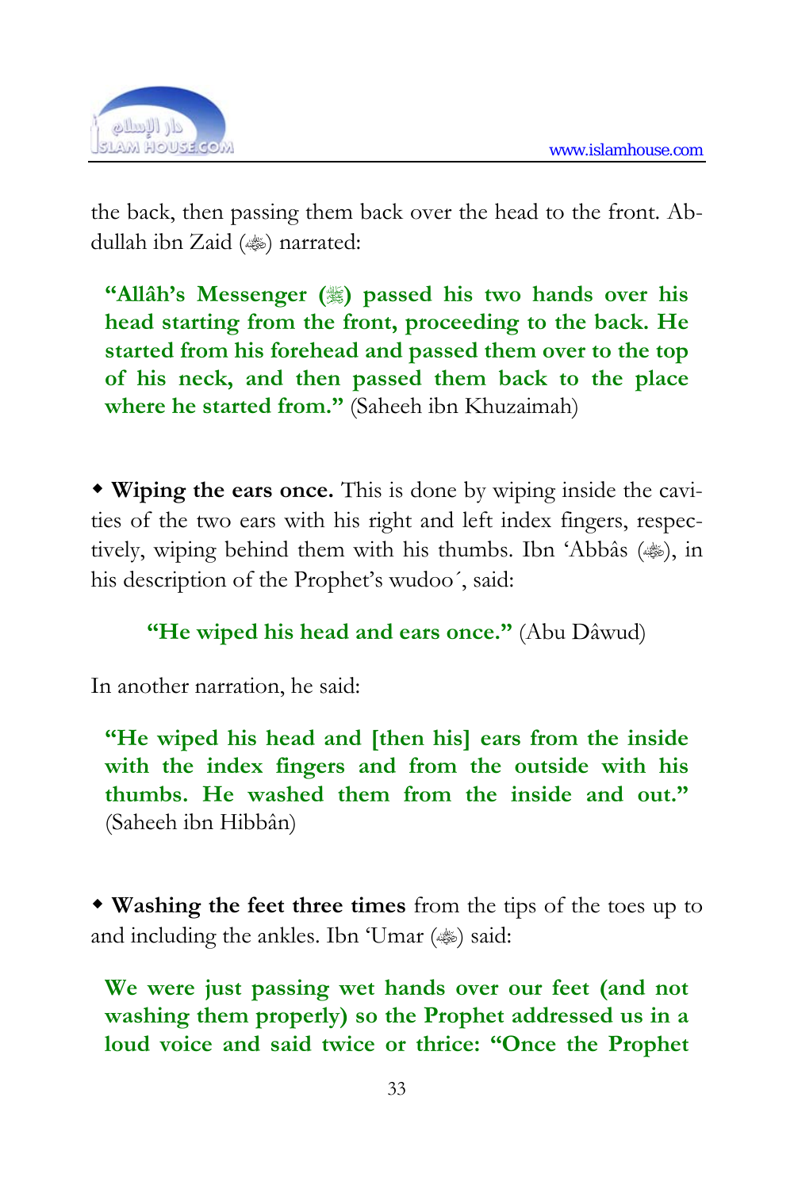the back, then passing them back over the head to the front. Abdullah ibn Zaid (ﷺ) narrated:

> **"Allâh's Messenger (ﷺ) passed his two hands over his head starting from the front, proceeding to the back. He started from his forehead and passed them over to the top of his neck, and then passed them back to the place where he started from."** (Saheeh ibn Khuzaimah)

- **Wiping the ears once.** This is done by wiping inside the cavities of the two ears with his right and left index fingers, respectively, wiping behind them with his thumbs. Ibn 'Abbâs (ﷺ), in his description of the Prophet's wudoo´, said:

> **"He wiped his head and ears once."** (Abu Dâwud)

In another narration, he said:

> **"He wiped his head and [then his] ears from the inside with the index fingers and from the outside with his thumbs. He washed them from the inside and out."** (Saheeh ibn Hibbân)

- **Washing the feet three times** from the tips of the toes up to and including the ankles. Ibn 'Umar (ﷺ) said:

> **We were just passing wet hands over our feet (and not washing them properly) so the Prophet addressed us in a loud voice and said twice or thrice: "Once the Prophet**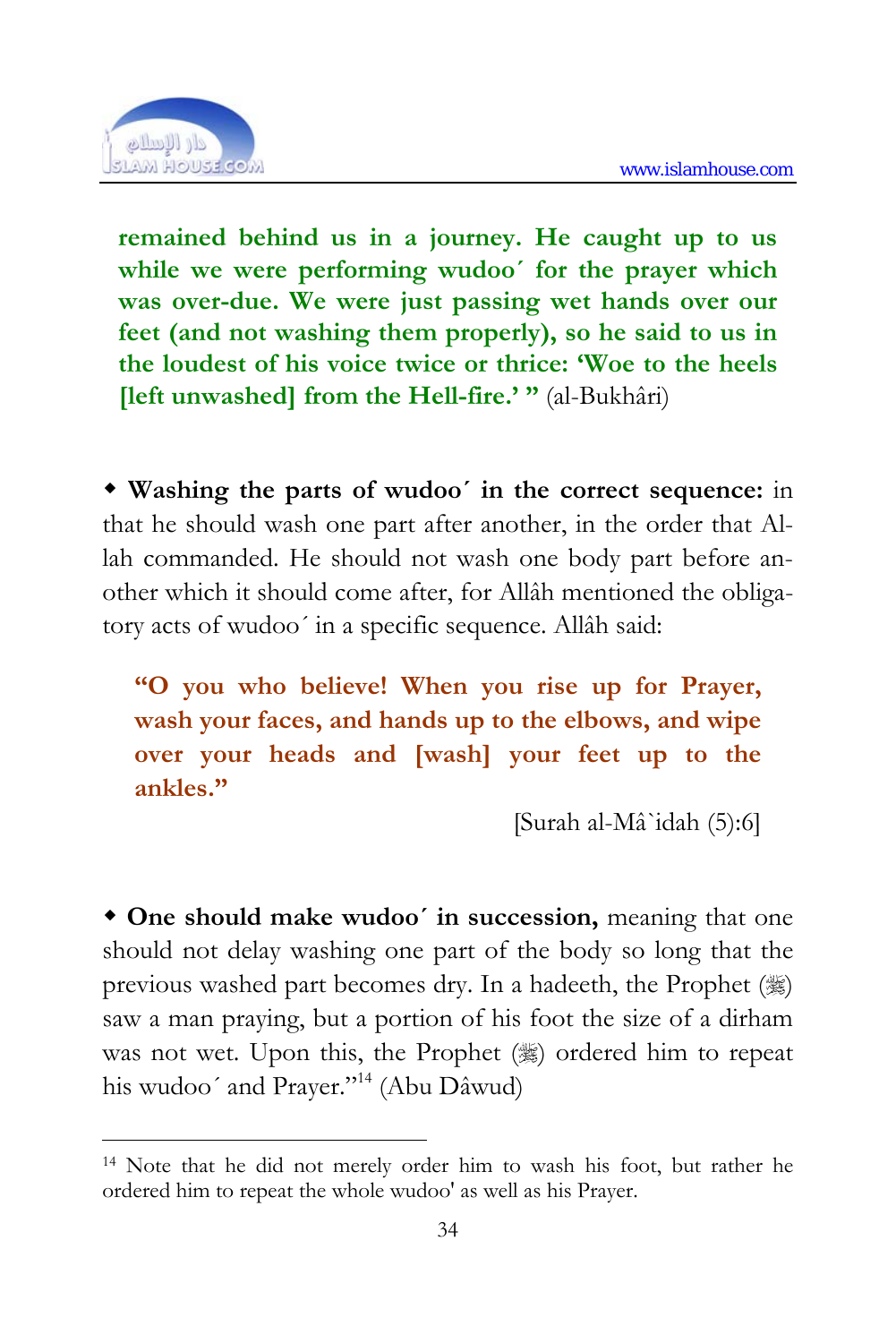**remained behind us in a journey. He caught up to us while we were performing wudoo´ for the prayer which was over-due. We were just passing wet hands over our feet (and not washing them properly), so he said to us in the loudest of his voice twice or thrice: 'Woe to the heels [left unwashed] from the Hell-fire.' "** (al-Bukhâri)

- **Washing the parts of wudoo´ in the correct sequence:** in that he should wash one part after another, in the order that Allah commanded. He should not wash one body part before another which it should come after, for Allâh mentioned the obligatory acts of wudoo´ in a specific sequence. Allâh said:

> **"O you who believe! When you rise up for Prayer, wash your faces, and hands up to the elbows, and wipe over your heads and [wash] your feet up to the ankles."**
>
> [Surah al-Mâ`idah (5):6]

- **One should make wudoo´ in succession,** meaning that one should not delay washing one part of the body so long that the previous washed part becomes dry. In a hadeeth, the Prophet (ﷺ) saw a man praying, but a portion of his foot the size of a dirham was not wet. Upon this, the Prophet (ﷺ) ordered him to repeat his wudoo´ and Prayer."[14] (Abu Dâwud)

[14] Note that he did not merely order him to wash his foot, but rather he ordered him to repeat the whole wudoo' as well as his Prayer.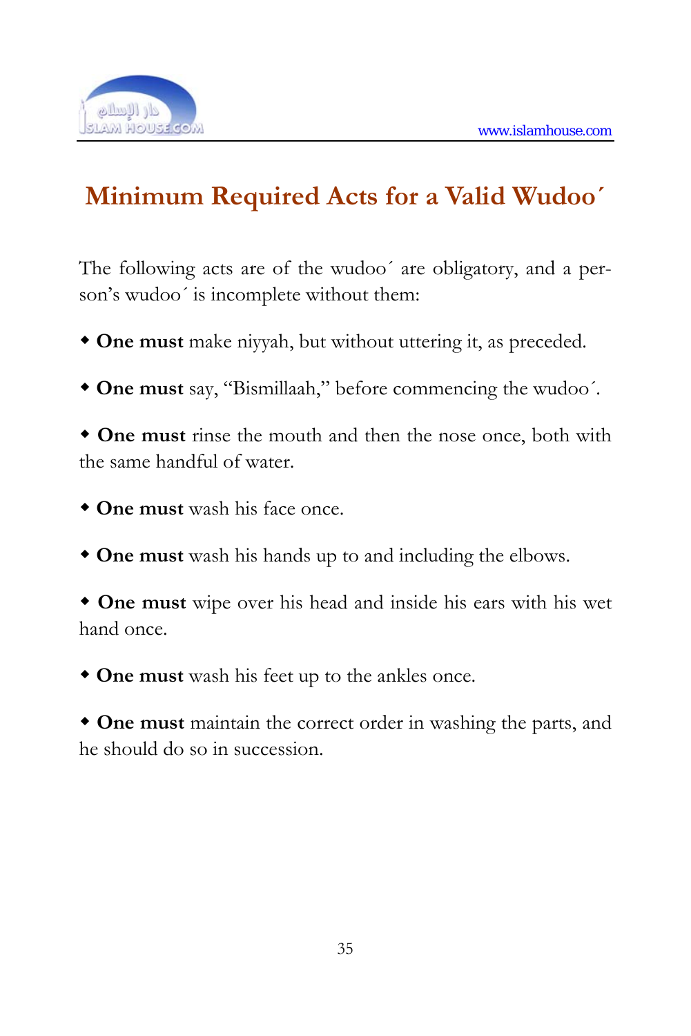## Minimum Required Acts for a Valid Wudoo´

The following acts are of the wudoo´ are obligatory, and a person's wudoo´ is incomplete without them:

- **One must** make niyyah, but without uttering it, as preceded.
- **One must** say, "Bismillaah," before commencing the wudoo´.
- **One must** rinse the mouth and then the nose once, both with the same handful of water.
- **One must** wash his face once.
- **One must** wash his hands up to and including the elbows.
- **One must** wipe over his head and inside his ears with his wet hand once.
- **One must** wash his feet up to the ankles once.
- **One must** maintain the correct order in washing the parts, and he should do so in succession.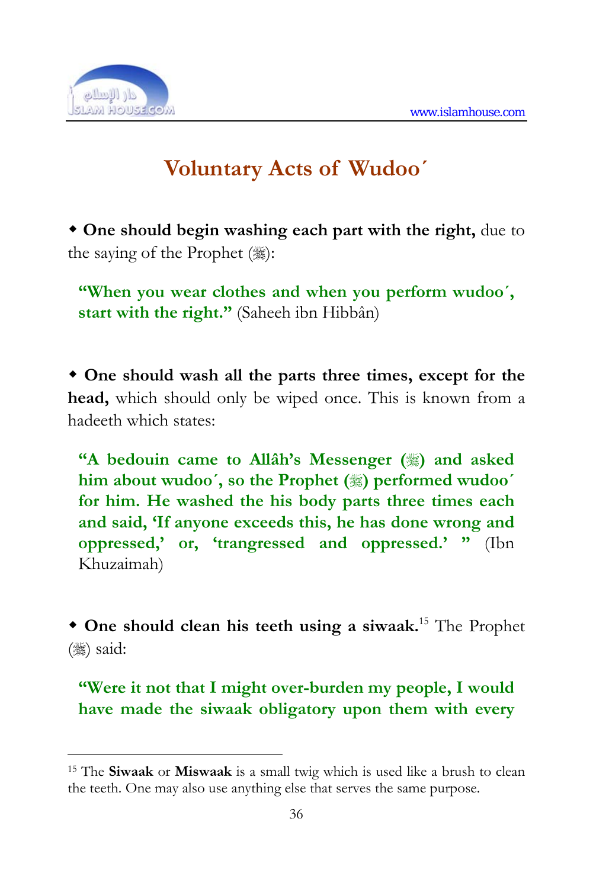## Voluntary Acts of Wudoo´

◆ **One should begin washing each part with the right,** due to the saying of the Prophet (ﷺ):

> **"When you wear clothes and when you perform wudoo´, start with the right."** (Saheeh ibn Hibbân)

◆ **One should wash all the parts three times, except for the head,** which should only be wiped once. This is known from a hadeeth which states:

> **"A bedouin came to Allâh's Messenger (ﷺ) and asked him about wudoo´, so the Prophet (ﷺ) performed wudoo´ for him. He washed the his body parts three times each and said, 'If anyone exceeds this, he has done wrong and oppressed,' or, 'trangressed and oppressed.' "** (Ibn Khuzaimah)

◆ **One should clean his teeth using a siwaak.**[15] The Prophet (ﷺ) said:

> **"Were it not that I might over-burden my people, I would have made the siwaak obligatory upon them with every**

---

[15] The **Siwaak** or **Miswaak** is a small twig which is used like a brush to clean the teeth. One may also use anything else that serves the same purpose.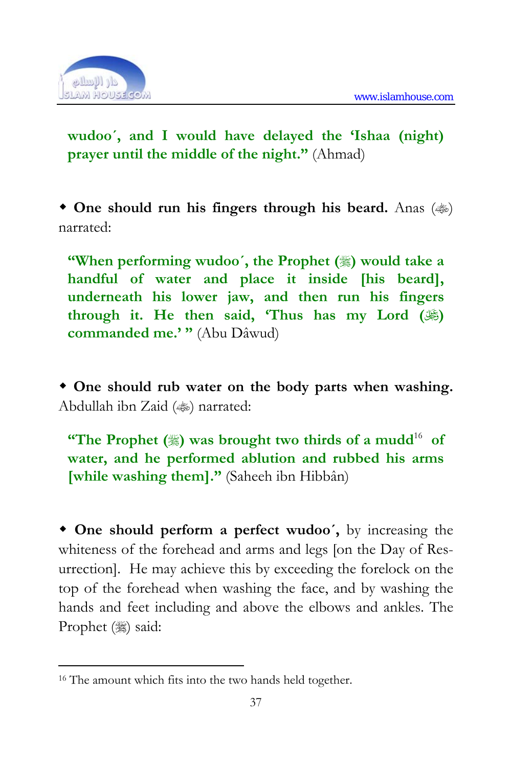**wudoo´, and I would have delayed the 'Ishaa (night) prayer until the middle of the night."** (Ahmad)

◆ **One should run his fingers through his beard.** Anas (ﷺ) narrated:

> **"When performing wudoo´, the Prophet (ﷺ) would take a handful of water and place it inside [his beard], underneath his lower jaw, and then run his fingers through it. He then said, 'Thus has my Lord (ﷻ) commanded me.' "** (Abu Dâwud)

◆ **One should rub water on the body parts when washing.** Abdullah ibn Zaid (ﷺ) narrated:

> **"The Prophet (ﷺ) was brought two thirds of a mudd[16] of water, and he performed ablution and rubbed his arms [while washing them]."** (Saheeh ibn Hibbân)

◆ **One should perform a perfect wudoo´,** by increasing the whiteness of the forehead and arms and legs [on the Day of Resurrection]. He may achieve this by exceeding the forelock on the top of the forehead when washing the face, and by washing the hands and feet including and above the elbows and ankles. The Prophet (ﷺ) said:

---

[16] The amount which fits into the two hands held together.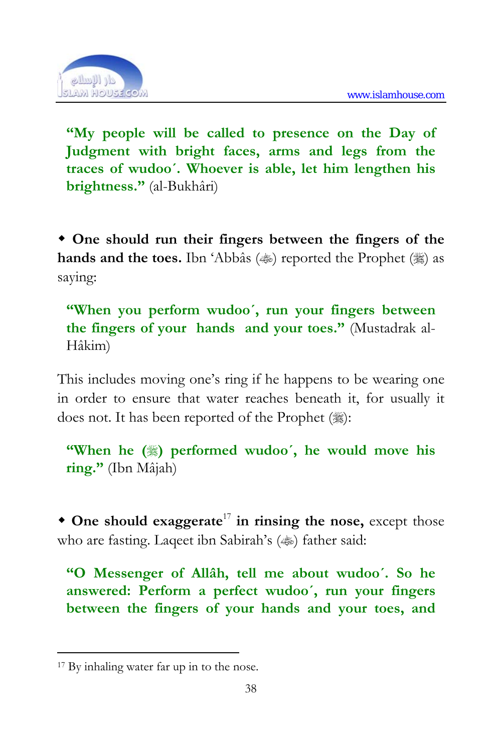> **"My people will be called to presence on the Day of Judgment with bright faces, arms and legs from the traces of wudoo´. Whoever is able, let him lengthen his brightness."** (al-Bukhâri)

◆ **One should run their fingers between the fingers of the hands and the toes.** Ibn 'Abbâs (ﷺ) reported the Prophet (ﷺ) as saying:

> **"When you perform wudoo´, run your fingers between the fingers of your hands and your toes."** (Mustadrak al-Hâkim)

This includes moving one's ring if he happens to be wearing one in order to ensure that water reaches beneath it, for usually it does not. It has been reported of the Prophet (ﷺ):

> **"When he (ﷺ) performed wudoo´, he would move his ring."** (Ibn Mâjah)

◆ **One should exaggerate**[17] **in rinsing the nose,** except those who are fasting. Laqeet ibn Sabirah's (ﷺ) father said:

> **"O Messenger of Allâh, tell me about wudoo´. So he answered: Perform a perfect wudoo´, run your fingers between the fingers of your hands and your toes, and**

---

[17] By inhaling water far up in to the nose.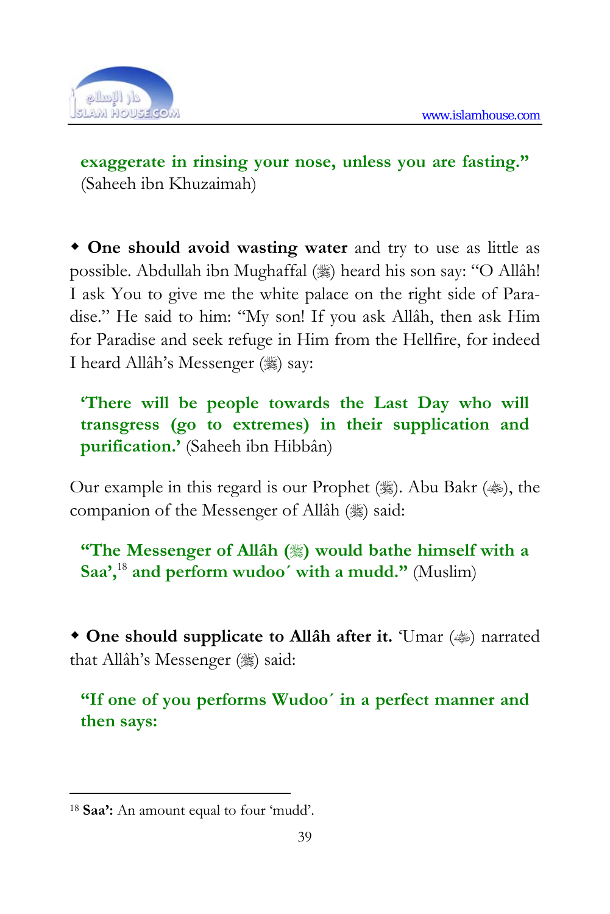**exaggerate in rinsing your nose, unless you are fasting."** (Saheeh ibn Khuzaimah)

◆ **One should avoid wasting water** and try to use as little as possible. Abdullah ibn Mughaffal (ﷺ) heard his son say: "O Allâh! I ask You to give me the white palace on the right side of Paradise." He said to him: "My son! If you ask Allâh, then ask Him for Paradise and seek refuge in Him from the Hellfire, for indeed I heard Allâh's Messenger (ﷺ) say:

> **'There will be people towards the Last Day who will transgress (go to extremes) in their supplication and purification.'** (Saheeh ibn Hibbân)

Our example in this regard is our Prophet (ﷺ). Abu Bakr (ﷺ), the companion of the Messenger of Allâh (ﷺ) said:

> **"The Messenger of Allâh (ﷺ) would bathe himself with a Saa',[18] and perform wudoo´ with a mudd."** (Muslim)

◆ **One should supplicate to Allâh after it.** 'Umar (ﷺ) narrated that Allâh's Messenger (ﷺ) said:

> **"If one of you performs Wudoo´ in a perfect manner and then says:**

---

[18] **Saa':** An amount equal to four 'mudd'.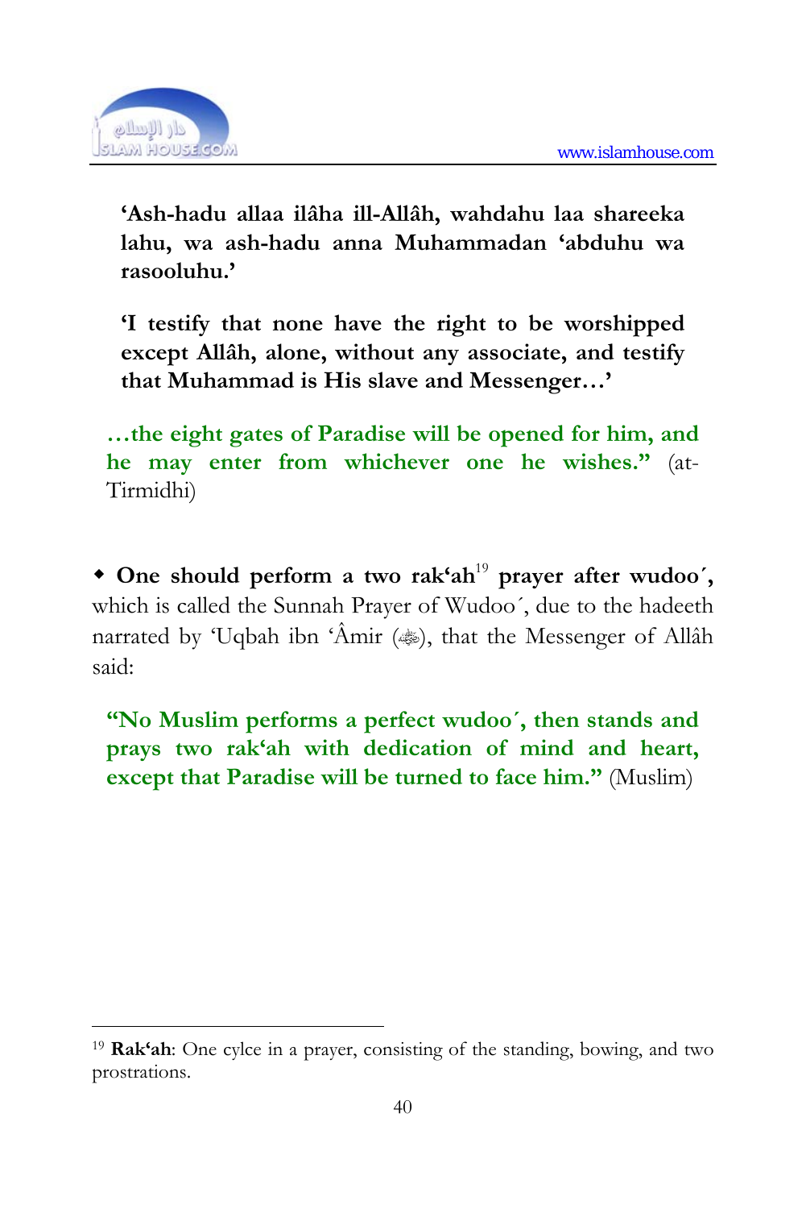**'Ash-hadu allaa ilâha ill-Allâh, wahdahu laa shareeka lahu, wa ash-hadu anna Muhammadan 'abduhu wa rasooluhu.'**

**'I testify that none have the right to be worshipped except Allâh, alone, without any associate, and testify that Muhammad is His slave and Messenger…'**

**…the eight gates of Paradise will be opened for him, and he may enter from whichever one he wishes."** (at-Tirmidhi)

- **One should perform a two rak'ah[19] prayer after wudoo´,** which is called the Sunnah Prayer of Wudoo´, due to the hadeeth narrated by 'Uqbah ibn 'Âmir (ﷺ), that the Messenger of Allâh said:

**"No Muslim performs a perfect wudoo´, then stands and prays two rak'ah with dedication of mind and heart, except that Paradise will be turned to face him."** (Muslim)

---

[19] **Rak'ah**: One cylce in a prayer, consisting of the standing, bowing, and two prostrations.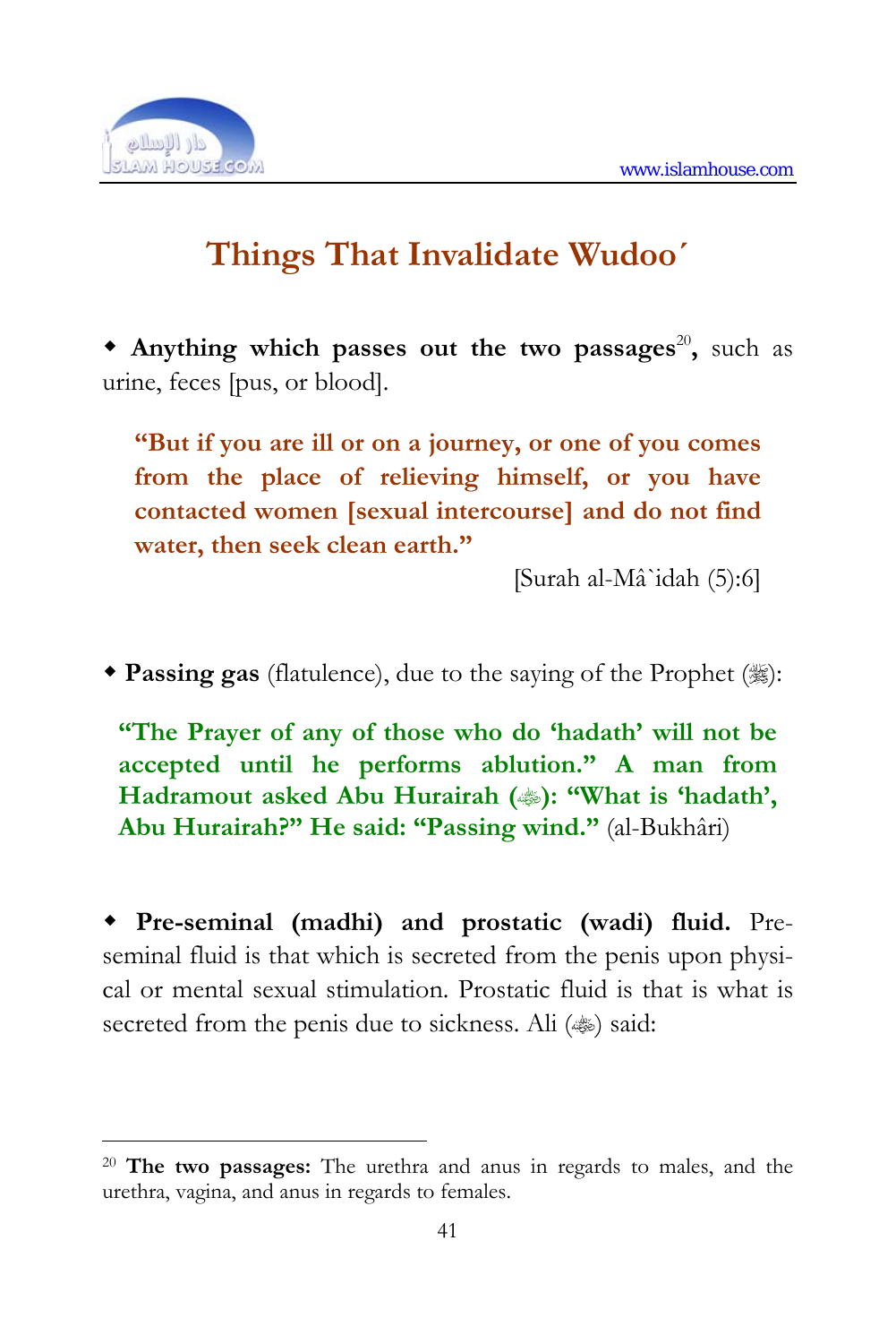# Things That Invalidate Wudoo´

◆ **Anything which passes out the two passages**[20]**,** such as urine, feces [pus, or blood].

> **"But if you are ill or on a journey, or one of you comes from the place of relieving himself, or you have contacted women [sexual intercourse] and do not find water, then seek clean earth."**
>
> [Surah al-Mâ`idah (5):6]

◆ **Passing gas** (flatulence), due to the saying of the Prophet (ﷺ):

> **"The Prayer of any of those who do 'hadath' will not be accepted until he performs ablution." A man from Hadramout asked Abu Hurairah (﵁): "What is 'hadath', Abu Hurairah?" He said: "Passing wind."** (al-Bukhâri)

◆ **Pre-seminal (madhi) and prostatic (wadi) fluid.** Pre-seminal fluid is that which is secreted from the penis upon physical or mental sexual stimulation. Prostatic fluid is that is what is secreted from the penis due to sickness. Ali (ﷺ) said:

---

[20] **The two passages:** The urethra and anus in regards to males, and the urethra, vagina, and anus in regards to females.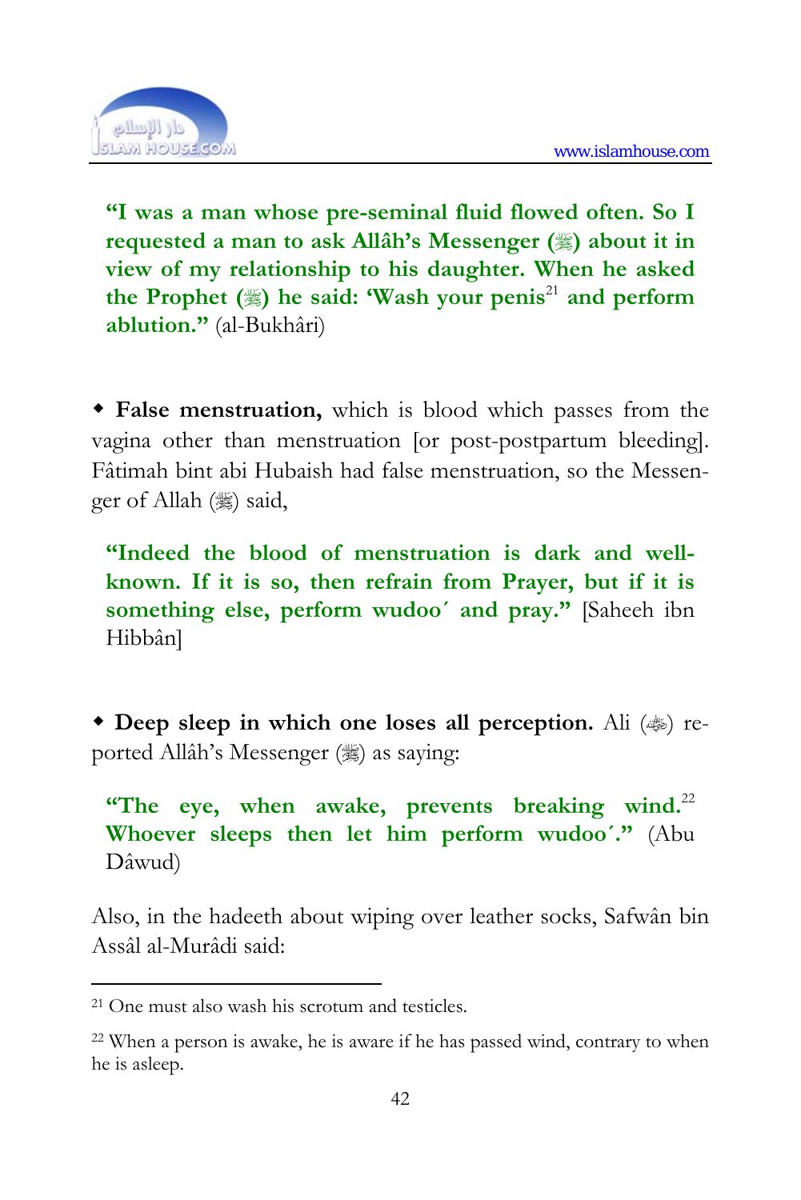**"I was a man whose pre-seminal fluid flowed often. So I requested a man to ask Allâh's Messenger (ﷺ) about it in view of my relationship to his daughter. When he asked the Prophet (ﷺ) he said: 'Wash your penis[21] and perform ablution."** (al-Bukhâri)

◆ **False menstruation,** which is blood which passes from the vagina other than menstruation [or post-postpartum bleeding]. Fâtimah bint abi Hubaish had false menstruation, so the Messenger of Allah (ﷺ) said,

**"Indeed the blood of menstruation is dark and well-known. If it is so, then refrain from Prayer, but if it is something else, perform wudoo´ and pray."** [Saheeh ibn Hibbân]

◆ **Deep sleep in which one loses all perception.** Ali (رضي الله عنه) reported Allâh's Messenger (ﷺ) as saying:

**"The eye, when awake, prevents breaking wind.[22] Whoever sleeps then let him perform wudoo´."** (Abu Dâwud)

Also, in the hadeeth about wiping over leather socks, Safwân bin Assâl al-Murâdi said:

---

[21] One must also wash his scrotum and testicles.

[22] When a person is awake, he is aware if he has passed wind, contrary to when he is asleep.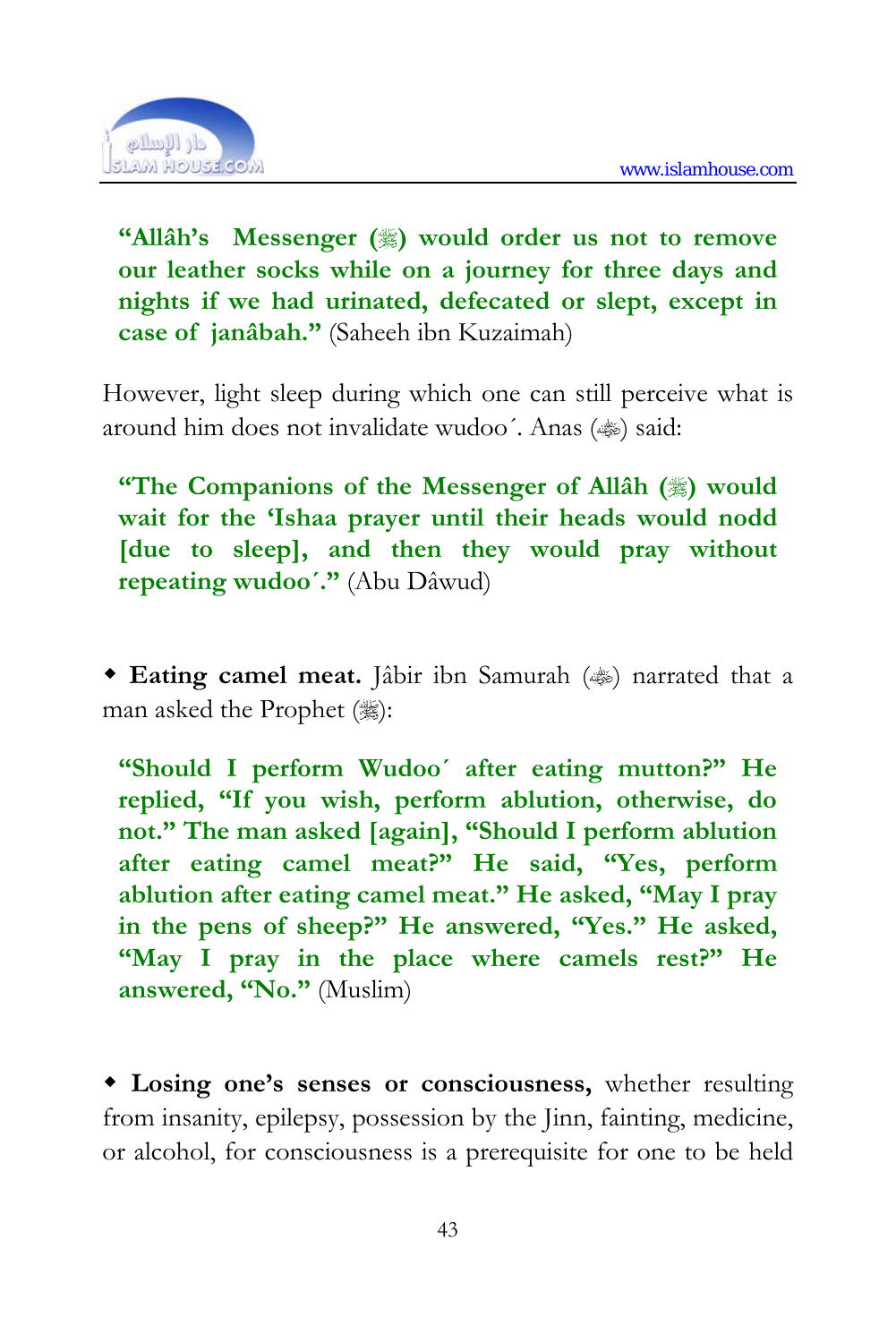**"Allâh's Messenger (ﷺ) would order us not to remove our leather socks while on a journey for three days and nights if we had urinated, defecated or slept, except in case of janâbah."** (Saheeh ibn Kuzaimah)

However, light sleep during which one can still perceive what is around him does not invalidate wudoo´. Anas (رضي الله عنه) said:

**"The Companions of the Messenger of Allâh (ﷺ) would wait for the 'Ishaa prayer until their heads would nodd [due to sleep], and then they would pray without repeating wudoo´."** (Abu Dâwud)

- **Eating camel meat.** Jâbir ibn Samurah (رضي الله عنه) narrated that a man asked the Prophet (ﷺ):

**"Should I perform Wudoo´ after eating mutton?" He replied, "If you wish, perform ablution, otherwise, do not." The man asked [again], "Should I perform ablution after eating camel meat?" He said, "Yes, perform ablution after eating camel meat." He asked, "May I pray in the pens of sheep?" He answered, "Yes." He asked, "May I pray in the place where camels rest?" He answered, "No."** (Muslim)

- **Losing one's senses or consciousness,** whether resulting from insanity, epilepsy, possession by the Jinn, fainting, medicine, or alcohol, for consciousness is a prerequisite for one to be held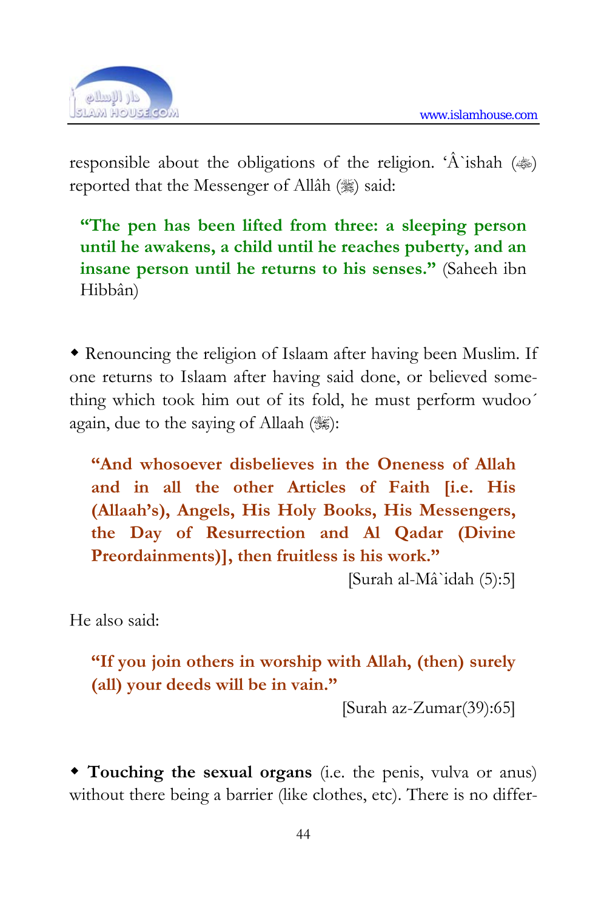responsible about the obligations of the religion. 'Â`ishah (ﷺ) reported that the Messenger of Allâh (ﷺ) said:

> **"The pen has been lifted from three: a sleeping person until he awakens, a child until he reaches puberty, and an insane person until he returns to his senses."** (Saheeh ibn Hibbân)

◆ Renouncing the religion of Islaam after having been Muslim. If one returns to Islaam after having said done, or believed something which took him out of its fold, he must perform wudoo´ again, due to the saying of Allaah (ﷻ):

> **"And whosoever disbelieves in the Oneness of Allah and in all the other Articles of Faith [i.e. His (Allaah's), Angels, His Holy Books, His Messengers, the Day of Resurrection and Al Qadar (Divine Preordainments)], then fruitless is his work."**
>
> [Surah al-Mâ`idah (5):5]

He also said:

> **"If you join others in worship with Allah, (then) surely (all) your deeds will be in vain."**
>
> [Surah az-Zumar(39):65]

◆ **Touching the sexual organs** (i.e. the penis, vulva or anus) without there being a barrier (like clothes, etc). There is no differ-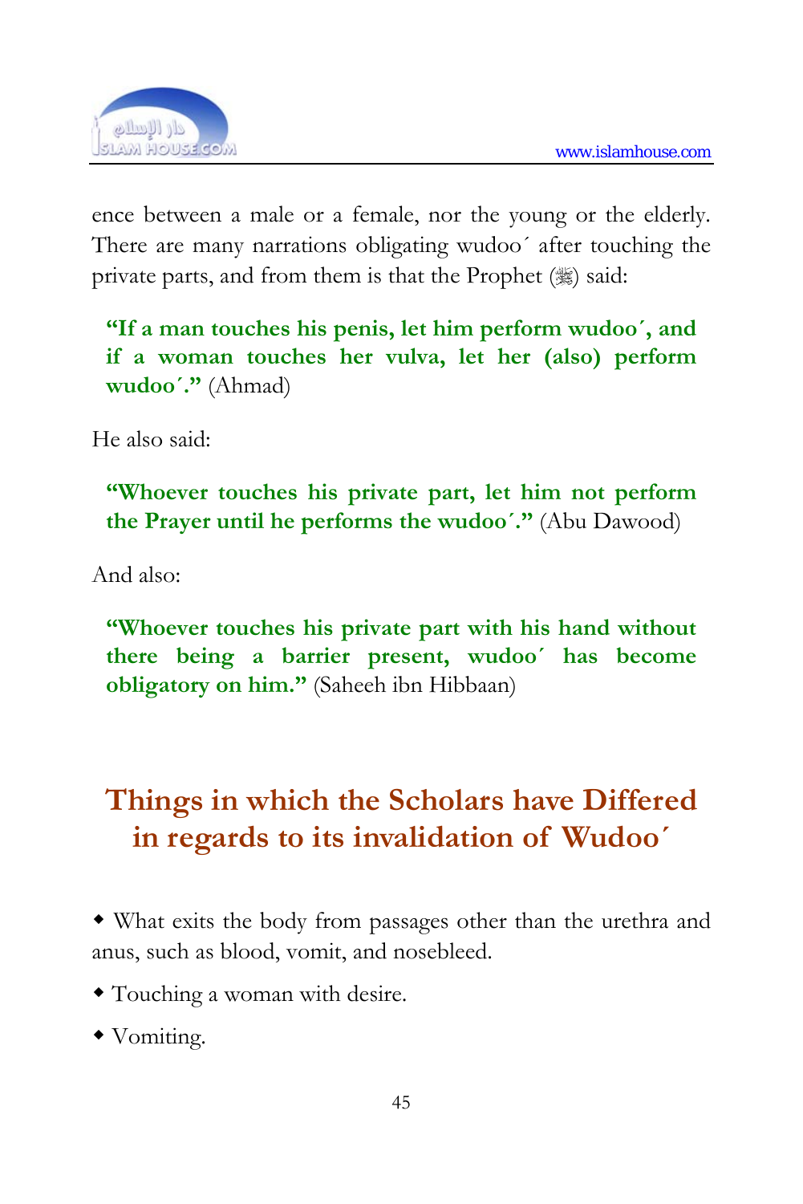ence between a male or a female, nor the young or the elderly. There are many narrations obligating wudoo´ after touching the private parts, and from them is that the Prophet (ﷺ) said:

> **"If a man touches his penis, let him perform wudoo´, and if a woman touches her vulva, let her (also) perform wudoo´."** (Ahmad)

He also said:

> **"Whoever touches his private part, let him not perform the Prayer until he performs the wudoo´."** (Abu Dawood)

And also:

> **"Whoever touches his private part with his hand without there being a barrier present, wudoo´ has become obligatory on him."** (Saheeh ibn Hibbaan)

## Things in which the Scholars have Differed in regards to its invalidation of Wudoo´

- What exits the body from passages other than the urethra and anus, such as blood, vomit, and nosebleed.
- Touching a woman with desire.
- Vomiting.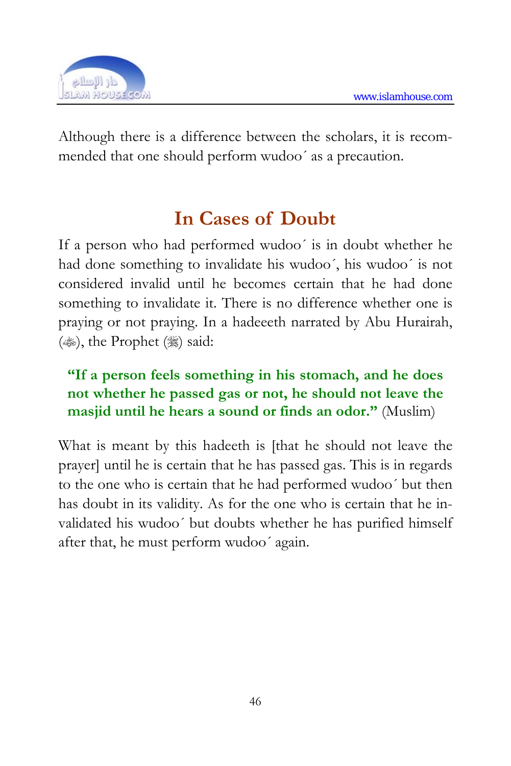Although there is a difference between the scholars, it is recommended that one should perform wudoo´ as a precaution.

## In Cases of Doubt

If a person who had performed wudoo´ is in doubt whether he had done something to invalidate his wudoo´, his wudoo´ is not considered invalid until he becomes certain that he had done something to invalidate it. There is no difference whether one is praying or not praying. In a hadeeeth narrated by Abu Hurairah, (ﷺ), the Prophet (ﷺ) said:

> **“If a person feels something in his stomach, and he does not whether he passed gas or not, he should not leave the masjid until he hears a sound or finds an odor.”** (Muslim)

What is meant by this hadeeth is [that he should not leave the prayer] until he is certain that he has passed gas. This is in regards to the one who is certain that he had performed wudoo´ but then has doubt in its validity. As for the one who is certain that he invalidated his wudoo´ but doubts whether he has purified himself after that, he must perform wudoo´ again.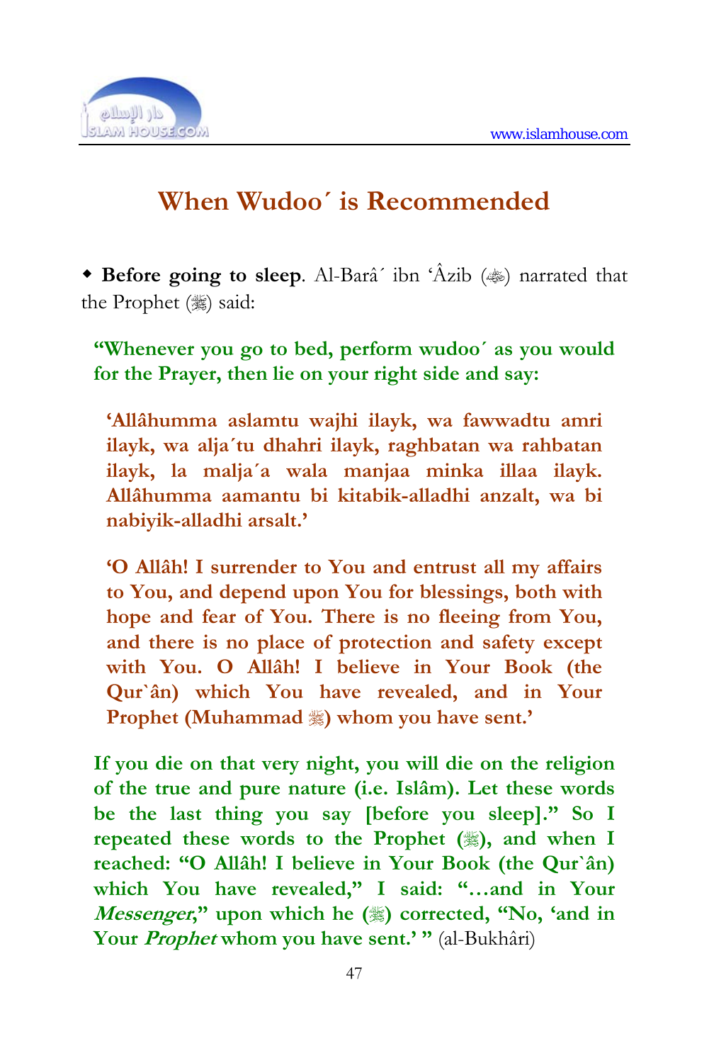# When Wudoo´ is Recommended

◆ **Before going to sleep**. Al-Barâ´ ibn 'Âzib (ﷺ) narrated that the Prophet (ﷺ) said:

> **"Whenever you go to bed, perform wudoo´ as you would for the Prayer, then lie on your right side and say:**
>
> > **'Allâhumma aslamtu wajhi ilayk, wa fawwadtu amri ilayk, wa alja´tu dhahri ilayk, raghbatan wa rahbatan ilayk, la malja´a wala manjaa minka illaa ilayk. Allâhumma aamantu bi kitabik-alladhi anzalt, wa bi nabiyik-alladhi arsalt.'**
> >
> > **'O Allâh! I surrender to You and entrust all my affairs to You, and depend upon You for blessings, both with hope and fear of You. There is no fleeing from You, and there is no place of protection and safety except with You. O Allâh! I believe in Your Book (the Qur`ân) which You have revealed, and in Your Prophet (Muhammad ﷺ) whom you have sent.'**
>
> **If you die on that very night, you will die on the religion of the true and pure nature (i.e. Islâm). Let these words be the last thing you say [before you sleep]." So I repeated these words to the Prophet (ﷺ), and when I reached: "O Allâh! I believe in Your Book (the Qur`ân) which You have revealed," I said: "…and in Your *Messenger*," upon which he (ﷺ) corrected, "No, 'and in Your *Prophet* whom you have sent.' "** (al-Bukhâri)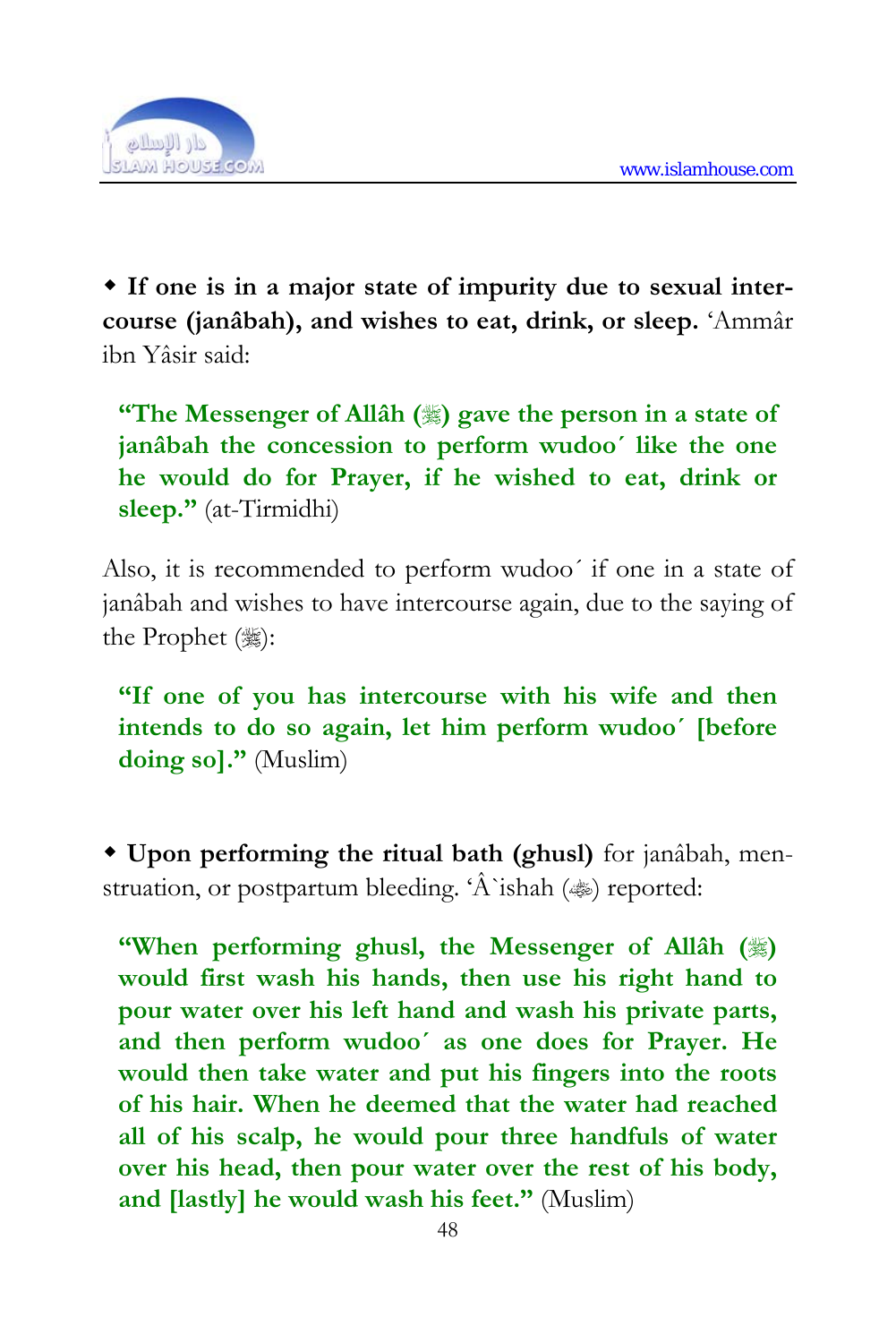◆ **If one is in a major state of impurity due to sexual intercourse (janâbah), and wishes to eat, drink, or sleep.** ‘Ammâr ibn Yâsir said:

> **“The Messenger of Allâh (ﷺ) gave the person in a state of janâbah the concession to perform wudoo´ like the one he would do for Prayer, if he wished to eat, drink or sleep.”** (at-Tirmidhi)

Also, it is recommended to perform wudoo´ if one in a state of janâbah and wishes to have intercourse again, due to the saying of the Prophet (ﷺ):

> **“If one of you has intercourse with his wife and then intends to do so again, let him perform wudoo´ [before doing so].”** (Muslim)

◆ **Upon performing the ritual bath (ghusl)** for janâbah, menstruation, or postpartum bleeding. ‘Â`ishah (رضي الله عنها) reported:

> **“When performing ghusl, the Messenger of Allâh (ﷺ) would first wash his hands, then use his right hand to pour water over his left hand and wash his private parts, and then perform wudoo´ as one does for Prayer. He would then take water and put his fingers into the roots of his hair. When he deemed that the water had reached all of his scalp, he would pour three handfuls of water over his head, then pour water over the rest of his body, and [lastly] he would wash his feet.”** (Muslim)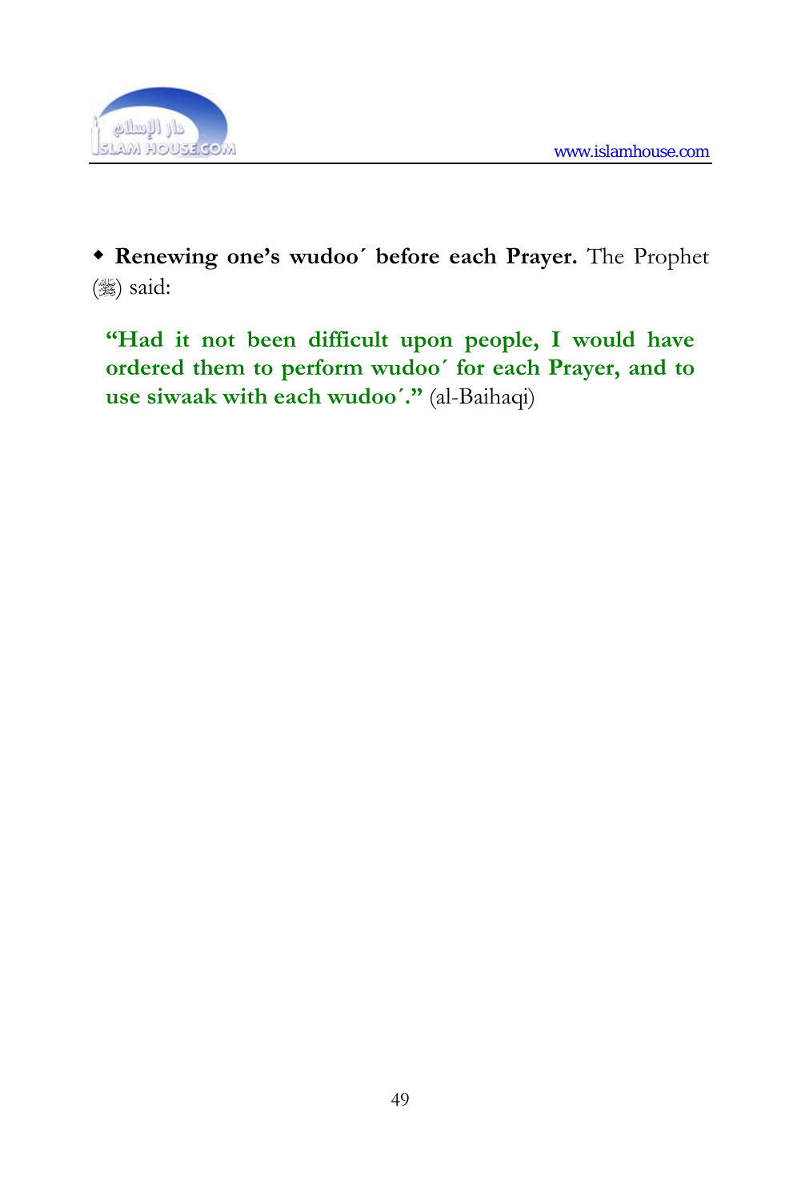- **Renewing one's wudoo´ before each Prayer.** The Prophet (ﷺ) said:

> **"Had it not been difficult upon people, I would have ordered them to perform wudoo´ for each Prayer, and to use siwaak with each wudoo´."** (al-Baihaqi)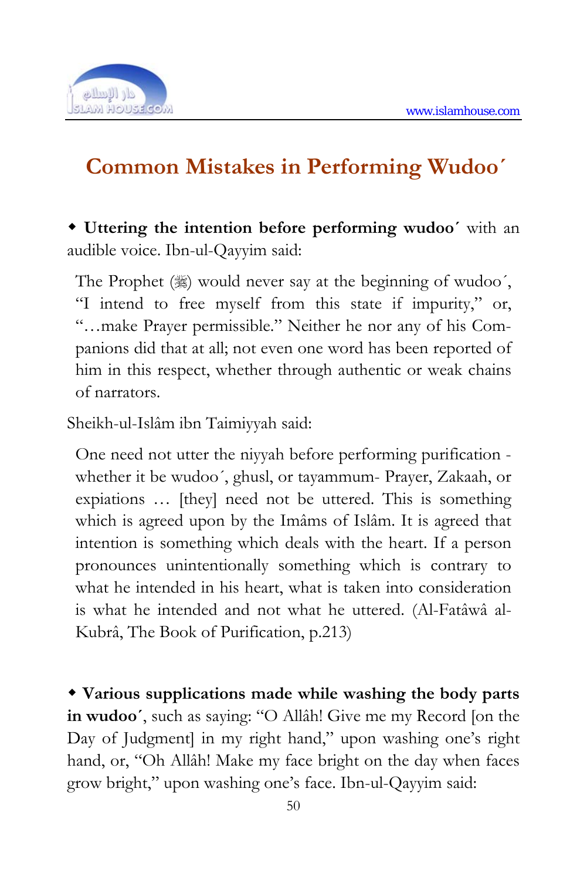# Common Mistakes in Performing Wudoo´

◆ **Uttering the intention before performing wudoo´** with an audible voice. Ibn-ul-Qayyim said:

> The Prophet (ﷺ) would never say at the beginning of wudoo´, "I intend to free myself from this state if impurity," or, "…make Prayer permissible." Neither he nor any of his Companions did that at all; not even one word has been reported of him in this respect, whether through authentic or weak chains of narrators.

Sheikh-ul-Islâm ibn Taimiyyah said:

> One need not utter the niyyah before performing purification - whether it be wudoo´, ghusl, or tayammum- Prayer, Zakaah, or expiations … [they] need not be uttered. This is something which is agreed upon by the Imâms of Islâm. It is agreed that intention is something which deals with the heart. If a person pronounces unintentionally something which is contrary to what he intended in his heart, what is taken into consideration is what he intended and not what he uttered. (Al-Fatâwâ al-Kubrâ, The Book of Purification, p.213)

◆ **Various supplications made while washing the body parts in wudoo´**, such as saying: "O Allâh! Give me my Record [on the Day of Judgment] in my right hand," upon washing one's right hand, or, "Oh Allâh! Make my face bright on the day when faces grow bright," upon washing one's face. Ibn-ul-Qayyim said: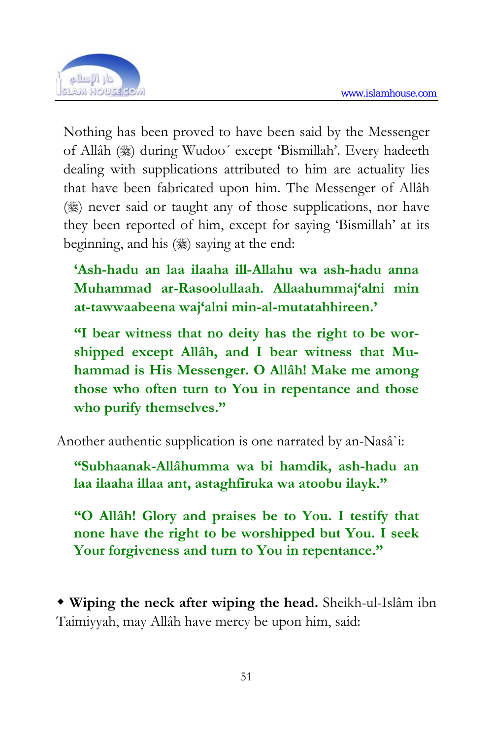Nothing has been proved to have been said by the Messenger of Allâh (ﷺ) during Wudoo´ except 'Bismillah'. Every hadeeth dealing with supplications attributed to him are actuality lies that have been fabricated upon him. The Messenger of Allâh (ﷺ) never said or taught any of those supplications, nor have they been reported of him, except for saying 'Bismillah' at its beginning, and his (ﷺ) saying at the end:

> **'Ash-hadu an laa ilaaha ill-Allahu wa ash-hadu anna Muhammad ar-Rasoolullaah. Allaahummaj'alni min at-tawwaabeena waj'alni min-al-mutatahhireen.'**
>
> **"I bear witness that no deity has the right to be worshipped except Allâh, and I bear witness that Muhammad is His Messenger. O Allâh! Make me among those who often turn to You in repentance and those who purify themselves."**

Another authentic supplication is one narrated by an-Nasâ`i:

> **"Subhaanak-Allâhumma wa bi hamdik, ash-hadu an laa ilaaha illaa ant, astaghfiruka wa atoobu ilayk."**
>
> **"O Allâh! Glory and praises be to You. I testify that none have the right to be worshipped but You. I seek Your forgiveness and turn to You in repentance."**

- **Wiping the neck after wiping the head.** Sheikh-ul-Islâm ibn Taimiyyah, may Allâh have mercy be upon him, said: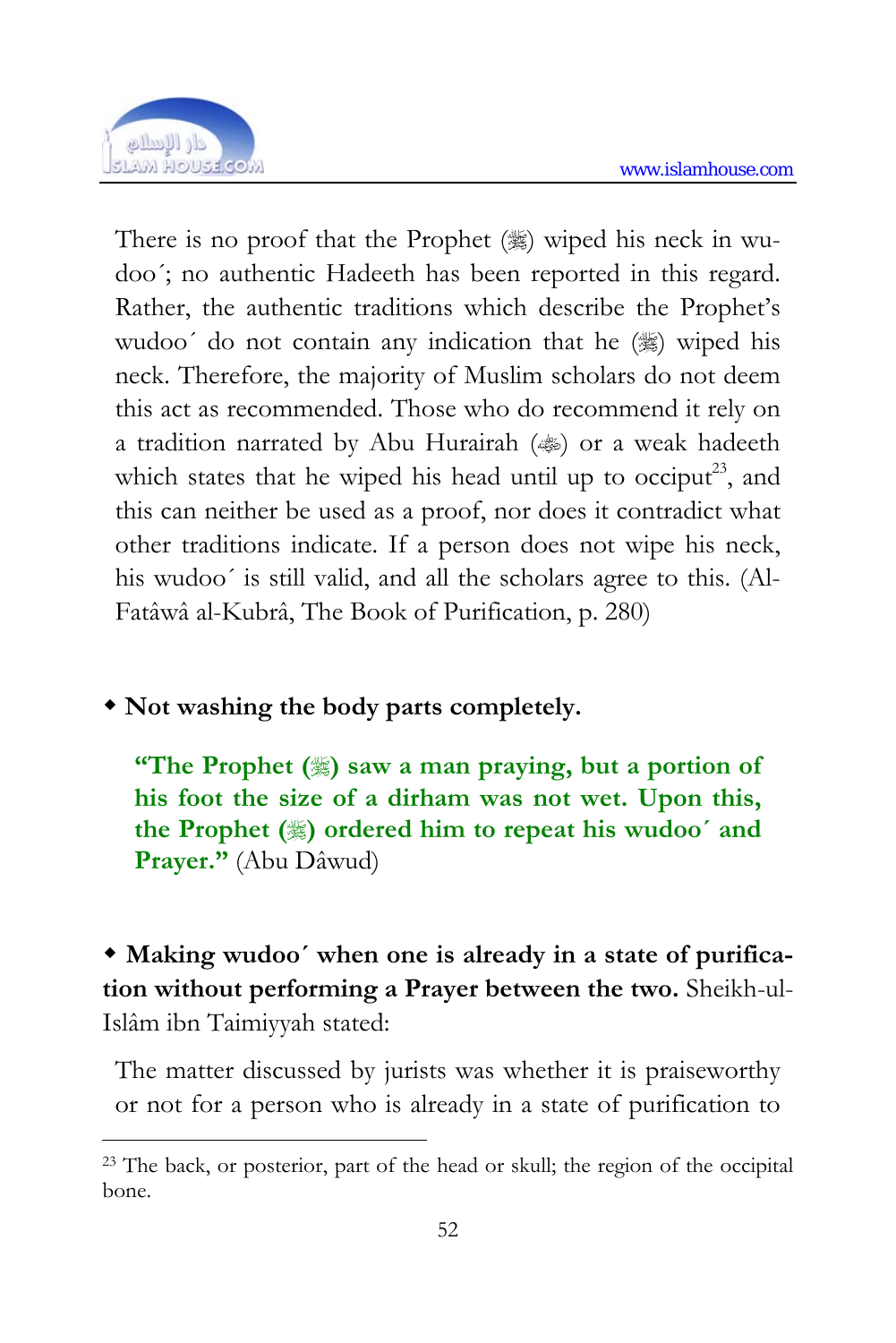There is no proof that the Prophet (ﷺ) wiped his neck in wudoo´; no authentic Hadeeth has been reported in this regard. Rather, the authentic traditions which describe the Prophet's wudoo´ do not contain any indication that he (ﷺ) wiped his neck. Therefore, the majority of Muslim scholars do not deem this act as recommended. Those who do recommend it rely on a tradition narrated by Abu Hurairah (رضي الله عنه) or a weak hadeeth which states that he wiped his head until up to occiput[23], and this can neither be used as a proof, nor does it contradict what other traditions indicate. If a person does not wipe his neck, his wudoo´ is still valid, and all the scholars agree to this. (Al-Fatâwâ al-Kubrâ, The Book of Purification, p. 280)

- **Not washing the body parts completely.**

  **"The Prophet (ﷺ) saw a man praying, but a portion of his foot the size of a dirham was not wet. Upon this, the Prophet (ﷺ) ordered him to repeat his wudoo´ and Prayer."** (Abu Dâwud)

- **Making wudoo´ when one is already in a state of purification without performing a Prayer between the two.** Sheikh-ul-Islâm ibn Taimiyyah stated:

  The matter discussed by jurists was whether it is praiseworthy or not for a person who is already in a state of purification to

---

[23] The back, or posterior, part of the head or skull; the region of the occipital bone.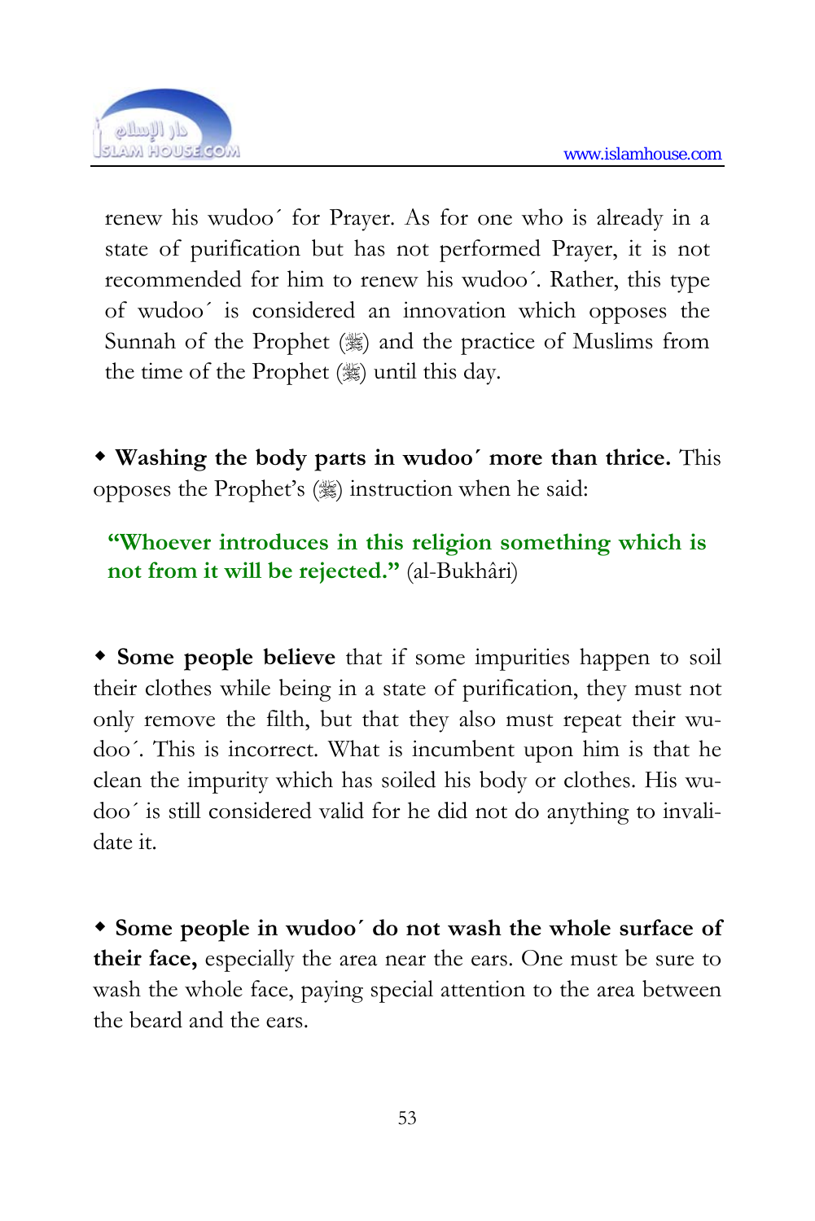renew his wudoo´ for Prayer. As for one who is already in a state of purification but has not performed Prayer, it is not recommended for him to renew his wudoo´. Rather, this type of wudoo´ is considered an innovation which opposes the Sunnah of the Prophet (ﷺ) and the practice of Muslims from the time of the Prophet (ﷺ) until this day.

- **Washing the body parts in wudoo´ more than thrice.** This opposes the Prophet's (ﷺ) instruction when he said:

> **"Whoever introduces in this religion something which is not from it will be rejected."** (al-Bukhâri)

- **Some people believe** that if some impurities happen to soil their clothes while being in a state of purification, they must not only remove the filth, but that they also must repeat their wudoo´. This is incorrect. What is incumbent upon him is that he clean the impurity which has soiled his body or clothes. His wudoo´ is still considered valid for he did not do anything to invalidate it.

- **Some people in wudoo´ do not wash the whole surface of their face,** especially the area near the ears. One must be sure to wash the whole face, paying special attention to the area between the beard and the ears.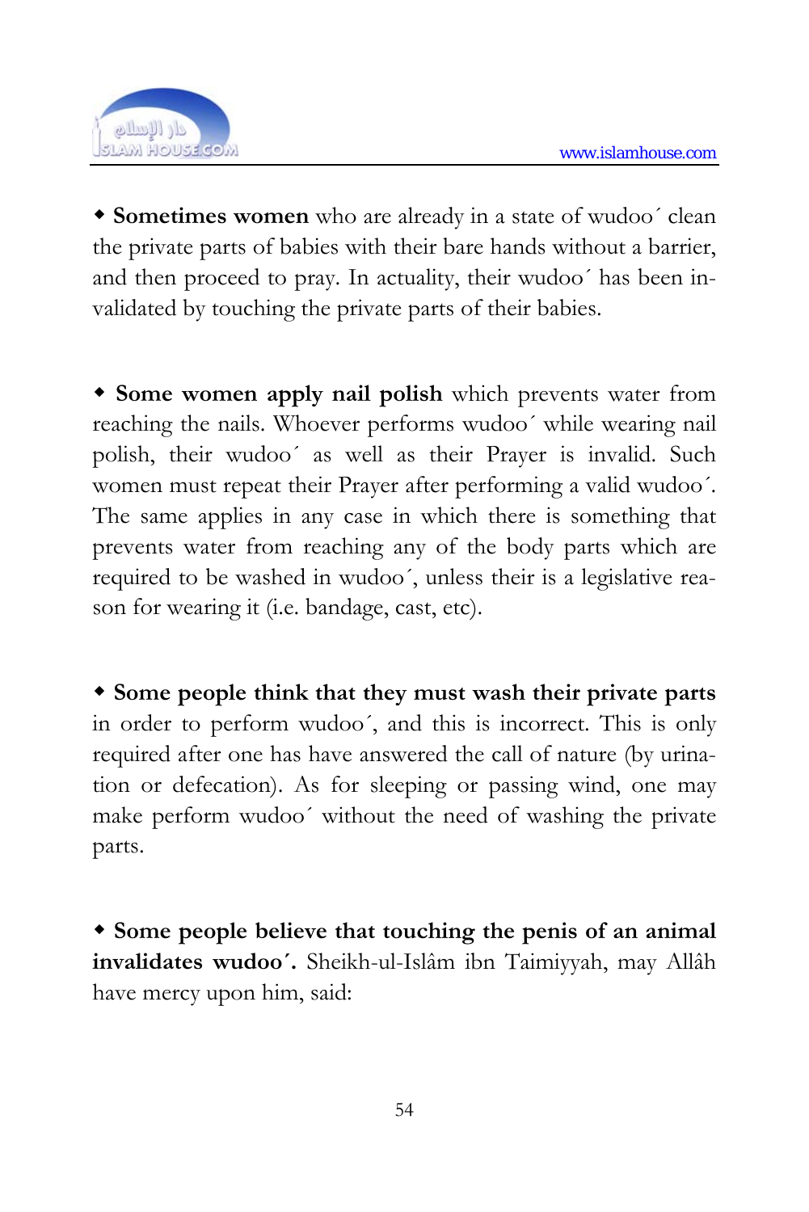◆ **Sometimes women** who are already in a state of wudoo´ clean the private parts of babies with their bare hands without a barrier, and then proceed to pray. In actuality, their wudoo´ has been invalidated by touching the private parts of their babies.

◆ **Some women apply nail polish** which prevents water from reaching the nails. Whoever performs wudoo´ while wearing nail polish, their wudoo´ as well as their Prayer is invalid. Such women must repeat their Prayer after performing a valid wudoo´. The same applies in any case in which there is something that prevents water from reaching any of the body parts which are required to be washed in wudoo´, unless their is a legislative reason for wearing it (i.e. bandage, cast, etc).

◆ **Some people think that they must wash their private parts** in order to perform wudoo´, and this is incorrect. This is only required after one has have answered the call of nature (by urination or defecation). As for sleeping or passing wind, one may make perform wudoo´ without the need of washing the private parts.

◆ **Some people believe that touching the penis of an animal invalidates wudoo´.** Sheikh-ul-Islâm ibn Taimiyyah, may Allâh have mercy upon him, said: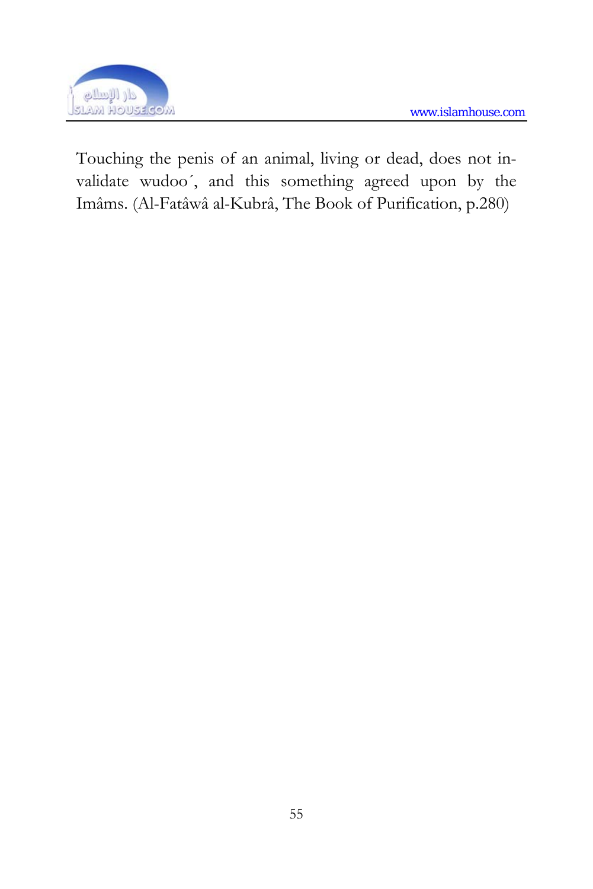Touching the penis of an animal, living or dead, does not invalidate wudoo´, and this something agreed upon by the Imâms. (Al-Fatâwâ al-Kubrâ, The Book of Purification, p.280)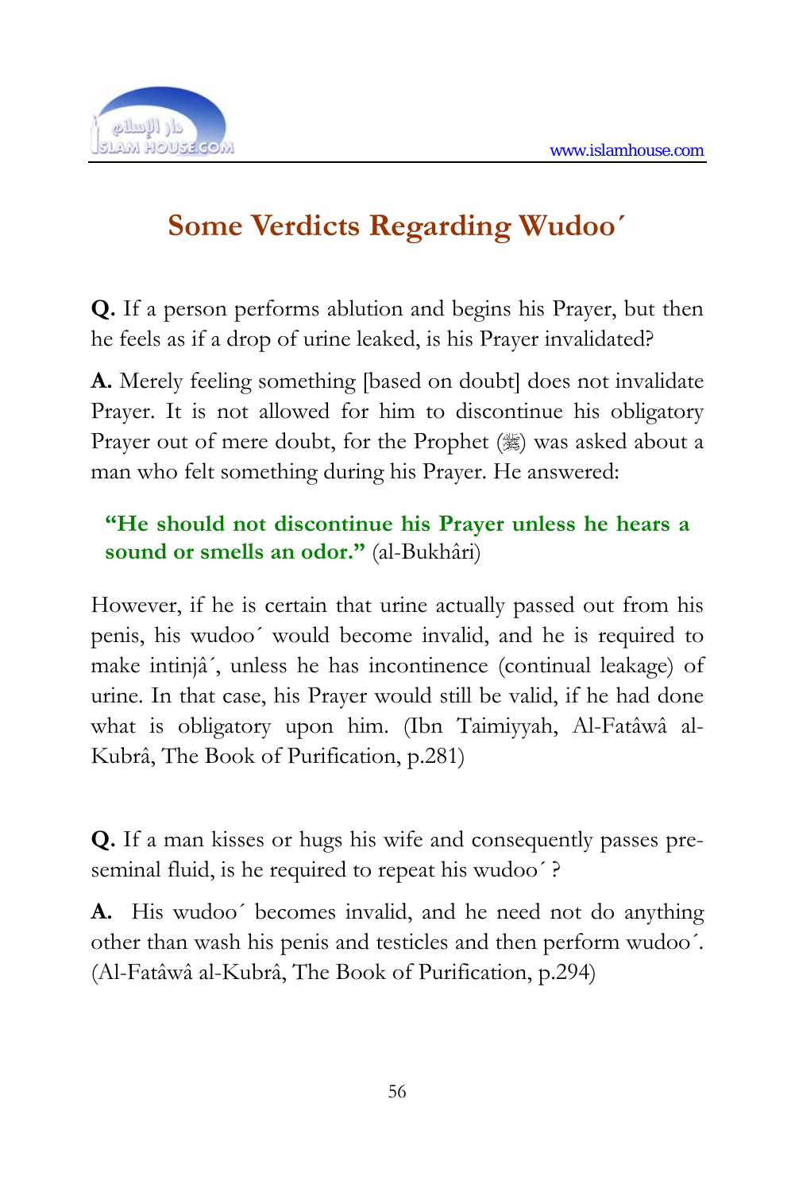# Some Verdicts Regarding Wudoo´

**Q.** If a person performs ablution and begins his Prayer, but then he feels as if a drop of urine leaked, is his Prayer invalidated?

**A.** Merely feeling something [based on doubt] does not invalidate Prayer. It is not allowed for him to discontinue his obligatory Prayer out of mere doubt, for the Prophet (ﷺ) was asked about a man who felt something during his Prayer. He answered:

> **"He should not discontinue his Prayer unless he hears a sound or smells an odor."** (al-Bukhâri)

However, if he is certain that urine actually passed out from his penis, his wudoo´ would become invalid, and he is required to make intinjâ´, unless he has incontinence (continual leakage) of urine. In that case, his Prayer would still be valid, if he had done what is obligatory upon him. (Ibn Taimiyyah, Al-Fatâwâ al-Kubrâ, The Book of Purification, p.281)

**Q.** If a man kisses or hugs his wife and consequently passes pre-seminal fluid, is he required to repeat his wudoo´ ?

**A.** His wudoo´ becomes invalid, and he need not do anything other than wash his penis and testicles and then perform wudoo´. (Al-Fatâwâ al-Kubrâ, The Book of Purification, p.294)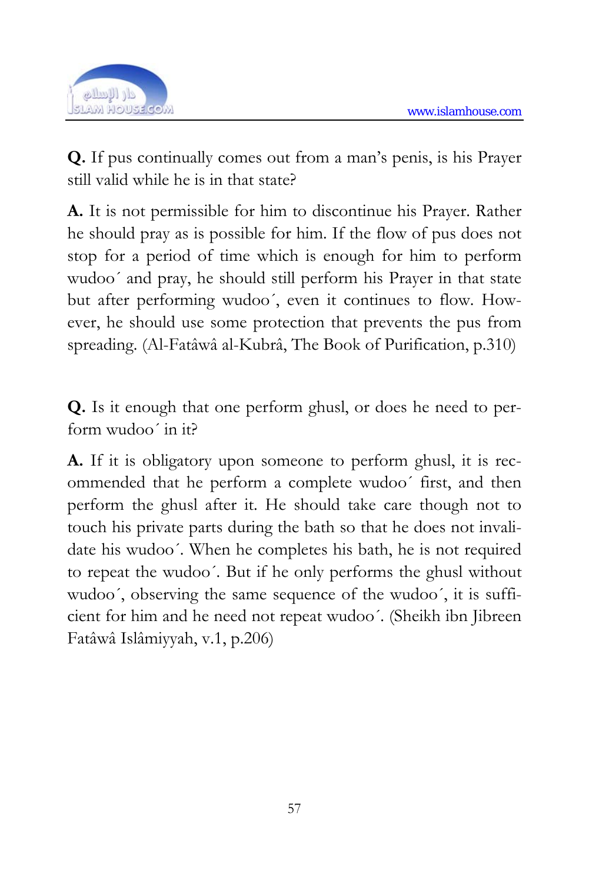**Q.** If pus continually comes out from a man's penis, is his Prayer still valid while he is in that state?

**A.** It is not permissible for him to discontinue his Prayer. Rather he should pray as is possible for him. If the flow of pus does not stop for a period of time which is enough for him to perform wudoo´ and pray, he should still perform his Prayer in that state but after performing wudoo´, even it continues to flow. However, he should use some protection that prevents the pus from spreading. (Al-Fatâwâ al-Kubrâ, The Book of Purification, p.310)

**Q.** Is it enough that one perform ghusl, or does he need to perform wudoo´ in it?

**A.** If it is obligatory upon someone to perform ghusl, it is recommended that he perform a complete wudoo´ first, and then perform the ghusl after it. He should take care though not to touch his private parts during the bath so that he does not invalidate his wudoo´. When he completes his bath, he is not required to repeat the wudoo´. But if he only performs the ghusl without wudoo´, observing the same sequence of the wudoo´, it is sufficient for him and he need not repeat wudoo´. (Sheikh ibn Jibreen Fatâwâ Islâmiyyah, v.1, p.206)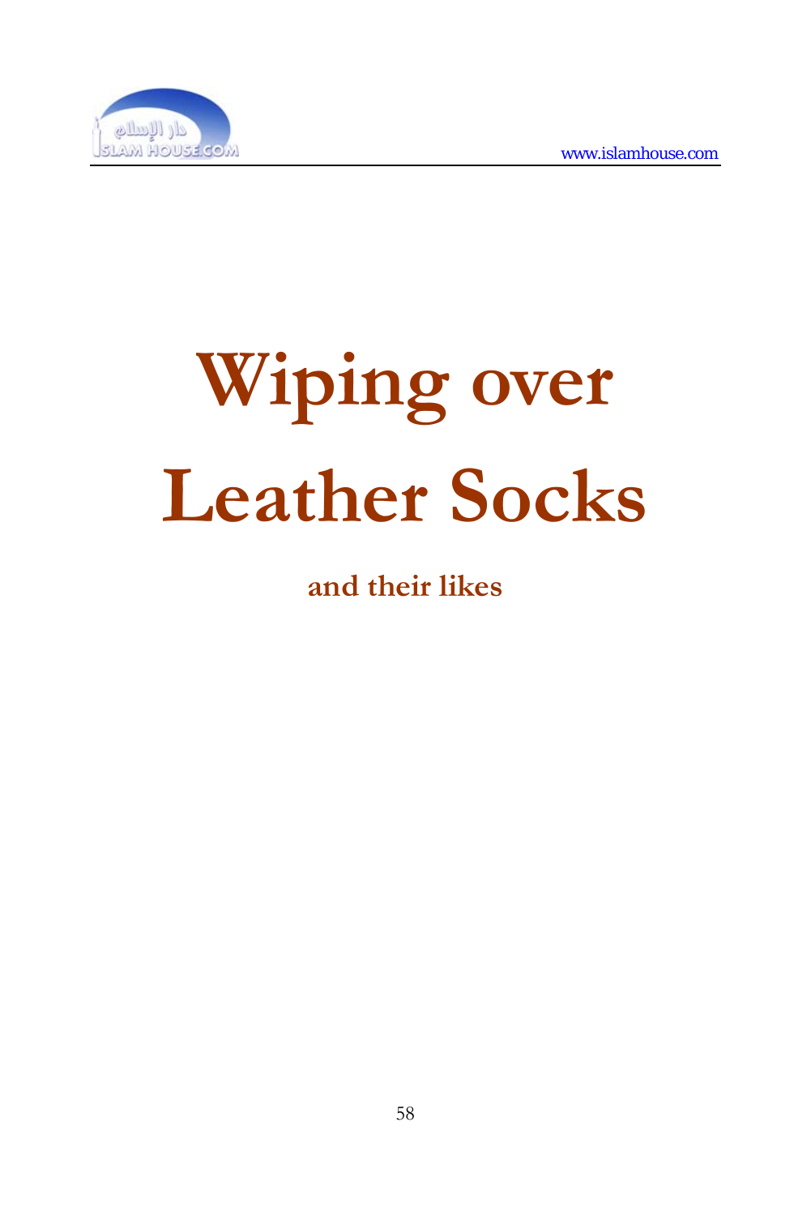# Wiping over Leather Socks

**and their likes**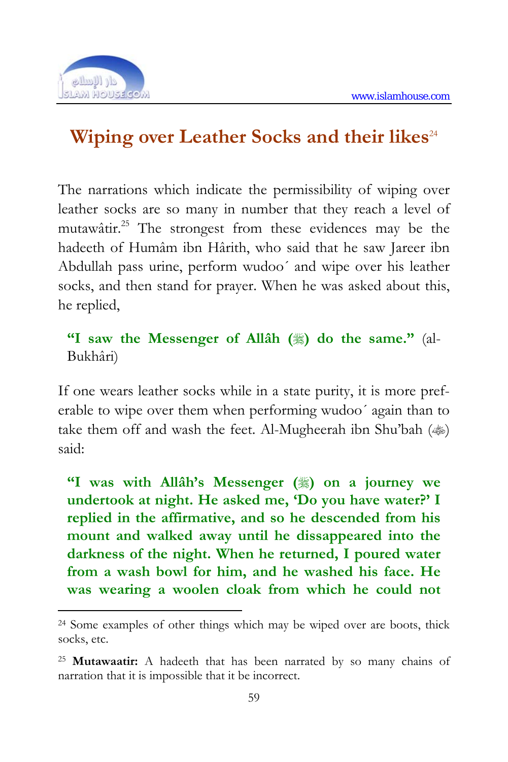## Wiping over Leather Socks and their likes[24]

The narrations which indicate the permissibility of wiping over leather socks are so many in number that they reach a level of mutawâtir.[25] The strongest from these evidences may be the hadeeth of Humâm ibn Hârith, who said that he saw Jareer ibn Abdullah pass urine, perform wudoo´ and wipe over his leather socks, and then stand for prayer. When he was asked about this, he replied,

> **"I saw the Messenger of Allâh (ﷺ) do the same."** (al-Bukhâri)

If one wears leather socks while in a state purity, it is more preferable to wipe over them when performing wudoo´ again than to take them off and wash the feet. Al-Mugheerah ibn Shu'bah (ﷺ) said:

> **"I was with Allâh's Messenger (ﷺ) on a journey we undertook at night. He asked me, 'Do you have water?' I replied in the affirmative, and so he descended from his mount and walked away until he dissappeared into the darkness of the night. When he returned, I poured water from a wash bowl for him, and he washed his face. He was wearing a woolen cloak from which he could not**

---

[24] Some examples of other things which may be wiped over are boots, thick socks, etc.

[25] **Mutawaatir:** A hadeeth that has been narrated by so many chains of narration that it is impossible that it be incorrect.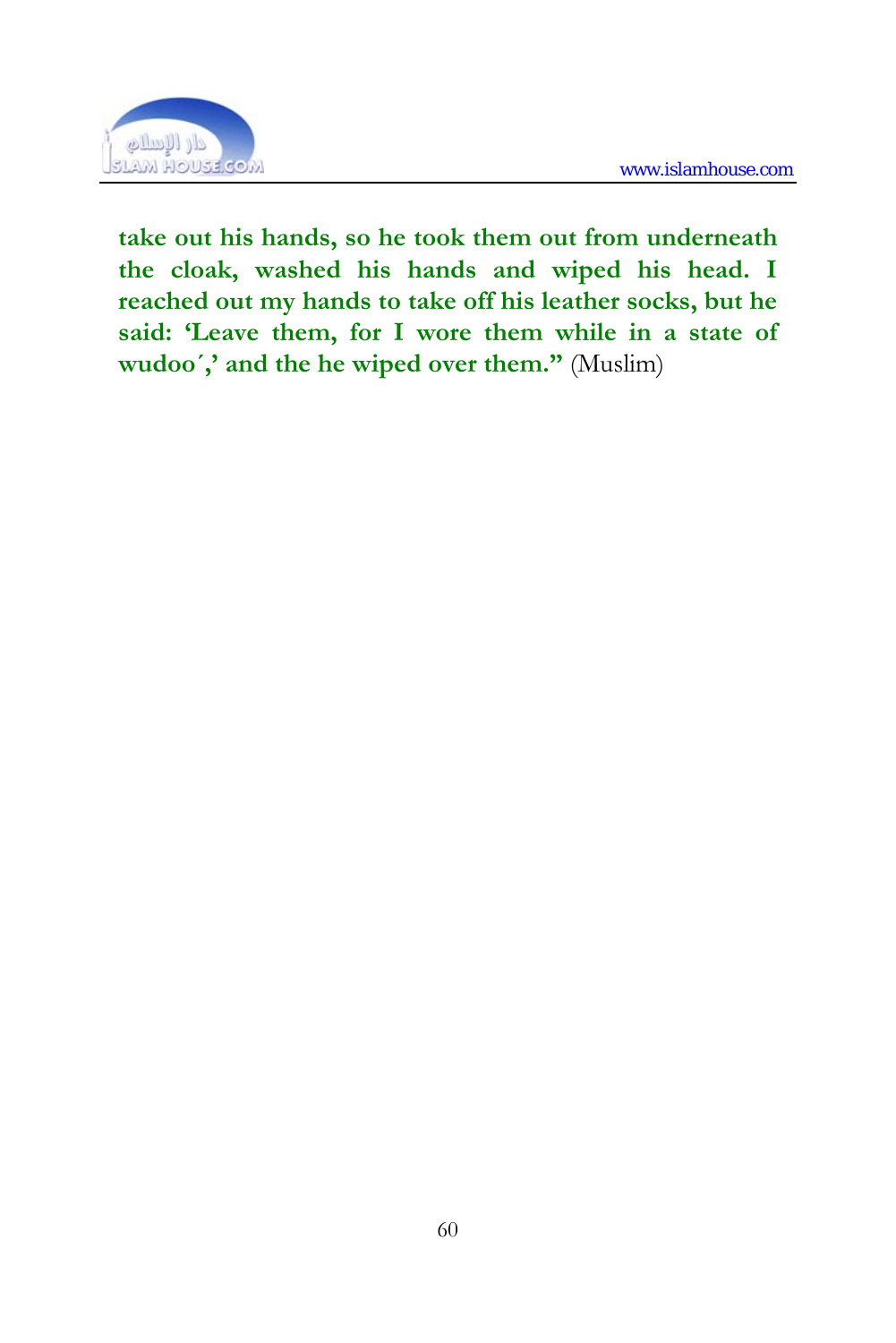**take out his hands, so he took them out from underneath the cloak, washed his hands and wiped his head. I reached out my hands to take off his leather socks, but he said: 'Leave them, for I wore them while in a state of wudoo´,' and the he wiped over them."** (Muslim)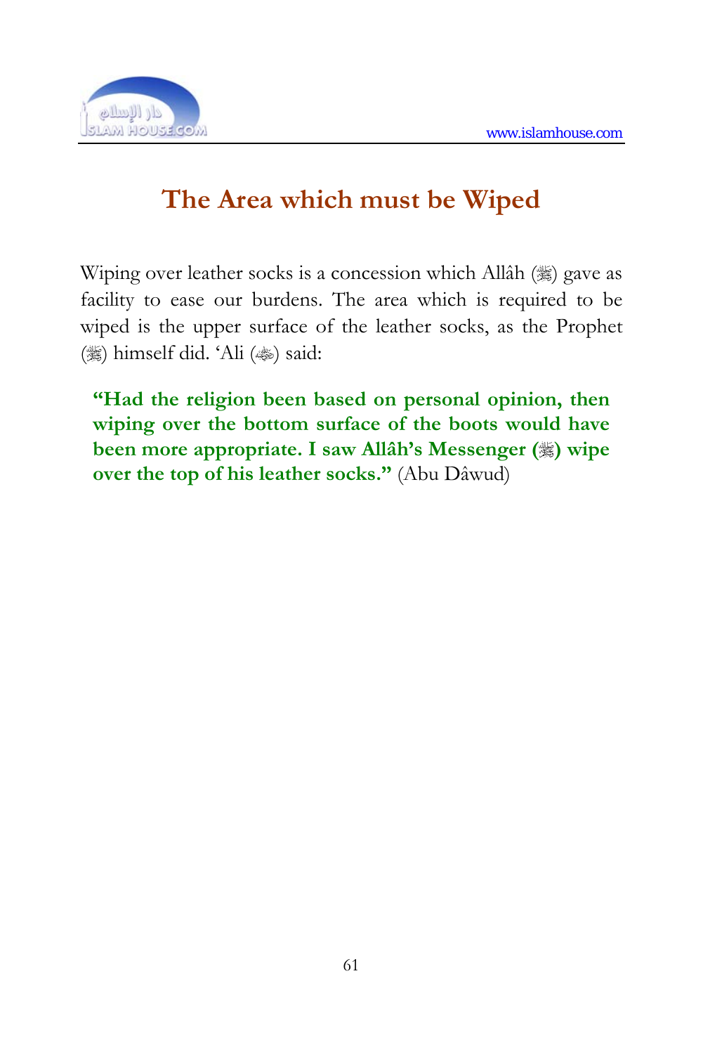# The Area which must be Wiped

Wiping over leather socks is a concession which Allâh (ﷻ) gave as facility to ease our burdens. The area which is required to be wiped is the upper surface of the leather socks, as the Prophet (ﷺ) himself did. 'Ali (رضي الله عنه) said:

> **"Had the religion been based on personal opinion, then wiping over the bottom surface of the boots would have been more appropriate. I saw Allâh's Messenger (ﷺ) wipe over the top of his leather socks."** (Abu Dâwud)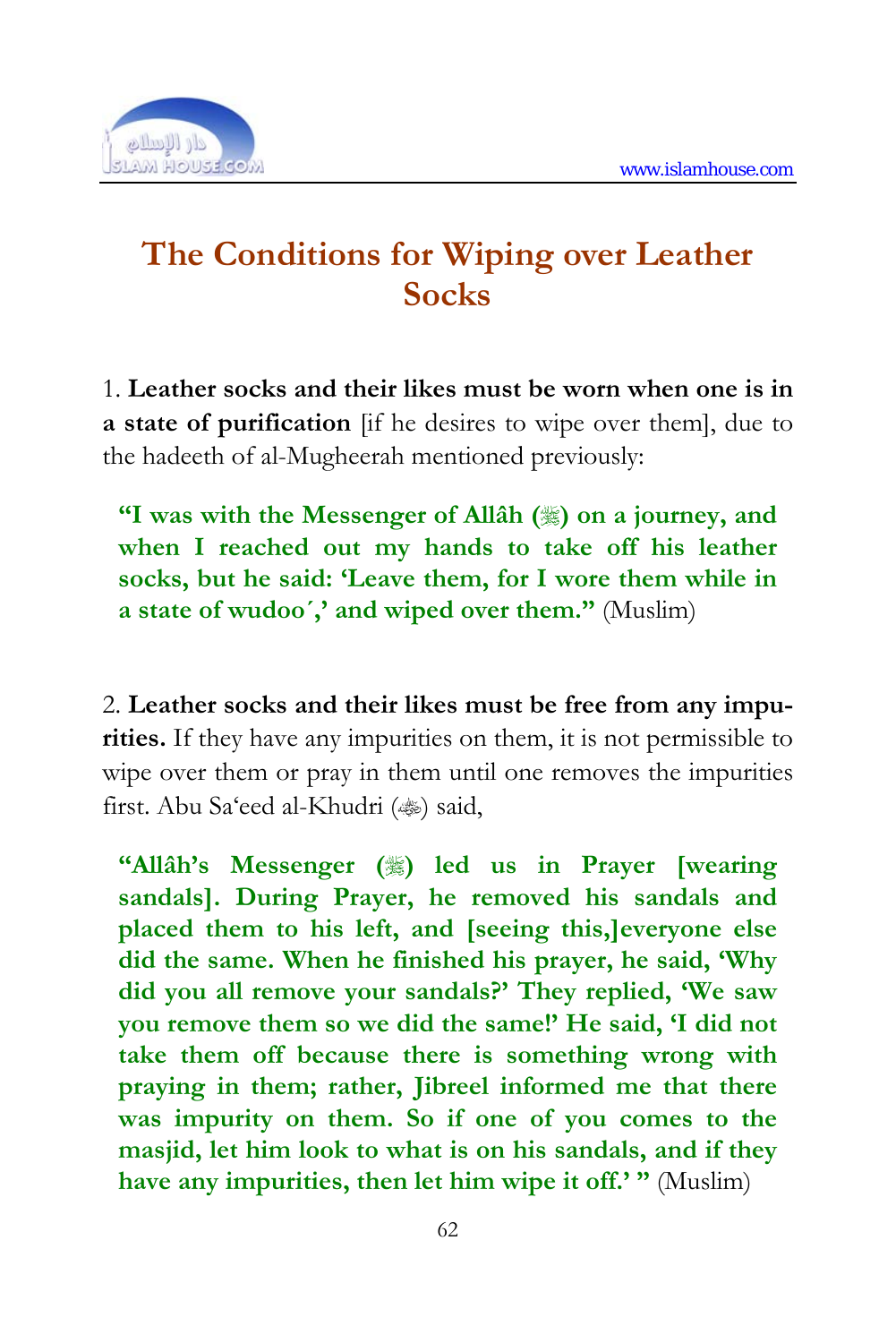# The Conditions for Wiping over Leather Socks

1. **Leather socks and their likes must be worn when one is in a state of purification** [if he desires to wipe over them], due to the hadeeth of al-Mugheerah mentioned previously:

> **"I was with the Messenger of Allâh (ﷺ) on a journey, and when I reached out my hands to take off his leather socks, but he said: 'Leave them, for I wore them while in a state of wudoo´,' and wiped over them."** (Muslim)

2. **Leather socks and their likes must be free from any impurities.** If they have any impurities on them, it is not permissible to wipe over them or pray in them until one removes the impurities first. Abu Sa'eed al-Khudri (رضي الله عنه) said,

> **"Allâh's Messenger (ﷺ) led us in Prayer [wearing sandals]. During Prayer, he removed his sandals and placed them to his left, and [seeing this,]everyone else did the same. When he finished his prayer, he said, 'Why did you all remove your sandals?' They replied, 'We saw you remove them so we did the same!' He said, 'I did not take them off because there is something wrong with praying in them; rather, Jibreel informed me that there was impurity on them. So if one of you comes to the masjid, let him look to what is on his sandals, and if they have any impurities, then let him wipe it off.' "** (Muslim)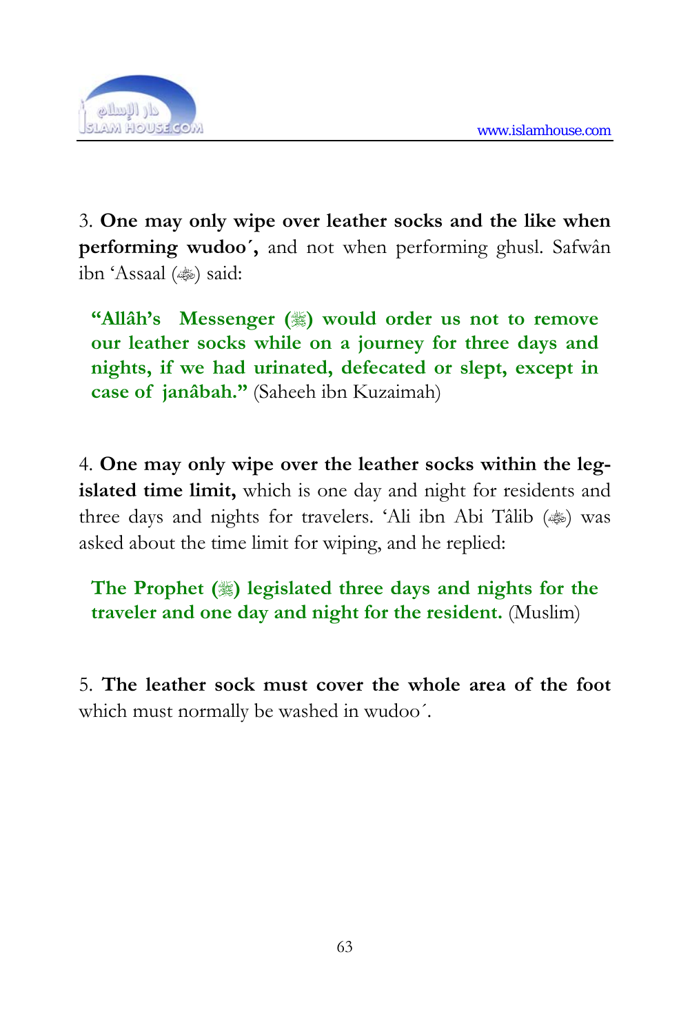3. **One may only wipe over leather socks and the like when performing wudoo´,** and not when performing ghusl. Safwân ibn 'Assaal (ﷺ) said:

> **"Allâh's Messenger (ﷺ) would order us not to remove our leather socks while on a journey for three days and nights, if we had urinated, defecated or slept, except in case of janâbah."** (Saheeh ibn Kuzaimah)

4. **One may only wipe over the leather socks within the legislated time limit,** which is one day and night for residents and three days and nights for travelers. 'Ali ibn Abi Tâlib (ﷺ) was asked about the time limit for wiping, and he replied:

> **The Prophet (ﷺ) legislated three days and nights for the traveler and one day and night for the resident.** (Muslim)

5. **The leather sock must cover the whole area of the foot** which must normally be washed in wudoo´.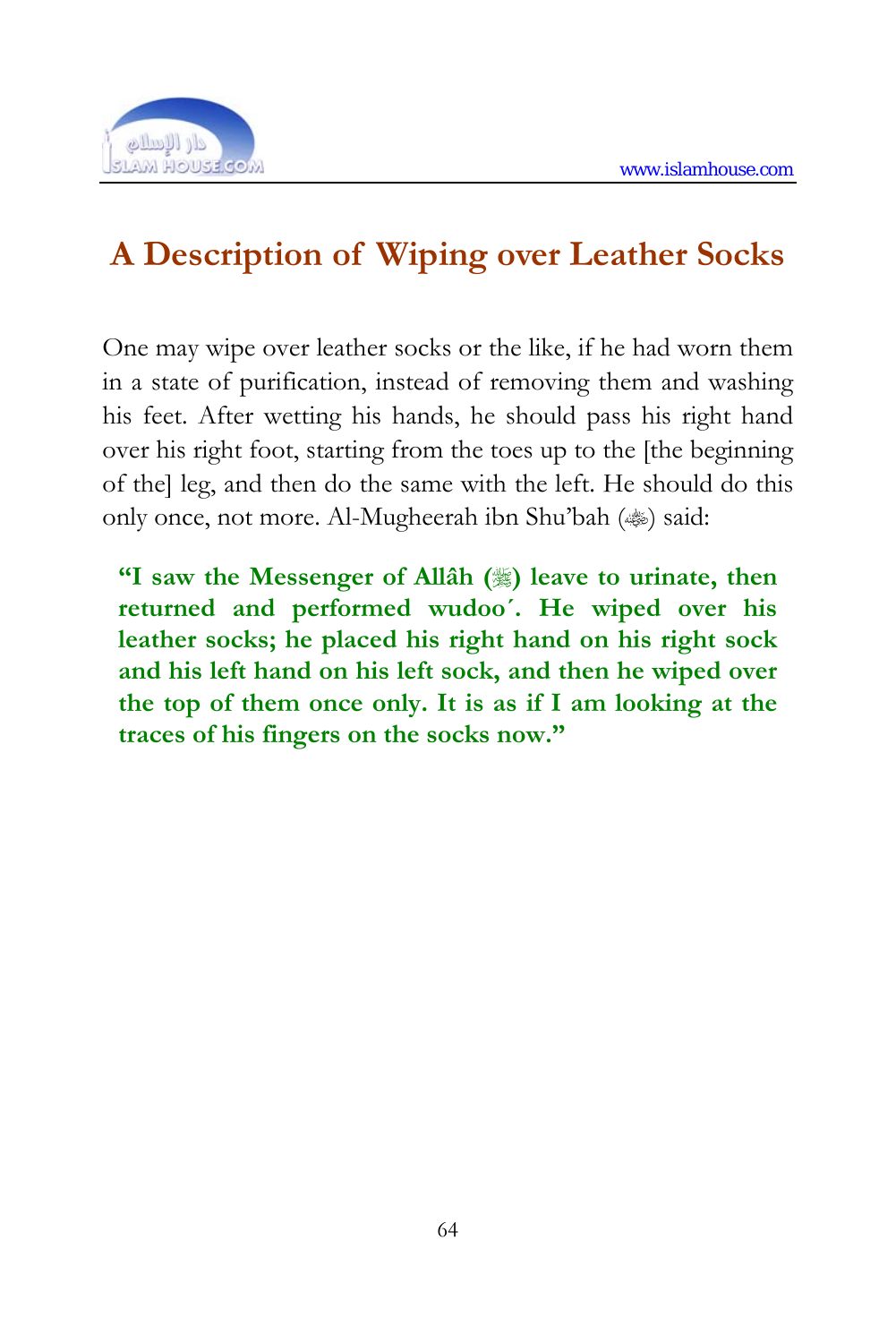## A Description of Wiping over Leather Socks

One may wipe over leather socks or the like, if he had worn them in a state of purification, instead of removing them and washing his feet. After wetting his hands, he should pass his right hand over his right foot, starting from the toes up to the [the beginning of the] leg, and then do the same with the left. He should do this only once, not more. Al-Mugheerah ibn Shu'bah (ﷺ) said:

> **"I saw the Messenger of Allâh (ﷺ) leave to urinate, then returned and performed wudoo´. He wiped over his leather socks; he placed his right hand on his right sock and his left hand on his left sock, and then he wiped over the top of them once only. It is as if I am looking at the traces of his fingers on the socks now."**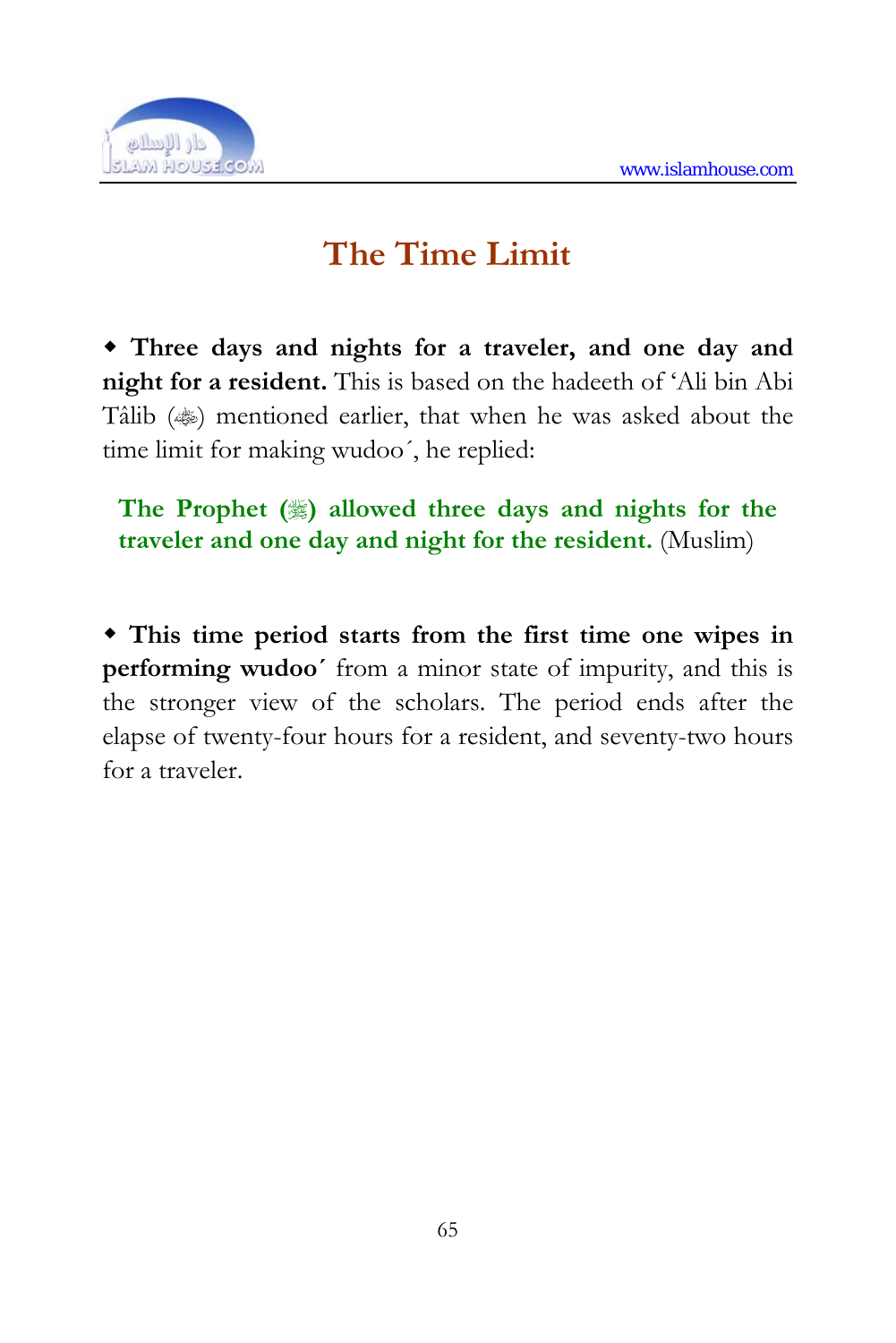# The Time Limit

◆ **Three days and nights for a traveler, and one day and night for a resident.** This is based on the hadeeth of 'Ali bin Abi Tâlib (ﷺ) mentioned earlier, that when he was asked about the time limit for making wudoo´, he replied:

> **The Prophet (ﷺ) allowed three days and nights for the traveler and one day and night for the resident.** (Muslim)

◆ **This time period starts from the first time one wipes in performing wudoo´** from a minor state of impurity, and this is the stronger view of the scholars. The period ends after the elapse of twenty-four hours for a resident, and seventy-two hours for a traveler.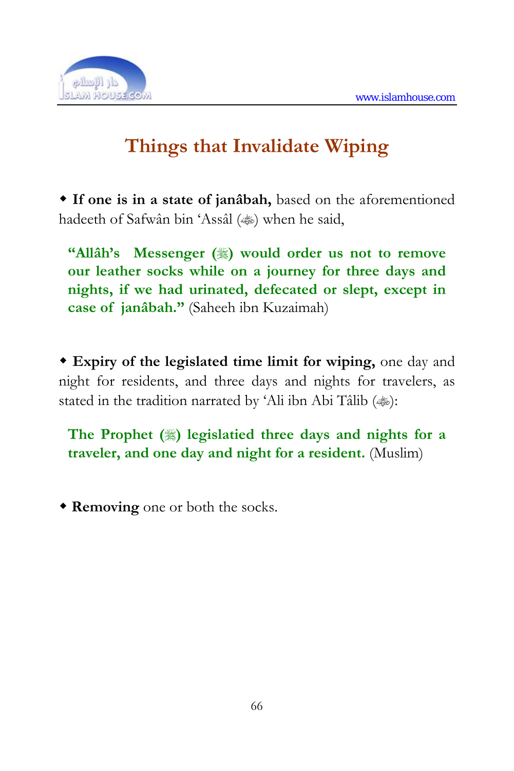## Things that Invalidate Wiping

◆ **If one is in a state of janâbah,** based on the aforementioned hadeeth of Safwân bin 'Assâl (ﷺ) when he said,

> **"Allâh's Messenger (ﷺ) would order us not to remove our leather socks while on a journey for three days and nights, if we had urinated, defecated or slept, except in case of janâbah."** (Saheeh ibn Kuzaimah)

◆ **Expiry of the legislated time limit for wiping,** one day and night for residents, and three days and nights for travelers, as stated in the tradition narrated by 'Ali ibn Abi Tâlib (ﷺ):

> **The Prophet (ﷺ) legislatied three days and nights for a traveler, and one day and night for a resident.** (Muslim)

◆ **Removing** one or both the socks.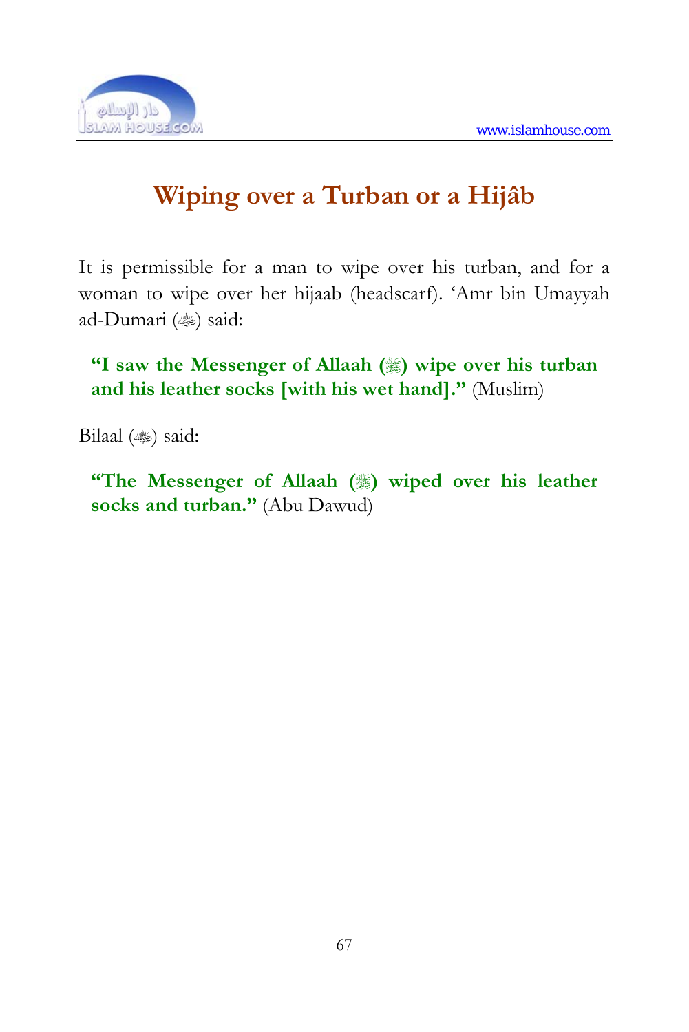# Wiping over a Turban or a Hijâb

It is permissible for a man to wipe over his turban, and for a woman to wipe over her hijaab (headscarf). 'Amr bin Umayyah ad-Dumari (ﷺ) said:

> **"I saw the Messenger of Allaah (ﷺ) wipe over his turban and his leather socks [with his wet hand]."** (Muslim)

Bilaal (ﷺ) said:

> **"The Messenger of Allaah (ﷺ) wiped over his leather socks and turban."** (Abu Dawud)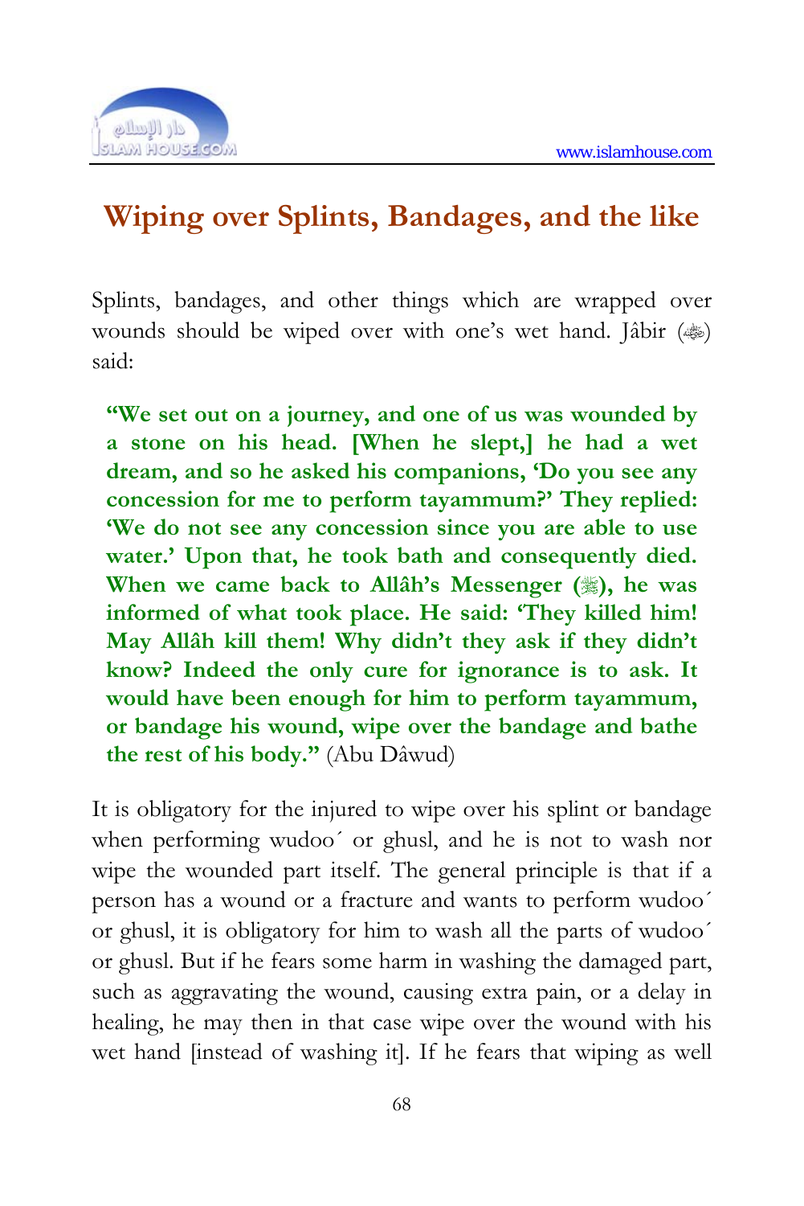# Wiping over Splints, Bandages, and the like

Splints, bandages, and other things which are wrapped over wounds should be wiped over with one's wet hand. Jâbir (ﷺ) said:

> **"We set out on a journey, and one of us was wounded by a stone on his head. [When he slept,] he had a wet dream, and so he asked his companions, 'Do you see any concession for me to perform tayammum?' They replied: 'We do not see any concession since you are able to use water.' Upon that, he took bath and consequently died. When we came back to Allâh's Messenger (ﷺ), he was informed of what took place. He said: 'They killed him! May Allâh kill them! Why didn't they ask if they didn't know? Indeed the only cure for ignorance is to ask. It would have been enough for him to perform tayammum, or bandage his wound, wipe over the bandage and bathe the rest of his body."** (Abu Dâwud)

It is obligatory for the injured to wipe over his splint or bandage when performing wudoo´ or ghusl, and he is not to wash nor wipe the wounded part itself. The general principle is that if a person has a wound or a fracture and wants to perform wudoo´ or ghusl, it is obligatory for him to wash all the parts of wudoo´ or ghusl. But if he fears some harm in washing the damaged part, such as aggravating the wound, causing extra pain, or a delay in healing, he may then in that case wipe over the wound with his wet hand [instead of washing it]. If he fears that wiping as well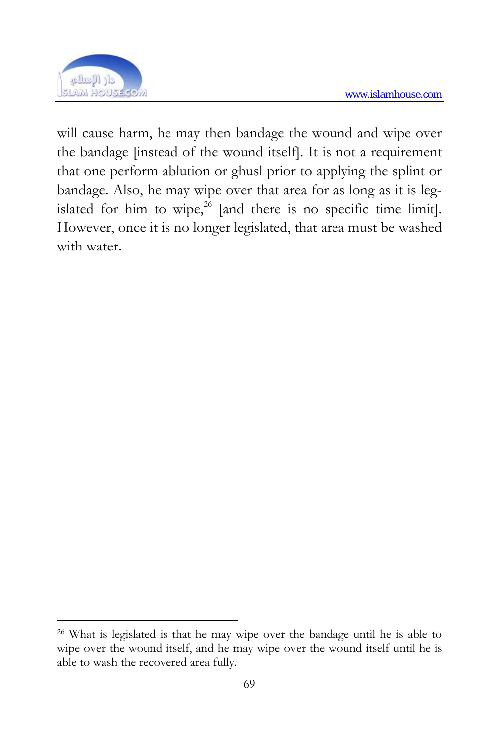will cause harm, he may then bandage the wound and wipe over the bandage [instead of the wound itself]. It is not a requirement that one perform ablution or ghusl prior to applying the splint or bandage. Also, he may wipe over that area for as long as it is legislated for him to wipe,[26] [and there is no specific time limit]. However, once it is no longer legislated, that area must be washed with water.

---

[26] What is legislated is that he may wipe over the bandage until he is able to wipe over the wound itself, and he may wipe over the wound itself until he is able to wash the recovered area fully.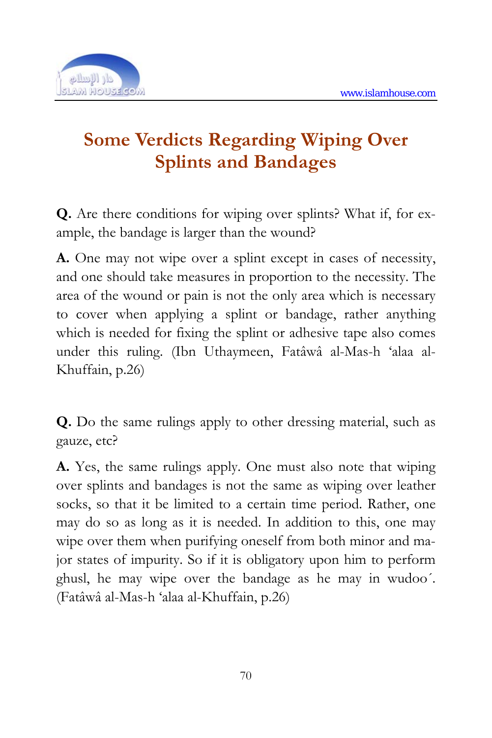# Some Verdicts Regarding Wiping Over Splints and Bandages

**Q.** Are there conditions for wiping over splints? What if, for example, the bandage is larger than the wound?

**A.** One may not wipe over a splint except in cases of necessity, and one should take measures in proportion to the necessity. The area of the wound or pain is not the only area which is necessary to cover when applying a splint or bandage, rather anything which is needed for fixing the splint or adhesive tape also comes under this ruling. (Ibn Uthaymeen, Fatâwâ al-Mas-h 'alaa al-Khuffain, p.26)

**Q.** Do the same rulings apply to other dressing material, such as gauze, etc?

**A.** Yes, the same rulings apply. One must also note that wiping over splints and bandages is not the same as wiping over leather socks, so that it be limited to a certain time period. Rather, one may do so as long as it is needed. In addition to this, one may wipe over them when purifying oneself from both minor and major states of impurity. So if it is obligatory upon him to perform ghusl, he may wipe over the bandage as he may in wudoo´. (Fatâwâ al-Mas-h 'alaa al-Khuffain, p.26)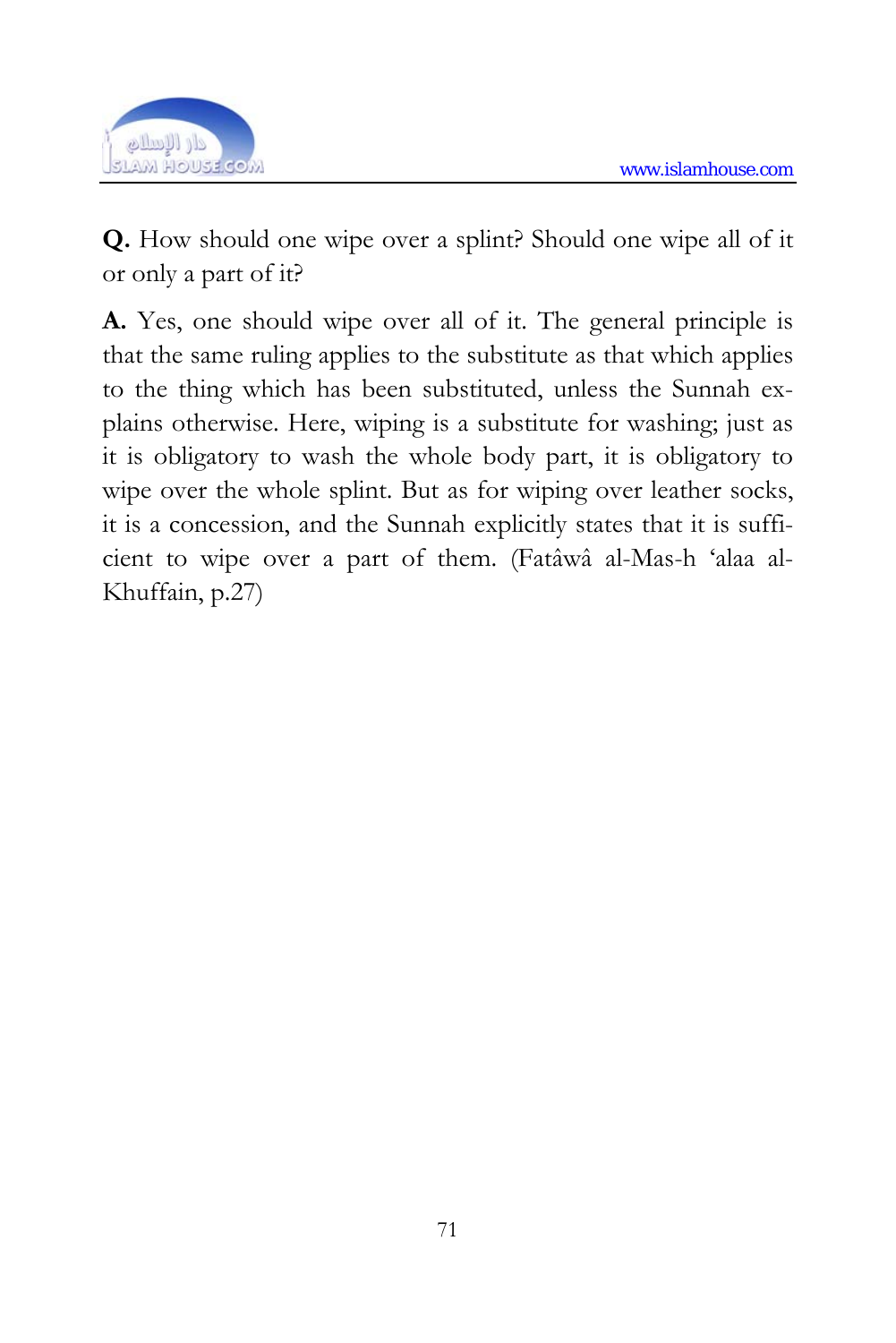**Q.** How should one wipe over a splint? Should one wipe all of it or only a part of it?

**A.** Yes, one should wipe over all of it. The general principle is that the same ruling applies to the substitute as that which applies to the thing which has been substituted, unless the Sunnah explains otherwise. Here, wiping is a substitute for washing; just as it is obligatory to wash the whole body part, it is obligatory to wipe over the whole splint. But as for wiping over leather socks, it is a concession, and the Sunnah explicitly states that it is sufficient to wipe over a part of them. (Fatâwâ al-Mas-h 'alaa al-Khuffain, p.27)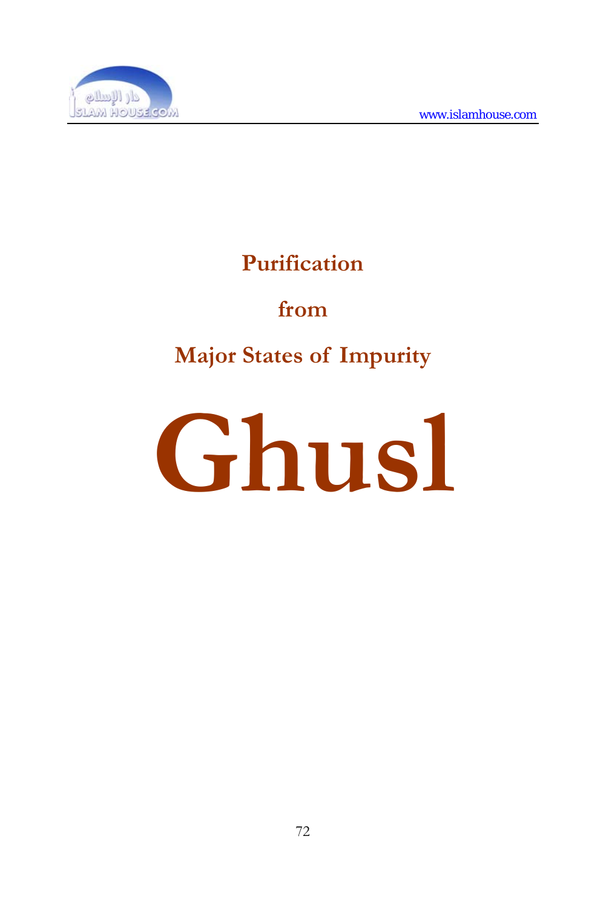# Purification

# from

# Major States of Impurity

# Ghusl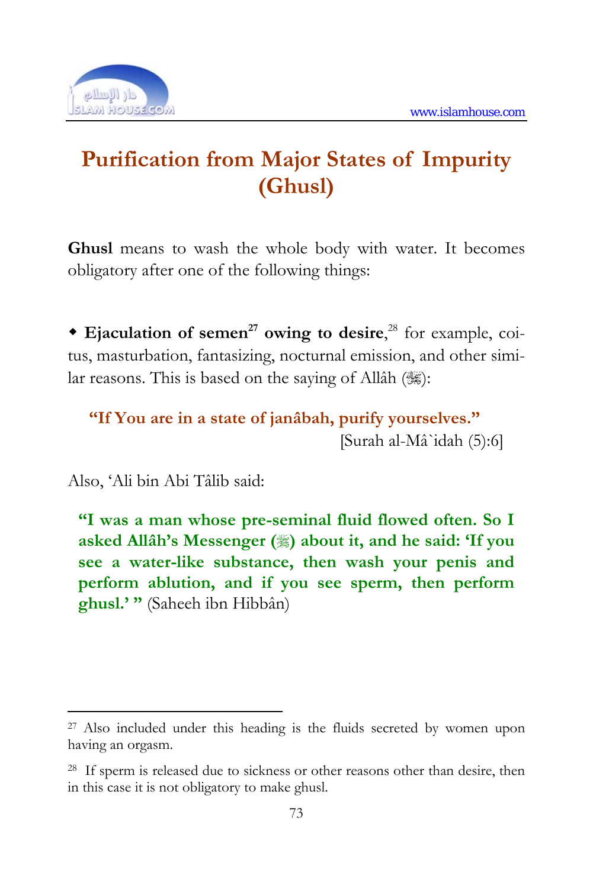# Purification from Major States of Impurity (Ghusl)

**Ghusl** means to wash the whole body with water. It becomes obligatory after one of the following things:

- **Ejaculation of semen[27] owing to desire**,[28] for example, coitus, masturbation, fantasizing, nocturnal emission, and other similar reasons. This is based on the saying of Allâh (ﷻ):

> **"If You are in a state of janâbah, purify yourselves."**
> [Surah al-Mâ`idah (5):6]

Also, 'Ali bin Abi Tâlib said:

> **"I was a man whose pre-seminal fluid flowed often. So I asked Allâh's Messenger (ﷺ) about it, and he said: 'If you see a water-like substance, then wash your penis and perform ablution, and if you see sperm, then perform ghusl.' "** (Saheeh ibn Hibbân)

---

[27] Also included under this heading is the fluids secreted by women upon having an orgasm.

[28] If sperm is released due to sickness or other reasons other than desire, then in this case it is not obligatory to make ghusl.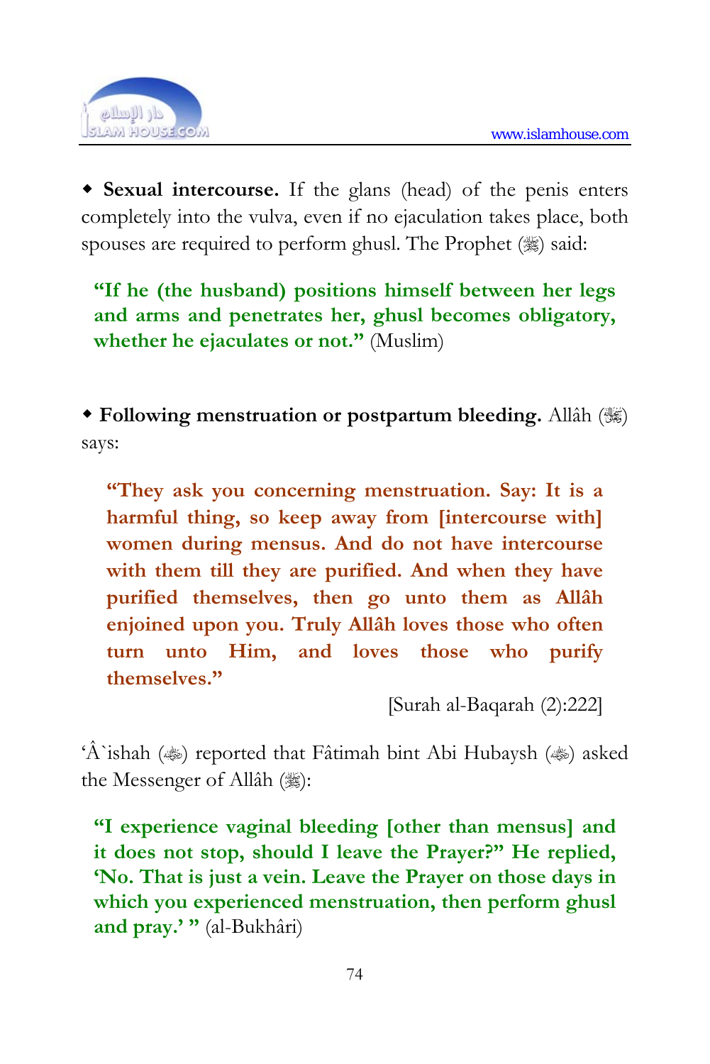◆ **Sexual intercourse.** If the glans (head) of the penis enters completely into the vulva, even if no ejaculation takes place, both spouses are required to perform ghusl. The Prophet (ﷺ) said:

> **"If he (the husband) positions himself between her legs and arms and penetrates her, ghusl becomes obligatory, whether he ejaculates or not."** (Muslim)

◆ **Following menstruation or postpartum bleeding.** Allâh (ﷻ) says:

> **"They ask you concerning menstruation. Say: It is a harmful thing, so keep away from [intercourse with] women during mensus. And do not have intercourse with them till they are purified. And when they have purified themselves, then go unto them as Allâh enjoined upon you. Truly Allâh loves those who often turn unto Him, and loves those who purify themselves."**
>
> [Surah al-Baqarah (2):222]

'Â`ishah (رضي الله عنها) reported that Fâtimah bint Abi Hubaysh (رضي الله عنها) asked the Messenger of Allâh (ﷺ):

> **"I experience vaginal bleeding [other than mensus] and it does not stop, should I leave the Prayer?" He replied, 'No. That is just a vein. Leave the Prayer on those days in which you experienced menstruation, then perform ghusl and pray.' "** (al-Bukhâri)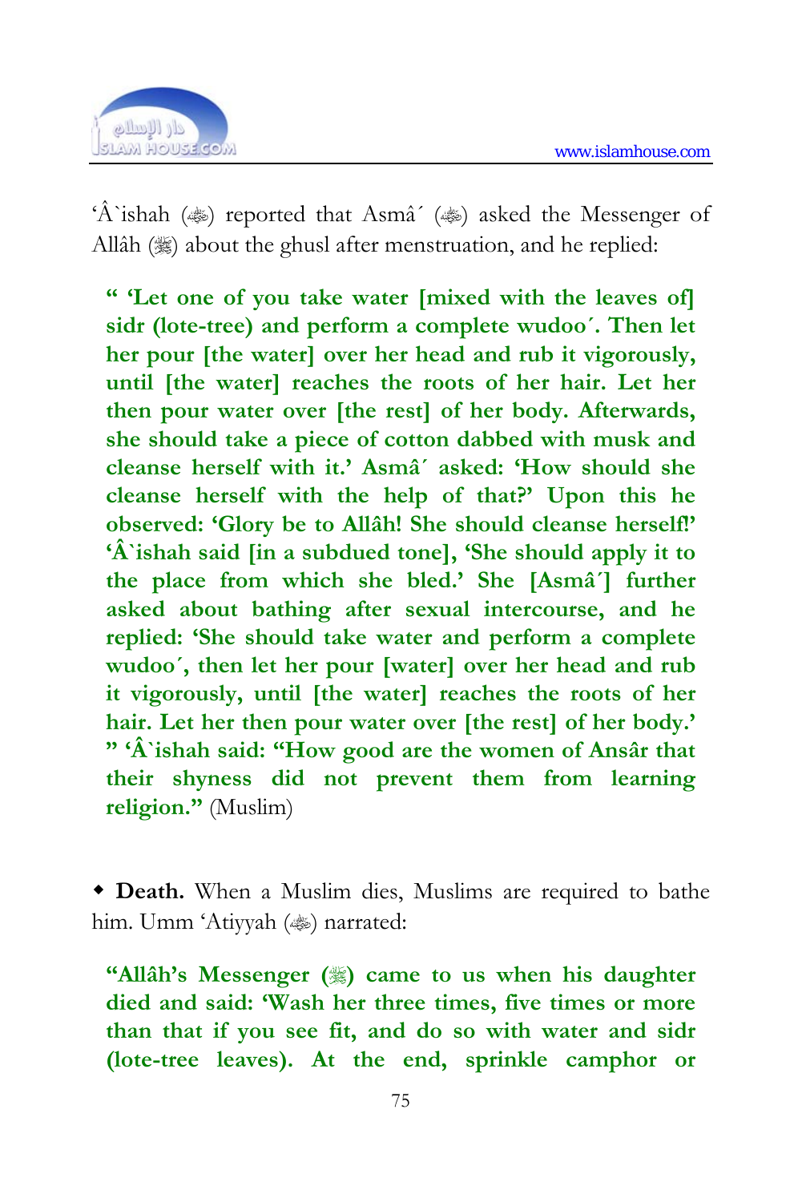‘Â`ishah (ﷺ) reported that Asmâ´ (ﷺ) asked the Messenger of Allâh (ﷺ) about the ghusl after menstruation, and he replied:

> **“ ‘Let one of you take water [mixed with the leaves of] sidr (lote-tree) and perform a complete wudoo´. Then let her pour [the water] over her head and rub it vigorously, until [the water] reaches the roots of her hair. Let her then pour water over [the rest] of her body. Afterwards, she should take a piece of cotton dabbed with musk and cleanse herself with it.’ Asmâ´ asked: ‘How should she cleanse herself with the help of that?’ Upon this he observed: ‘Glory be to Allâh! She should cleanse herself!’ ‘Â`ishah said [in a subdued tone], ‘She should apply it to the place from which she bled.’ She [Asmâ´] further asked about bathing after sexual intercourse, and he replied: ‘She should take water and perform a complete wudoo´, then let her pour [water] over her head and rub it vigorously, until [the water] reaches the roots of her hair. Let her then pour water over [the rest] of her body.’ ” ‘Â`ishah said: “How good are the women of Ansâr that their shyness did not prevent them from learning religion.”** (Muslim)

◆ **Death.** When a Muslim dies, Muslims are required to bathe him. Umm ‘Atiyyah (ﷺ) narrated:

> **“Allâh’s Messenger (ﷺ) came to us when his daughter died and said: ‘Wash her three times, five times or more than that if you see fit, and do so with water and sidr (lote-tree leaves). At the end, sprinkle camphor or**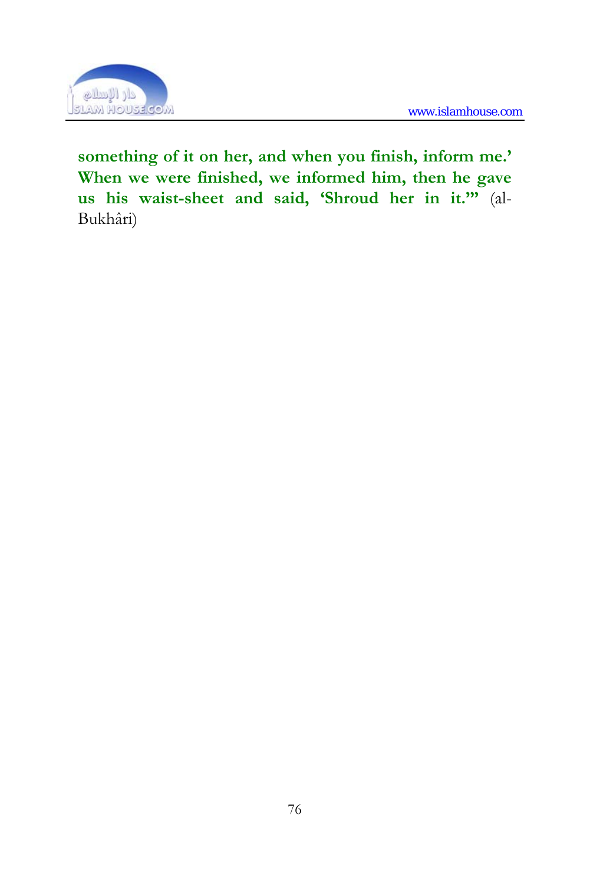**something of it on her, and when you finish, inform me.' When we were finished, we informed him, then he gave us his waist-sheet and said, 'Shroud her in it.'"** (al-Bukhâri)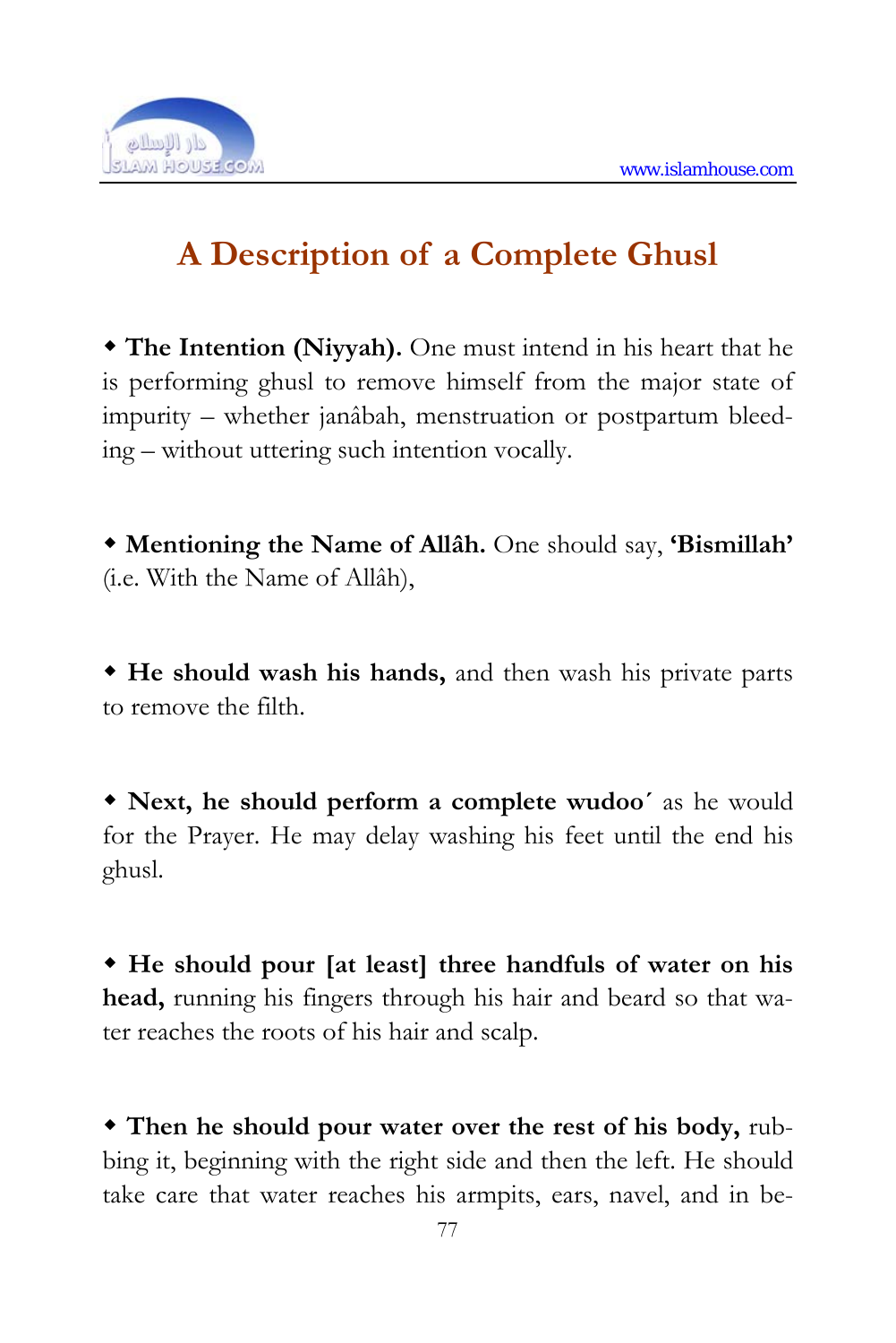# A Description of a Complete Ghusl

- **The Intention (Niyyah).** One must intend in his heart that he is performing ghusl to remove himself from the major state of impurity – whether janâbah, menstruation or postpartum bleeding – without uttering such intention vocally.

- **Mentioning the Name of Allâh.** One should say, **'Bismillah'** (i.e. With the Name of Allâh),

- **He should wash his hands,** and then wash his private parts to remove the filth.

- **Next, he should perform a complete wudoo´** as he would for the Prayer. He may delay washing his feet until the end his ghusl.

- **He should pour [at least] three handfuls of water on his head,** running his fingers through his hair and beard so that water reaches the roots of his hair and scalp.

- **Then he should pour water over the rest of his body,** rubbing it, beginning with the right side and then the left. He should take care that water reaches his armpits, ears, navel, and in be-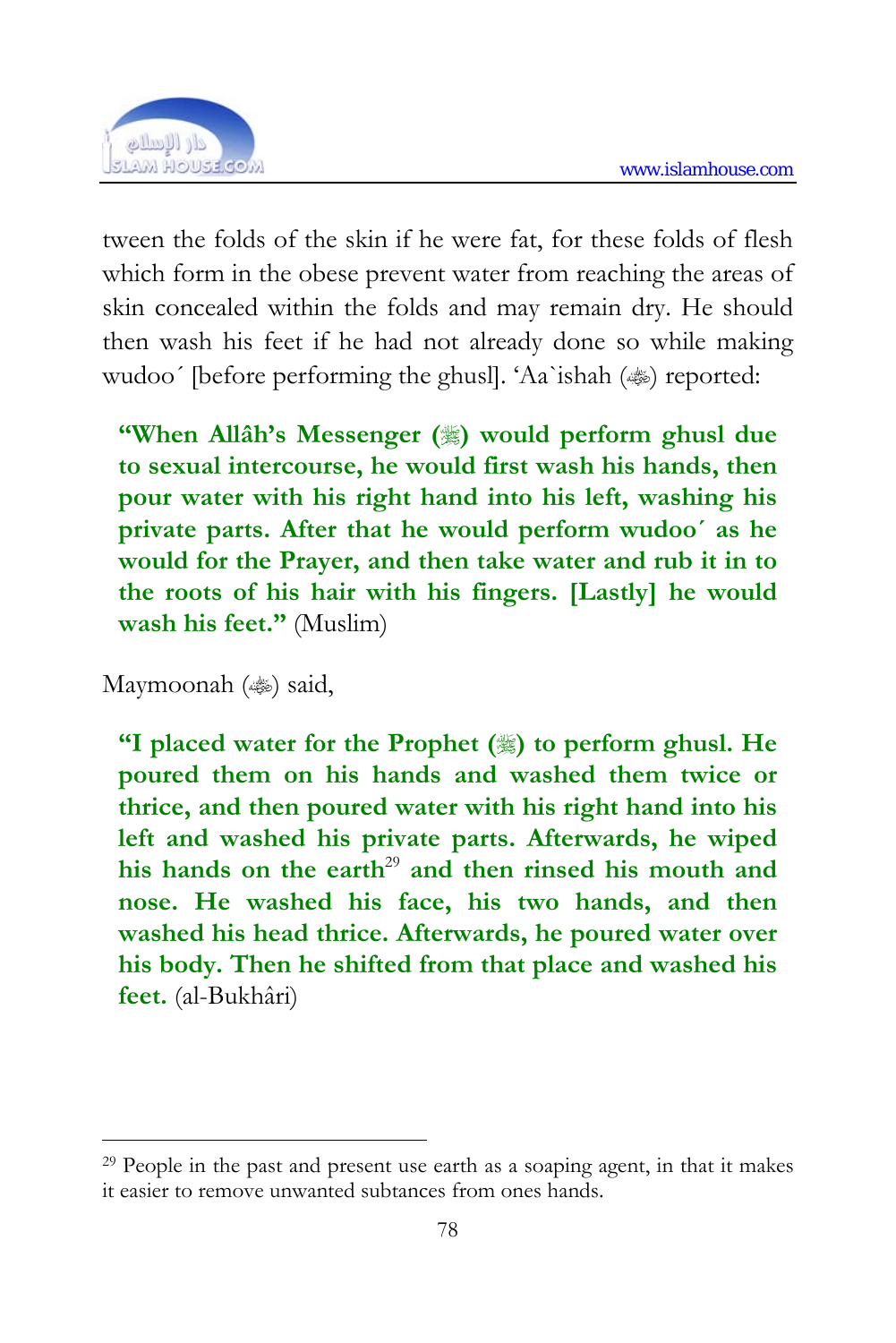tween the folds of the skin if he were fat, for these folds of flesh which form in the obese prevent water from reaching the areas of skin concealed within the folds and may remain dry. He should then wash his feet if he had not already done so while making wudoo´ [before performing the ghusl]. 'Aa`ishah (ﷺ) reported:

> **"When Allâh's Messenger (ﷺ) would perform ghusl due to sexual intercourse, he would first wash his hands, then pour water with his right hand into his left, washing his private parts. After that he would perform wudoo´ as he would for the Prayer, and then take water and rub it in to the roots of his hair with his fingers. [Lastly] he would wash his feet."** (Muslim)

Maymoonah (ﷺ) said,

> **"I placed water for the Prophet (ﷺ) to perform ghusl. He poured them on his hands and washed them twice or thrice, and then poured water with his right hand into his left and washed his private parts. Afterwards, he wiped his hands on the earth[29] and then rinsed his mouth and nose. He washed his face, his two hands, and then washed his head thrice. Afterwards, he poured water over his body. Then he shifted from that place and washed his feet.** (al-Bukhâri)

---

[29] People in the past and present use earth as a soaping agent, in that it makes it easier to remove unwanted subtances from ones hands.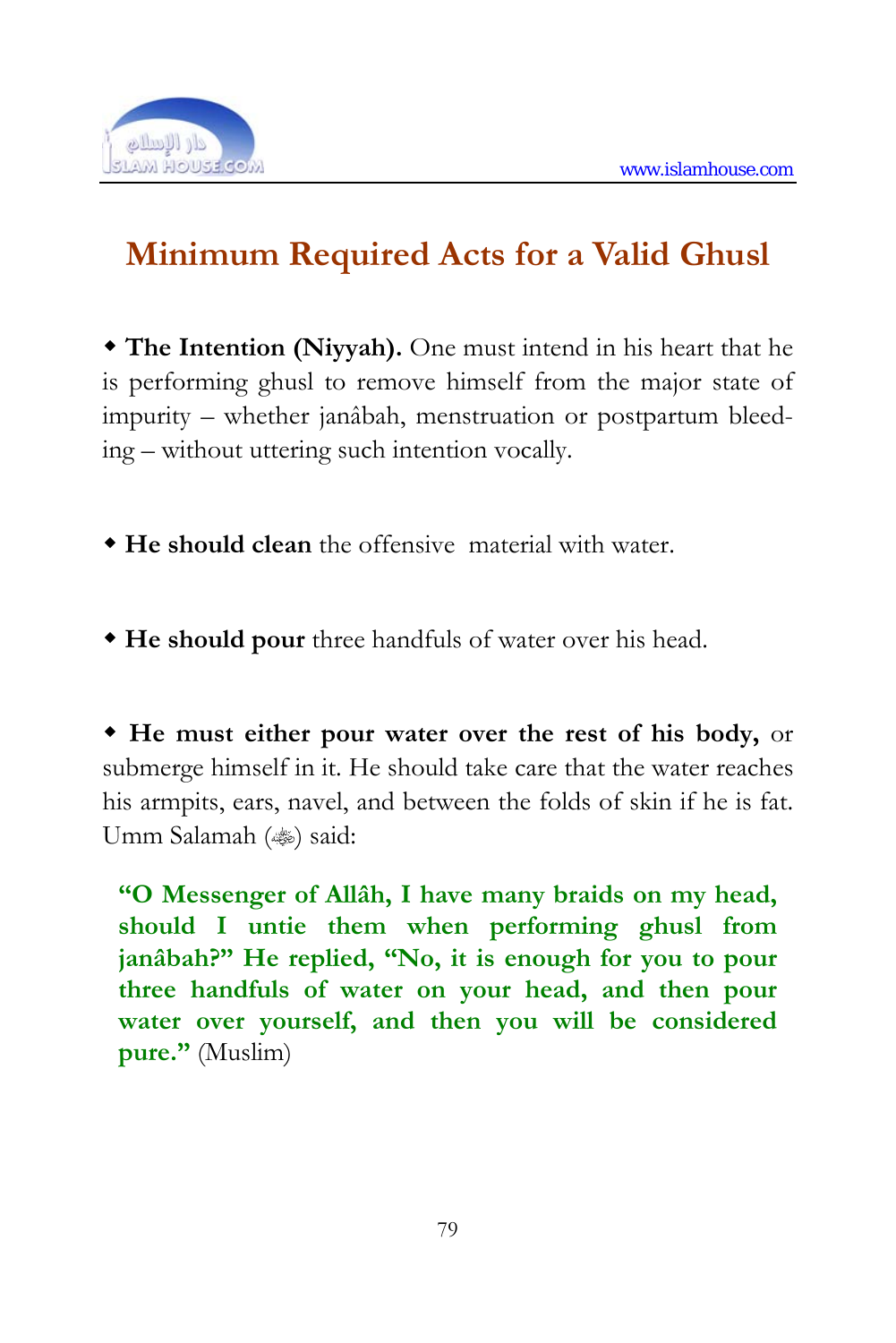## Minimum Required Acts for a Valid Ghusl

- **The Intention (Niyyah).** One must intend in his heart that he is performing ghusl to remove himself from the major state of impurity – whether janâbah, menstruation or postpartum bleeding – without uttering such intention vocally.

- **He should clean** the offensive material with water.

- **He should pour** three handfuls of water over his head.

- **He must either pour water over the rest of his body,** or submerge himself in it. He should take care that the water reaches his armpits, ears, navel, and between the folds of skin if he is fat. Umm Salamah (ﷺ) said:

> **"O Messenger of Allâh, I have many braids on my head, should I untie them when performing ghusl from janâbah?" He replied, "No, it is enough for you to pour three handfuls of water on your head, and then pour water over yourself, and then you will be considered pure."** (Muslim)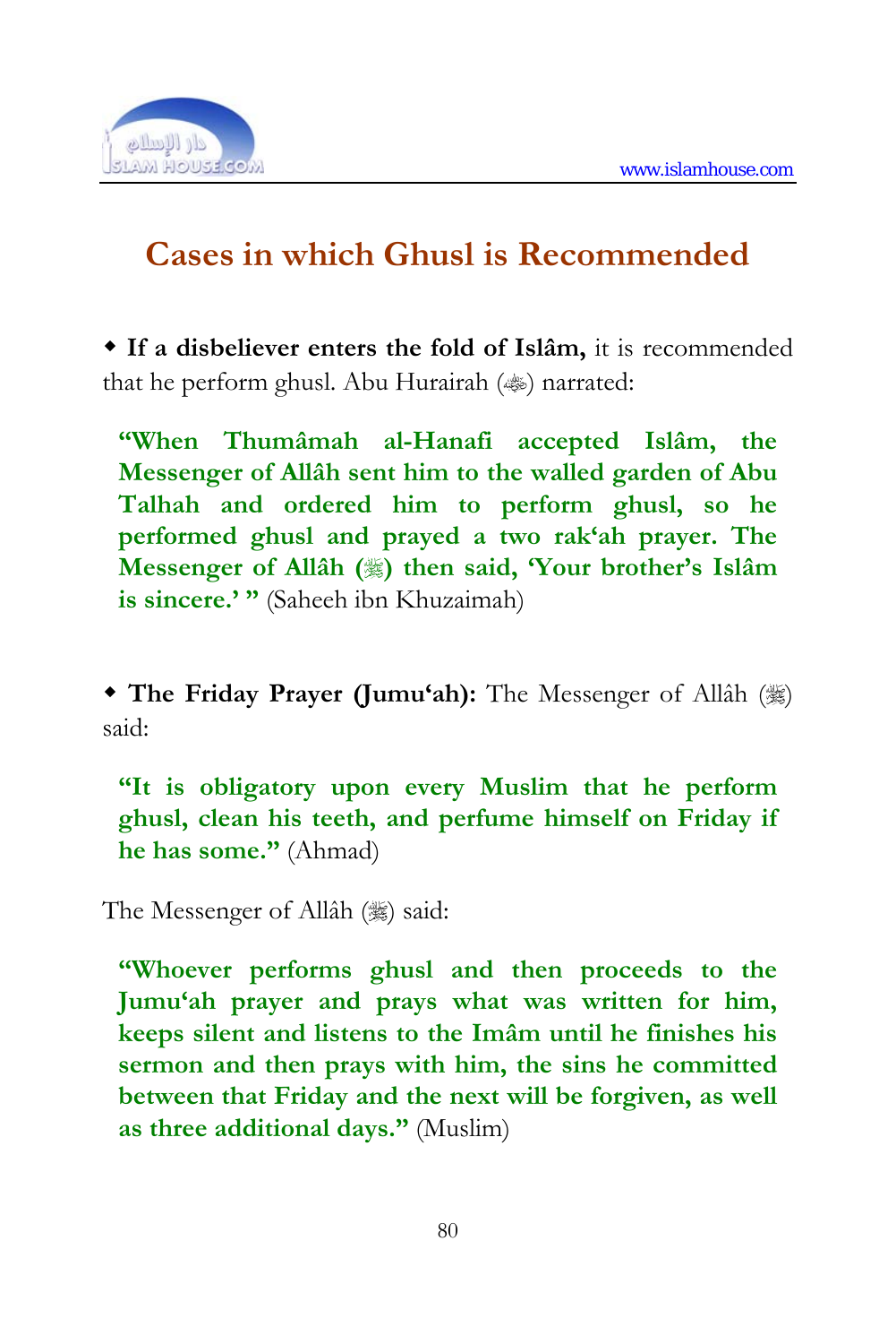## Cases in which Ghusl is Recommended

◆ **If a disbeliever enters the fold of Islâm,** it is recommended that he perform ghusl. Abu Hurairah (ﷺ) narrated:

> **"When Thumâmah al-Hanafi accepted Islâm, the Messenger of Allâh sent him to the walled garden of Abu Talhah and ordered him to perform ghusl, so he performed ghusl and prayed a two rak'ah prayer. The Messenger of Allâh (ﷺ) then said, 'Your brother's Islâm is sincere.' "** (Saheeh ibn Khuzaimah)

◆ **The Friday Prayer (Jumu'ah):** The Messenger of Allâh (ﷺ) said:

> **"It is obligatory upon every Muslim that he perform ghusl, clean his teeth, and perfume himself on Friday if he has some."** (Ahmad)

The Messenger of Allâh (ﷺ) said:

> **"Whoever performs ghusl and then proceeds to the Jumu'ah prayer and prays what was written for him, keeps silent and listens to the Imâm until he finishes his sermon and then prays with him, the sins he committed between that Friday and the next will be forgiven, as well as three additional days."** (Muslim)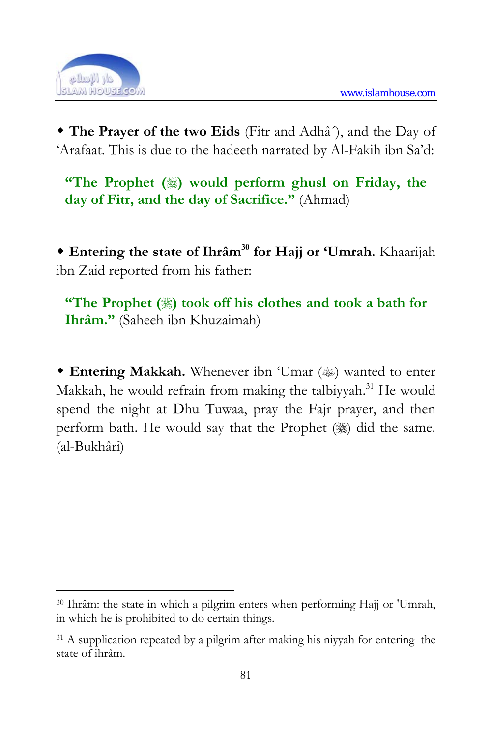- **The Prayer of the two Eids** (Fitr and Adhâ´), and the Day of 'Arafaat. This is due to the hadeeth narrated by Al-Fakih ibn Sa'd:

  **"The Prophet (ﷺ) would perform ghusl on Friday, the day of Fitr, and the day of Sacrifice."** (Ahmad)

- **Entering the state of Ihrâm[30] for Hajj or 'Umrah.** Khaarijah ibn Zaid reported from his father:

  **"The Prophet (ﷺ) took off his clothes and took a bath for Ihrâm."** (Saheeh ibn Khuzaimah)

- **Entering Makkah.** Whenever ibn 'Umar (ﷺ) wanted to enter Makkah, he would refrain from making the talbiyyah.[31] He would spend the night at Dhu Tuwaa, pray the Fajr prayer, and then perform bath. He would say that the Prophet (ﷺ) did the same. (al-Bukhâri)

---

[30] Ihrâm: the state in which a pilgrim enters when performing Hajj or 'Umrah, in which he is prohibited to do certain things.

[31] A supplication repeated by a pilgrim after making his niyyah for entering the state of ihrâm.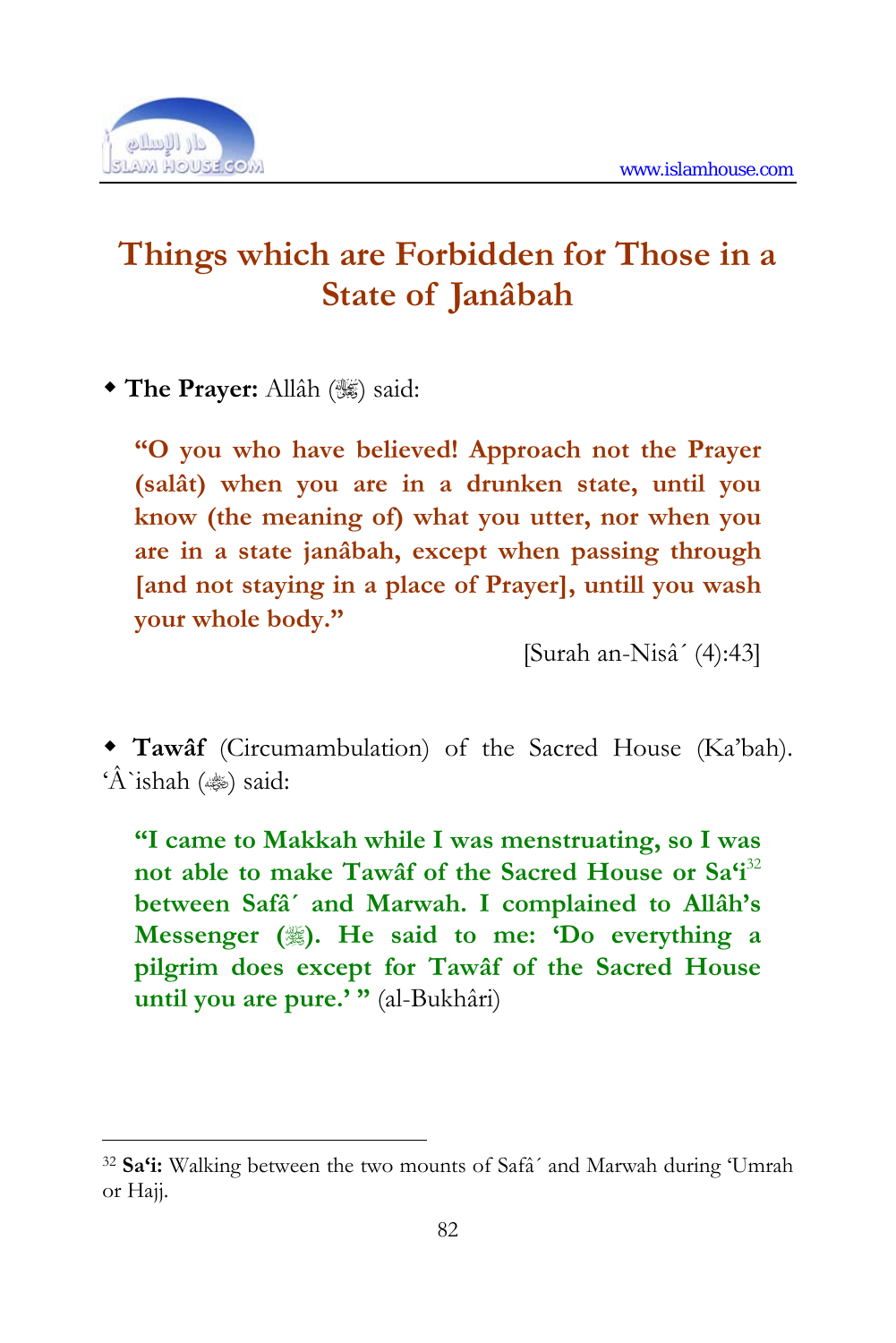# Things which are Forbidden for Those in a State of Janâbah

- **The Prayer:** Allâh (ﷻ) said:

> **"O you who have believed! Approach not the Prayer (salât) when you are in a drunken state, until you know (the meaning of) what you utter, nor when you are in a state janâbah, except when passing through [and not staying in a place of Prayer], untill you wash your whole body."**
>
> [Surah an-Nisâ´ (4):43]

- **Tawâf** (Circumambulation) of the Sacred House (Ka'bah). 'Â`ishah (رضي الله عنها) said:

> **"I came to Makkah while I was menstruating, so I was not able to make Tawâf of the Sacred House or Sa'i[32] between Safâ´ and Marwah. I complained to Allâh's Messenger (ﷺ). He said to me: 'Do everything a pilgrim does except for Tawâf of the Sacred House until you are pure.' "** (al-Bukhâri)

---

[32] **Sa'i:** Walking between the two mounts of Safâ´ and Marwah during 'Umrah or Hajj.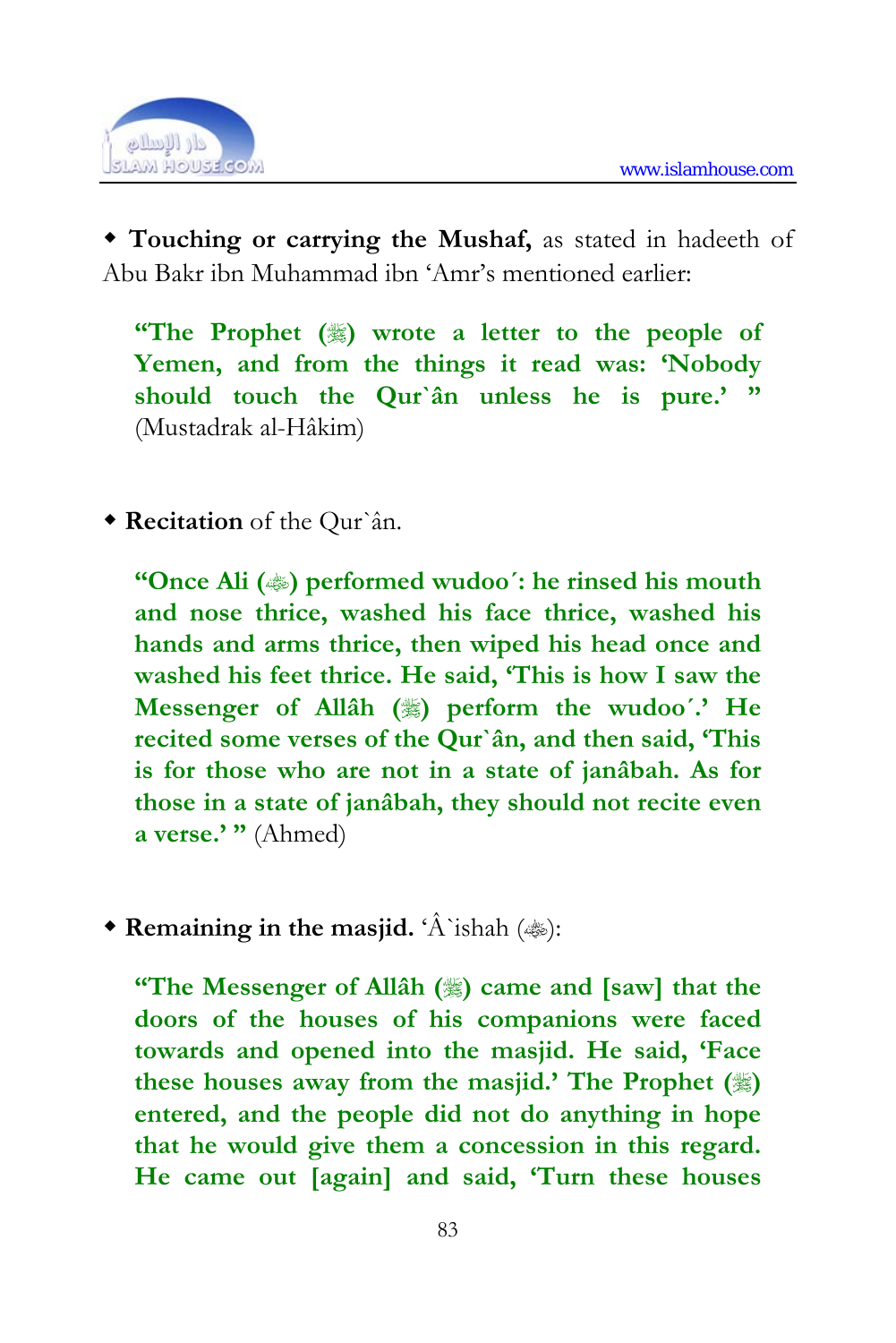◆ **Touching or carrying the Mushaf,** as stated in hadeeth of Abu Bakr ibn Muhammad ibn ‘Amr’s mentioned earlier:

> **“The Prophet (ﷺ) wrote a letter to the people of Yemen, and from the things it read was: ‘Nobody should touch the Qur`ân unless he is pure.’ ”** (Mustadrak al-Hâkim)

◆ **Recitation** of the Qur`ân.

> **“Once Ali (ﷺ) performed wudoo´: he rinsed his mouth and nose thrice, washed his face thrice, washed his hands and arms thrice, then wiped his head once and washed his feet thrice. He said, ‘This is how I saw the Messenger of Allâh (ﷺ) perform the wudoo´.’ He recited some verses of the Qur`ân, and then said, ‘This is for those who are not in a state of janâbah. As for those in a state of janâbah, they should not recite even a verse.’ ”** (Ahmed)

◆ **Remaining in the masjid.** ‘Â`ishah (ﷺ):

> **“The Messenger of Allâh (ﷺ) came and [saw] that the doors of the houses of his companions were faced towards and opened into the masjid. He said, ‘Face these houses away from the masjid.’ The Prophet (ﷺ) entered, and the people did not do anything in hope that he would give them a concession in this regard. He came out [again] and said, ‘Turn these houses**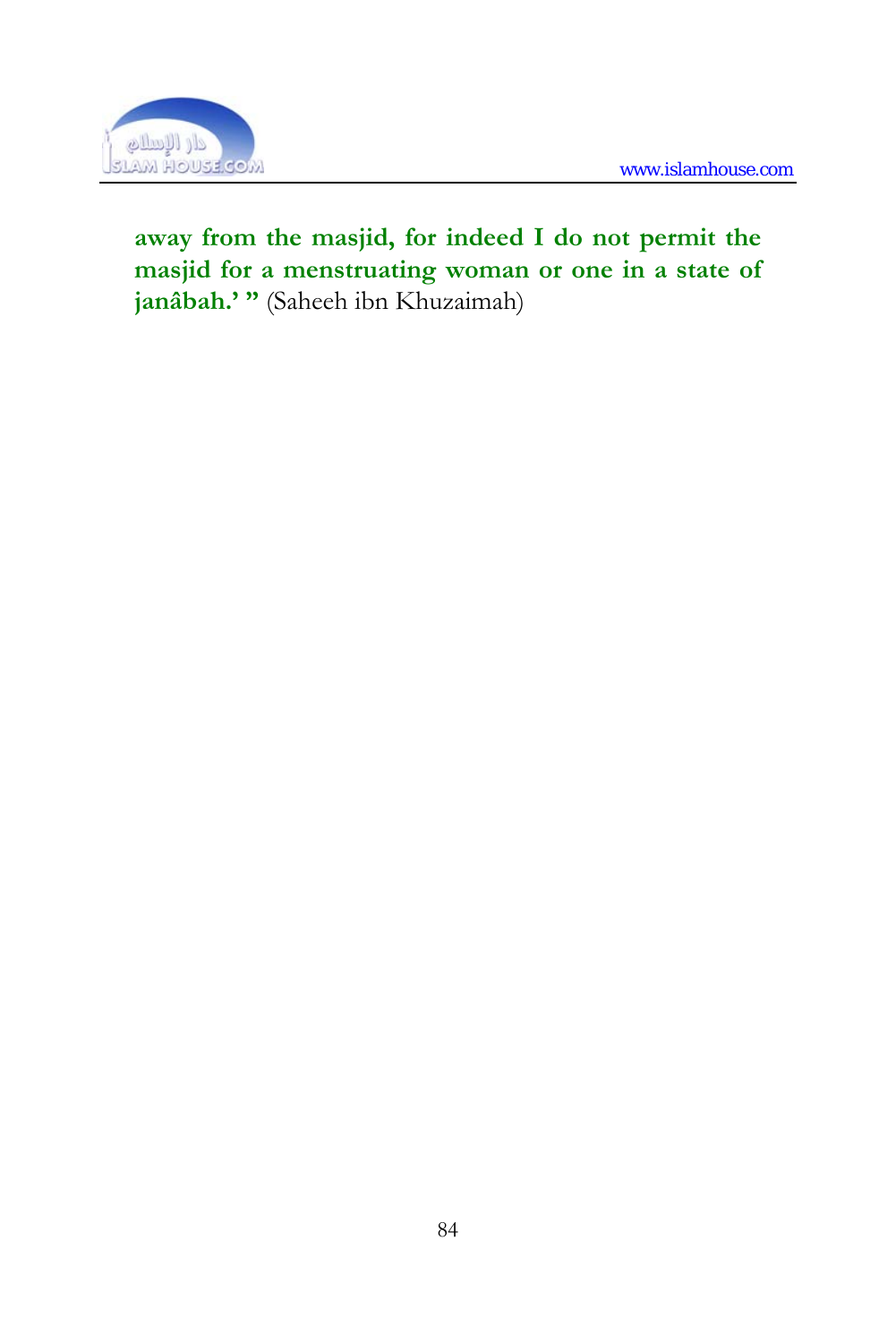**away from the masjid, for indeed I do not permit the masjid for a menstruating woman or one in a state of janâbah.' "** (Saheeh ibn Khuzaimah)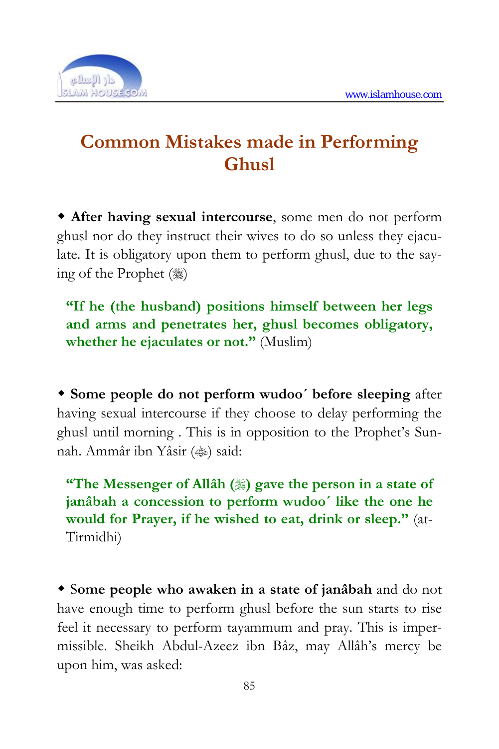# Common Mistakes made in Performing Ghusl

◆ **After having sexual intercourse**, some men do not perform ghusl nor do they instruct their wives to do so unless they ejaculate. It is obligatory upon them to perform ghusl, due to the saying of the Prophet (ﷺ)

> **"If he (the husband) positions himself between her legs and arms and penetrates her, ghusl becomes obligatory, whether he ejaculates or not."** (Muslim)

◆ **Some people do not perform wudoo´ before sleeping** after having sexual intercourse if they choose to delay performing the ghusl until morning . This is in opposition to the Prophet's Sunnah. Ammâr ibn Yâsir (رضي الله عنه) said:

> **"The Messenger of Allâh (ﷺ) gave the person in a state of janâbah a concession to perform wudoo´ like the one he would for Prayer, if he wished to eat, drink or sleep."** (at-Tirmidhi)

◆ S**ome people who awaken in a state of janâbah** and do not have enough time to perform ghusl before the sun starts to rise feel it necessary to perform tayammum and pray. This is impermissible. Sheikh Abdul-Azeez ibn Bâz, may Allâh's mercy be upon him, was asked: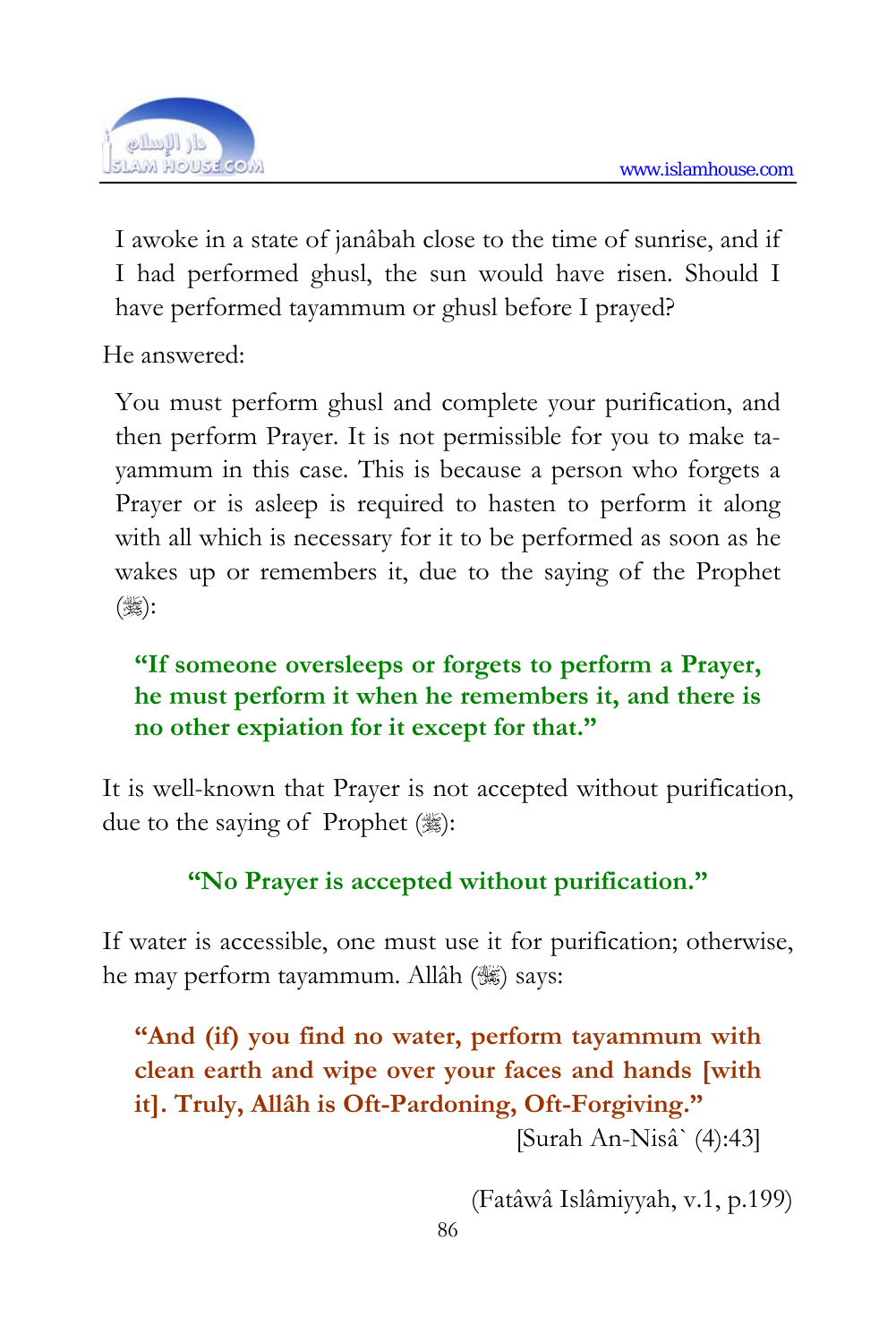I awoke in a state of janâbah close to the time of sunrise, and if I had performed ghusl, the sun would have risen. Should I have performed tayammum or ghusl before I prayed?

He answered:

You must perform ghusl and complete your purification, and then perform Prayer. It is not permissible for you to make tayammum in this case. This is because a person who forgets a Prayer or is asleep is required to hasten to perform it along with all which is necessary for it to be performed as soon as he wakes up or remembers it, due to the saying of the Prophet (ﷺ):

> **"If someone oversleeps or forgets to perform a Prayer, he must perform it when he remembers it, and there is no other expiation for it except for that."**

It is well-known that Prayer is not accepted without purification, due to the saying of Prophet (ﷺ):

> **"No Prayer is accepted without purification."**

If water is accessible, one must use it for purification; otherwise, he may perform tayammum. Allâh (ﷻ) says:

> **"And (if) you find no water, perform tayammum with clean earth and wipe over your faces and hands [with it]. Truly, Allâh is Oft-Pardoning, Oft-Forgiving."**
>
> [Surah An-Nisâ` (4):43]

(Fatâwâ Islâmiyyah, v.1, p.199)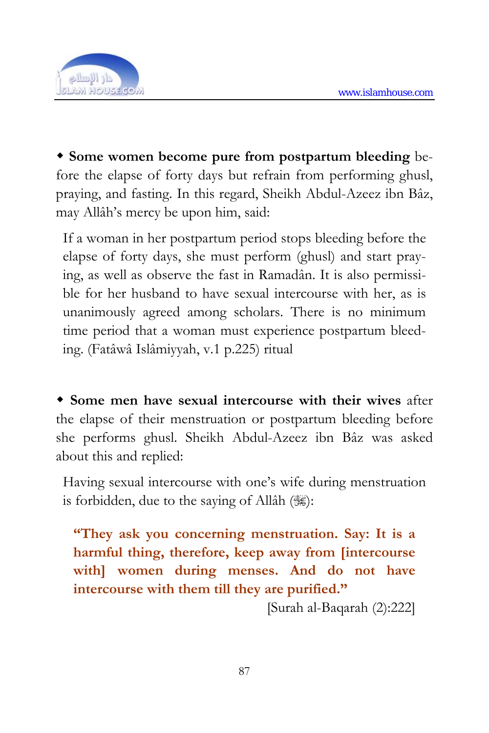◆ **Some women become pure from postpartum bleeding** before the elapse of forty days but refrain from performing ghusl, praying, and fasting. In this regard, Sheikh Abdul-Azeez ibn Bâz, may Allâh's mercy be upon him, said:

> If a woman in her postpartum period stops bleeding before the elapse of forty days, she must perform (ghusl) and start praying, as well as observe the fast in Ramadân. It is also permissible for her husband to have sexual intercourse with her, as is unanimously agreed among scholars. There is no minimum time period that a woman must experience postpartum bleeding. (Fatâwâ Islâmiyyah, v.1 p.225) ritual

◆ **Some men have sexual intercourse with their wives** after the elapse of their menstruation or postpartum bleeding before she performs ghusl. Sheikh Abdul-Azeez ibn Bâz was asked about this and replied:

> Having sexual intercourse with one's wife during menstruation is forbidden, due to the saying of Allâh (ﷻ):
>
> **"They ask you concerning menstruation. Say: It is a harmful thing, therefore, keep away from [intercourse with] women during menses. And do not have intercourse with them till they are purified."**
>
> [Surah al-Baqarah (2):222]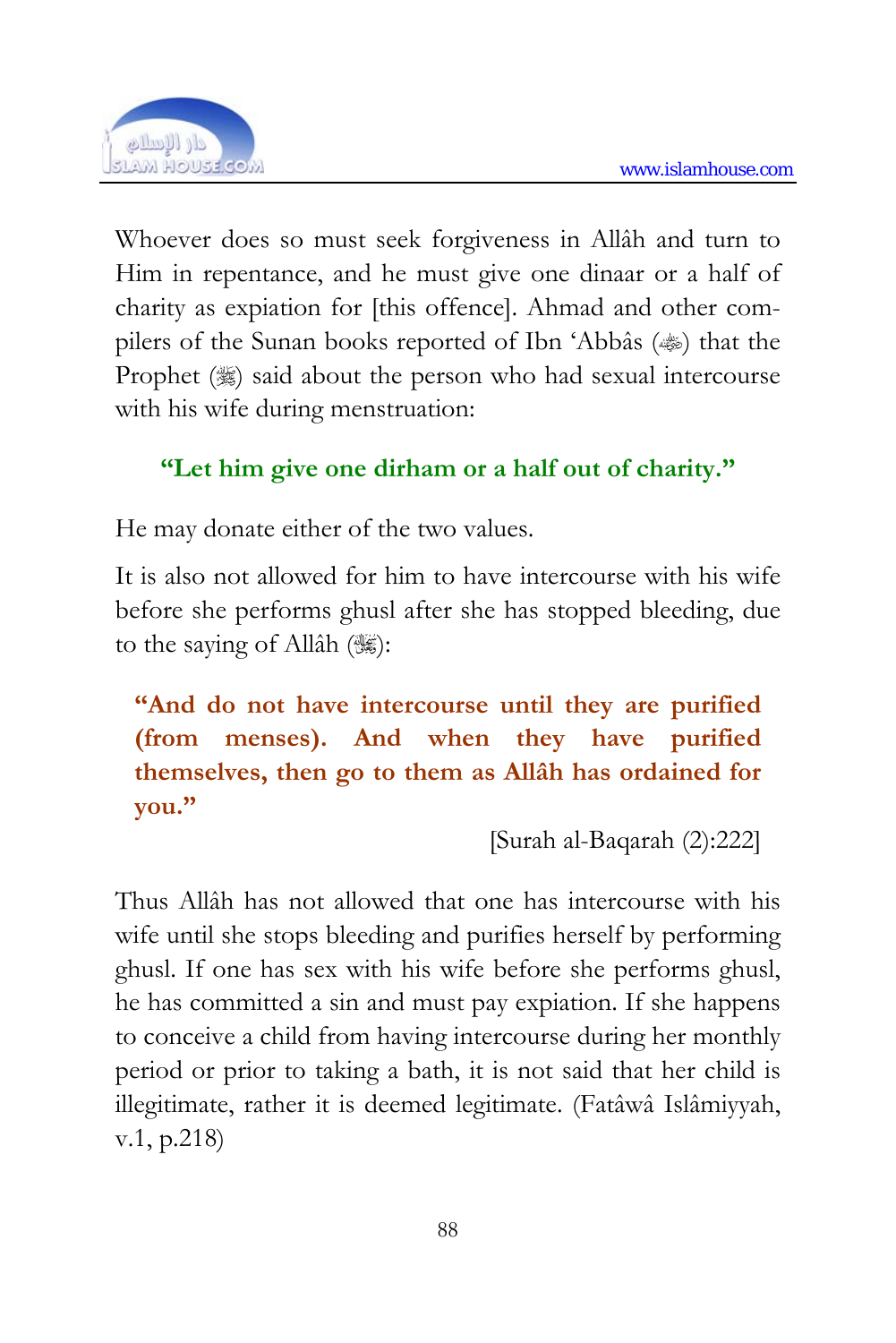Whoever does so must seek forgiveness in Allâh and turn to Him in repentance, and he must give one dinaar or a half of charity as expiation for [this offence]. Ahmad and other compilers of the Sunan books reported of Ibn 'Abbâs (ﷺ) that the Prophet (ﷺ) said about the person who had sexual intercourse with his wife during menstruation:

**"Let him give one dirham or a half out of charity."**

He may donate either of the two values.

It is also not allowed for him to have intercourse with his wife before she performs ghusl after she has stopped bleeding, due to the saying of Allâh (ﷻ):

> **"And do not have intercourse until they are purified (from menses). And when they have purified themselves, then go to them as Allâh has ordained for you."**
>
> [Surah al-Baqarah (2):222]

Thus Allâh has not allowed that one has intercourse with his wife until she stops bleeding and purifies herself by performing ghusl. If one has sex with his wife before she performs ghusl, he has committed a sin and must pay expiation. If she happens to conceive a child from having intercourse during her monthly period or prior to taking a bath, it is not said that her child is illegitimate, rather it is deemed legitimate. (Fatâwâ Islâmiyyah, v.1, p.218)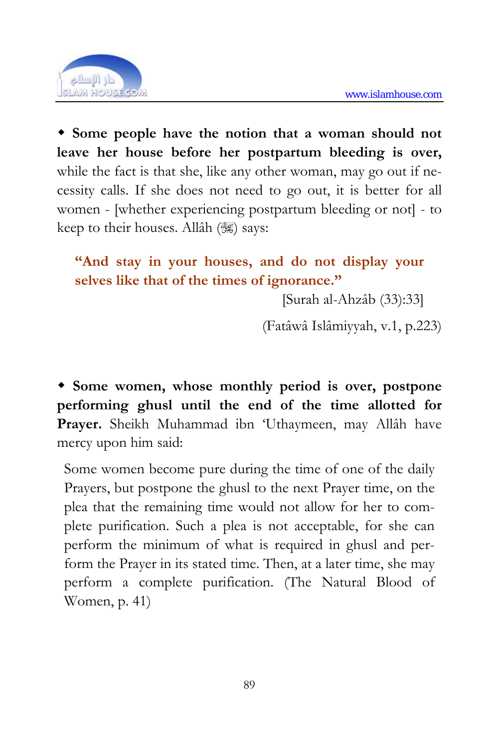◆ **Some people have the notion that a woman should not leave her house before her postpartum bleeding is over,** while the fact is that she, like any other woman, may go out if necessity calls. If she does not need to go out, it is better for all women - [whether experiencing postpartum bleeding or not] - to keep to their houses. Allâh (ﷻ) says:

> **"And stay in your houses, and do not display your selves like that of the times of ignorance."**
>
> [Surah al-Ahzâb (33):33]

(Fatâwâ Islâmiyyah, v.1, p.223)

◆ **Some women, whose monthly period is over, postpone performing ghusl until the end of the time allotted for Prayer.** Sheikh Muhammad ibn 'Uthaymeen, may Allâh have mercy upon him said:

> Some women become pure during the time of one of the daily Prayers, but postpone the ghusl to the next Prayer time, on the plea that the remaining time would not allow for her to complete purification. Such a plea is not acceptable, for she can perform the minimum of what is required in ghusl and perform the Prayer in its stated time. Then, at a later time, she may perform a complete purification. (The Natural Blood of Women, p. 41)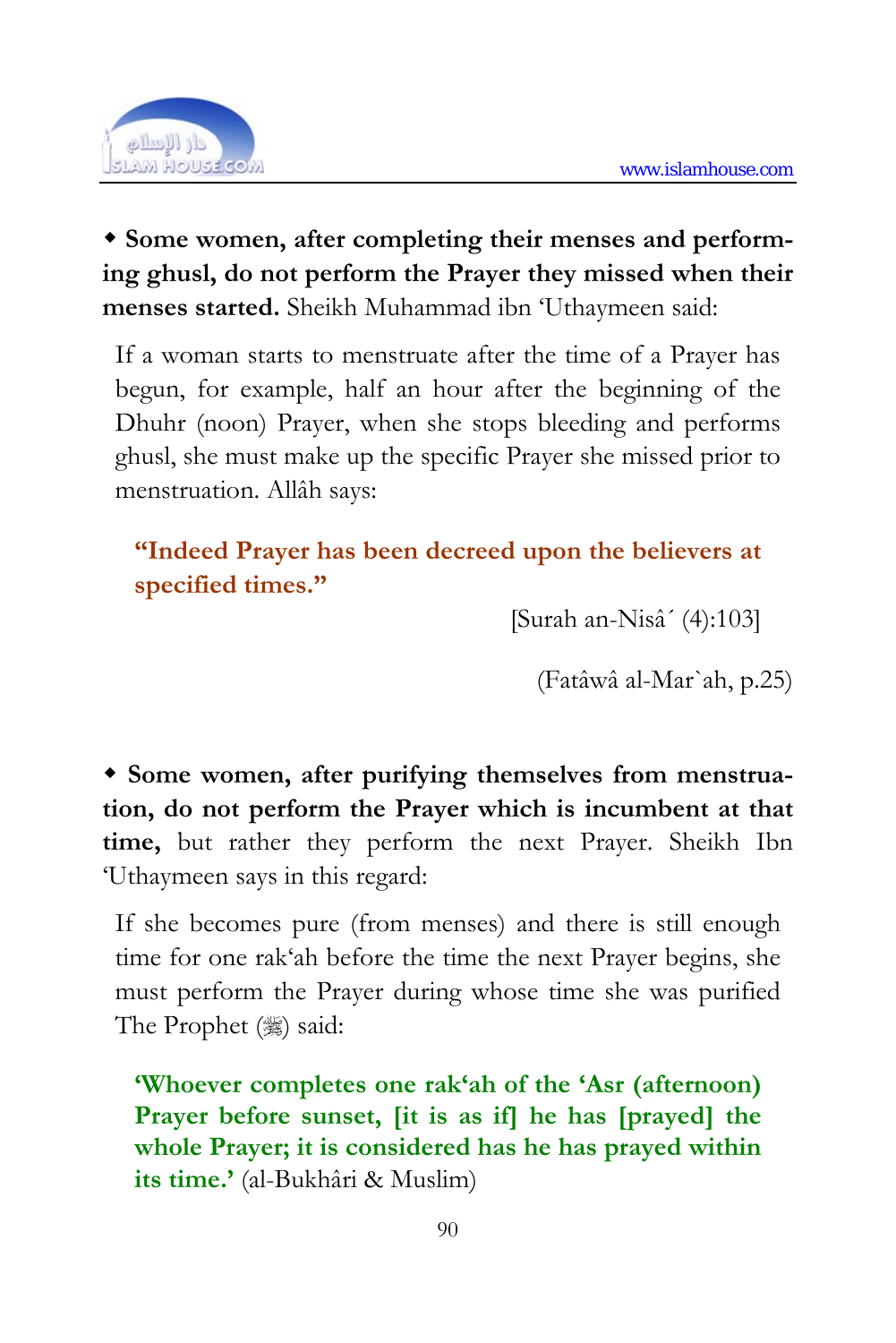◆ **Some women, after completing their menses and performing ghusl, do not perform the Prayer they missed when their menses started.** Sheikh Muhammad ibn 'Uthaymeen said:

> If a woman starts to menstruate after the time of a Prayer has begun, for example, half an hour after the beginning of the Dhuhr (noon) Prayer, when she stops bleeding and performs ghusl, she must make up the specific Prayer she missed prior to menstruation. Allâh says:
>
> **"Indeed Prayer has been decreed upon the believers at specified times."**
>
> [Surah an-Nisâ´ (4):103]
>
> (Fatâwâ al-Mar`ah, p.25)

◆ **Some women, after purifying themselves from menstruation, do not perform the Prayer which is incumbent at that time,** but rather they perform the next Prayer. Sheikh Ibn 'Uthaymeen says in this regard:

> If she becomes pure (from menses) and there is still enough time for one rak'ah before the time the next Prayer begins, she must perform the Prayer during whose time she was purified The Prophet (ﷺ) said:
>
> **'Whoever completes one rak'ah of the 'Asr (afternoon) Prayer before sunset, [it is as if] he has [prayed] the whole Prayer; it is considered has he has prayed within its time.'** (al-Bukhâri & Muslim)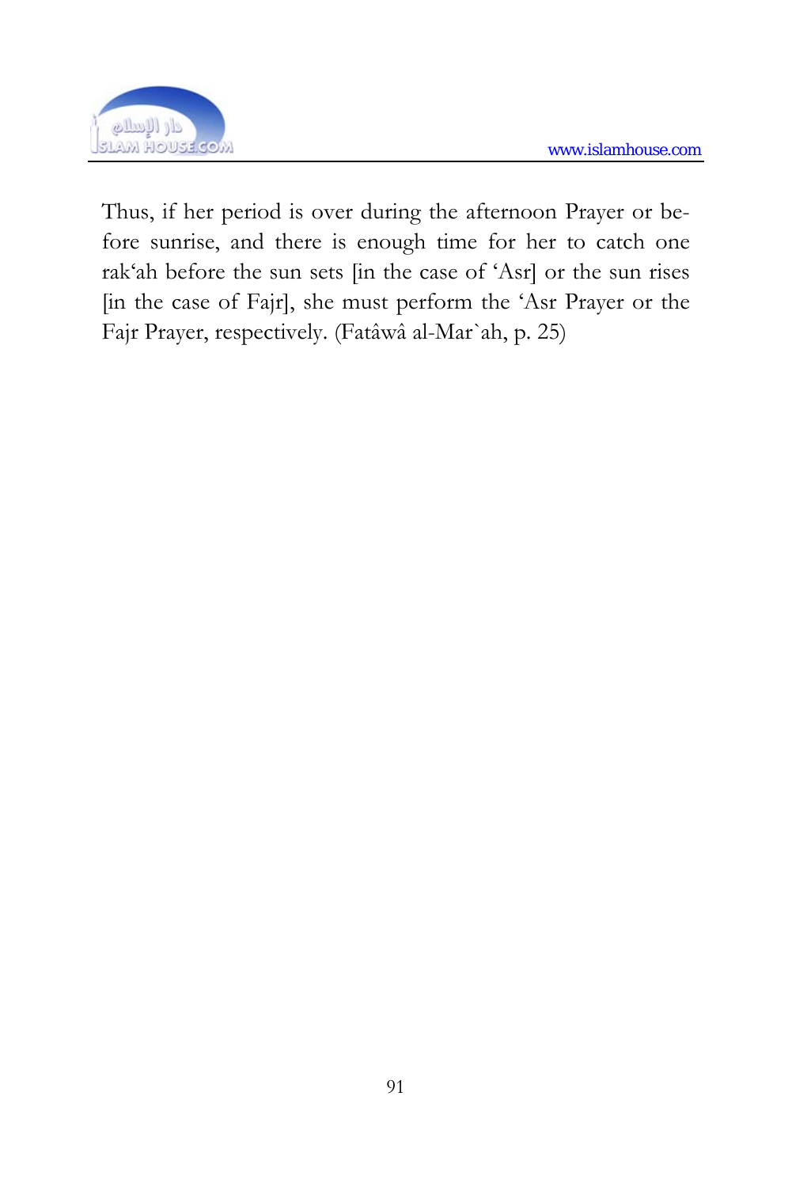Thus, if her period is over during the afternoon Prayer or before sunrise, and there is enough time for her to catch one rak'ah before the sun sets [in the case of 'Asr] or the sun rises [in the case of Fajr], she must perform the 'Asr Prayer or the Fajr Prayer, respectively. (Fatâwâ al-Mar`ah, p. 25)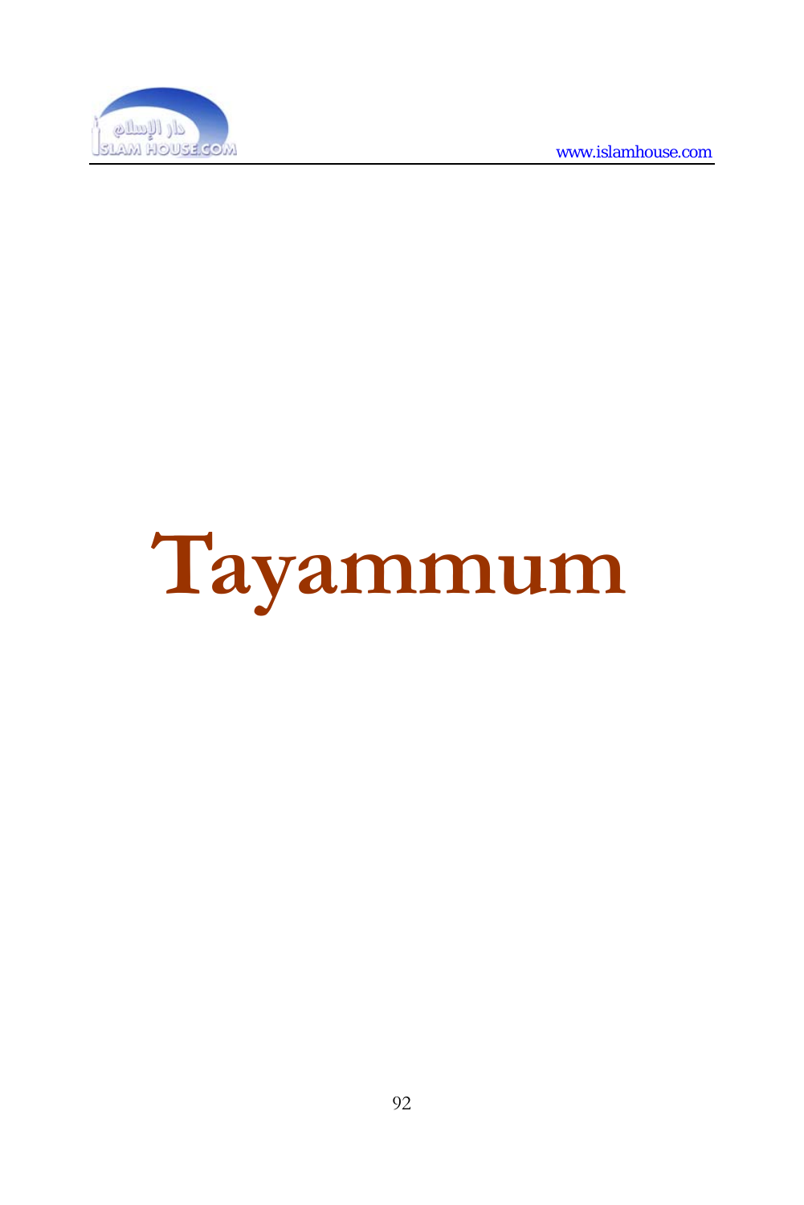# Tayammum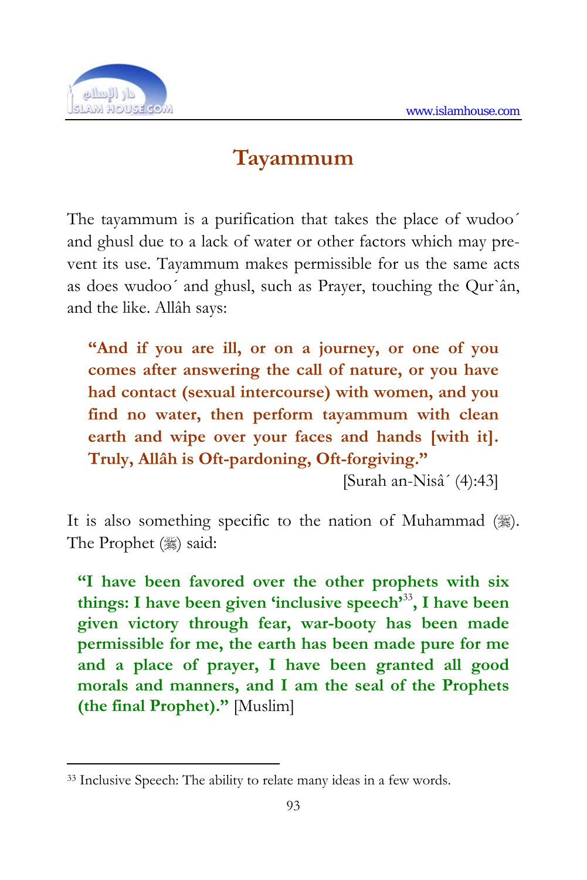# Tayammum

The tayammum is a purification that takes the place of wudoo´ and ghusl due to a lack of water or other factors which may prevent its use. Tayammum makes permissible for us the same acts as does wudoo´ and ghusl, such as Prayer, touching the Qur`ân, and the like. Allâh says:

> **"And if you are ill, or on a journey, or one of you comes after answering the call of nature, or you have had contact (sexual intercourse) with women, and you find no water, then perform tayammum with clean earth and wipe over your faces and hands [with it]. Truly, Allâh is Oft-pardoning, Oft-forgiving."**
>
> [Surah an-Nisâ´ (4):43]

It is also something specific to the nation of Muhammad (ﷺ). The Prophet (ﷺ) said:

> **"I have been favored over the other prophets with six things: I have been given 'inclusive speech'[33], I have been given victory through fear, war-booty has been made permissible for me, the earth has been made pure for me and a place of prayer, I have been granted all good morals and manners, and I am the seal of the Prophets (the final Prophet)."** [Muslim]

---

[33] Inclusive Speech: The ability to relate many ideas in a few words.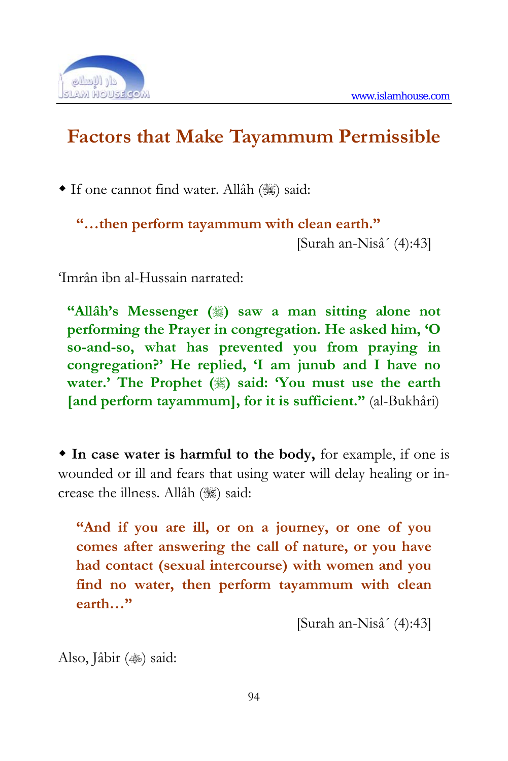# Factors that Make Tayammum Permissible

- If one cannot find water. Allâh (ﷻ) said:

> **"…then perform tayammum with clean earth."**
>
> [Surah an-Nisâ´ (4):43]

'Imrân ibn al-Hussain narrated:

> **"Allâh's Messenger (ﷺ) saw a man sitting alone not performing the Prayer in congregation. He asked him, 'O so-and-so, what has prevented you from praying in congregation?' He replied, 'I am junub and I have no water.' The Prophet (ﷺ) said: 'You must use the earth [and perform tayammum], for it is sufficient."** (al-Bukhâri)

- **In case water is harmful to the body,** for example, if one is wounded or ill and fears that using water will delay healing or increase the illness. Allâh (ﷻ) said:

> **"And if you are ill, or on a journey, or one of you comes after answering the call of nature, or you have had contact (sexual intercourse) with women and you find no water, then perform tayammum with clean earth…"**
>
> [Surah an-Nisâ´ (4):43]

Also, Jâbir (ؓ) said: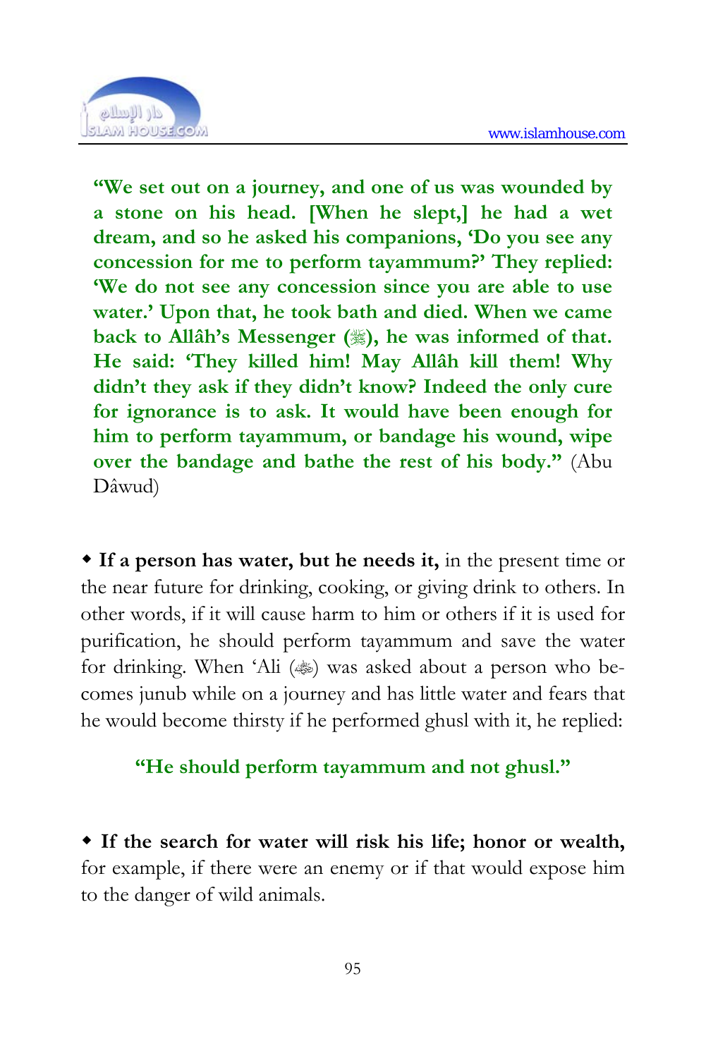**"We set out on a journey, and one of us was wounded by a stone on his head. [When he slept,] he had a wet dream, and so he asked his companions, 'Do you see any concession for me to perform tayammum?' They replied: 'We do not see any concession since you are able to use water.' Upon that, he took bath and died. When we came back to Allâh's Messenger (ﷺ), he was informed of that. He said: 'They killed him! May Allâh kill them! Why didn't they ask if they didn't know? Indeed the only cure for ignorance is to ask. It would have been enough for him to perform tayammum, or bandage his wound, wipe over the bandage and bathe the rest of his body."** (Abu Dâwud)

◆ **If a person has water, but he needs it,** in the present time or the near future for drinking, cooking, or giving drink to others. In other words, if it will cause harm to him or others if it is used for purification, he should perform tayammum and save the water for drinking. When 'Ali (رضي الله عنه) was asked about a person who becomes junub while on a journey and has little water and fears that he would become thirsty if he performed ghusl with it, he replied:

**"He should perform tayammum and not ghusl."**

◆ **If the search for water will risk his life; honor or wealth,** for example, if there were an enemy or if that would expose him to the danger of wild animals.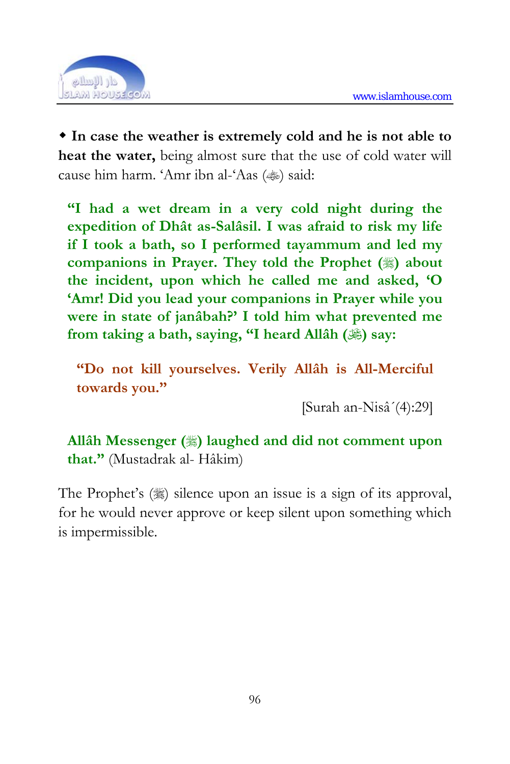◆ **In case the weather is extremely cold and he is not able to heat the water,** being almost sure that the use of cold water will cause him harm. 'Amr ibn al-'Aas (ﷺ) said:

> **"I had a wet dream in a very cold night during the expedition of Dhât as-Salâsil. I was afraid to risk my life if I took a bath, so I performed tayammum and led my companions in Prayer. They told the Prophet (ﷺ) about the incident, upon which he called me and asked, 'O 'Amr! Did you lead your companions in Prayer while you were in state of janâbah?' I told him what prevented me from taking a bath, saying, "I heard Allâh (ﷻ) say:**
>
> > **"Do not kill yourselves. Verily Allâh is All-Merciful towards you."**
> >
> > [Surah an-Nisâ´(4):29]
>
> **Allâh Messenger (ﷺ) laughed and did not comment upon that."** (Mustadrak al- Hâkim)

The Prophet's (ﷺ) silence upon an issue is a sign of its approval, for he would never approve or keep silent upon something which is impermissible.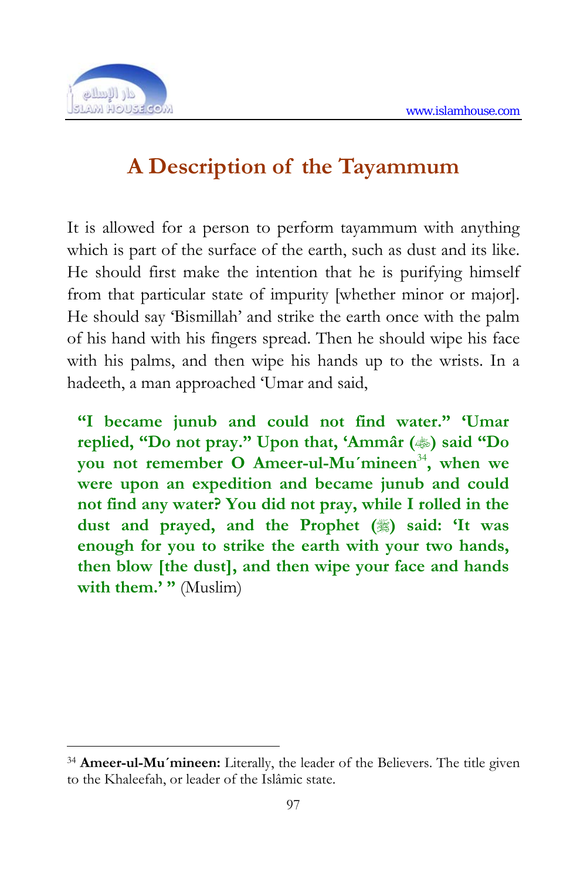# A Description of the Tayammum

It is allowed for a person to perform tayammum with anything which is part of the surface of the earth, such as dust and its like. He should first make the intention that he is purifying himself from that particular state of impurity [whether minor or major]. He should say 'Bismillah' and strike the earth once with the palm of his hand with his fingers spread. Then he should wipe his face with his palms, and then wipe his hands up to the wrists. In a hadeeth, a man approached 'Umar and said,

> **"I became junub and could not find water." 'Umar replied, "Do not pray." Upon that, 'Ammâr (ﷺ) said "Do you not remember O Ameer-ul-Mu´mineen[34], when we were upon an expedition and became junub and could not find any water? You did not pray, while I rolled in the dust and prayed, and the Prophet (ﷺ) said: 'It was enough for you to strike the earth with your two hands, then blow [the dust], and then wipe your face and hands with them.' "** (Muslim)

---

[34] **Ameer-ul-Mu´mineen:** Literally, the leader of the Believers. The title given to the Khaleefah, or leader of the Islâmic state.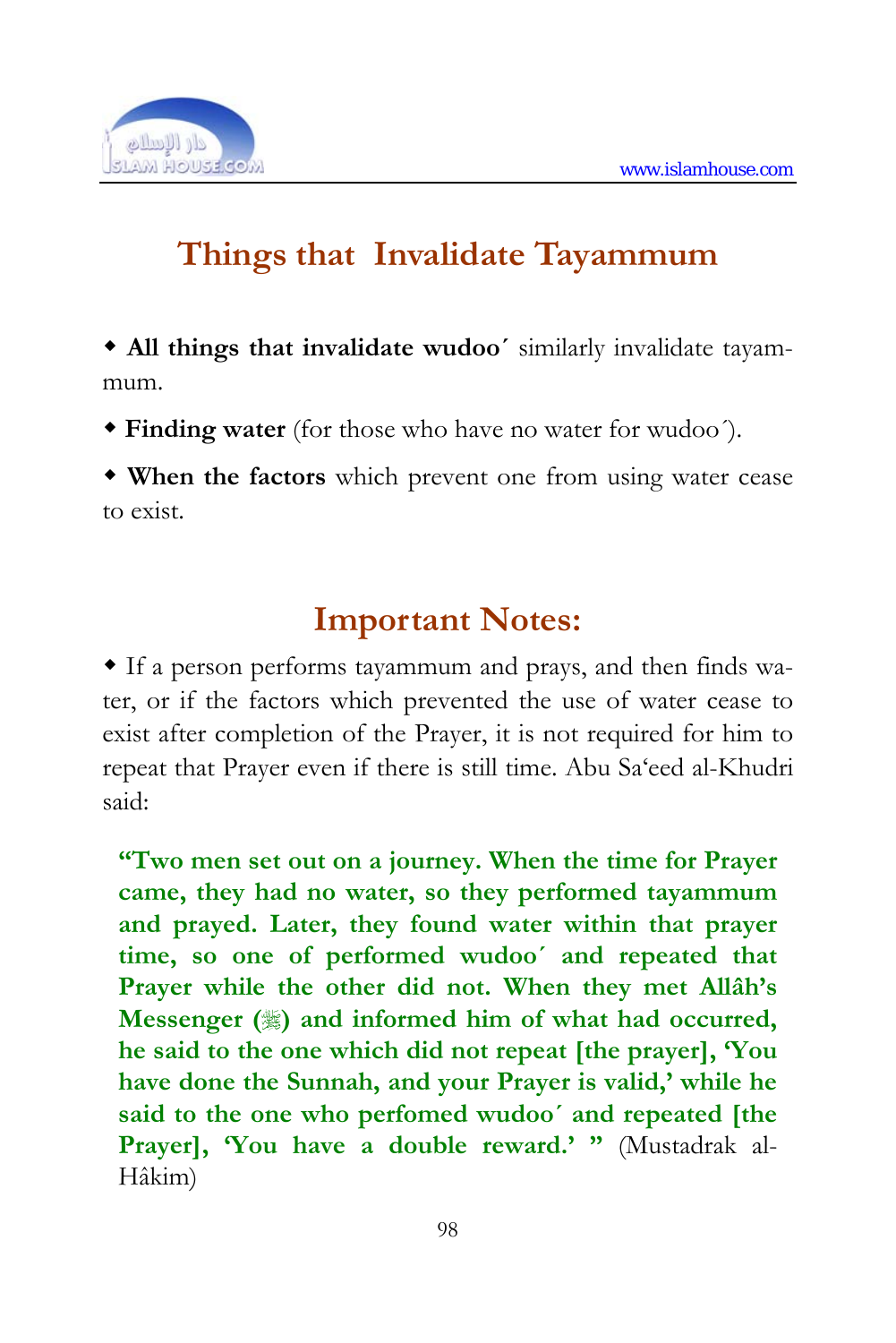## Things that Invalidate Tayammum

- **All things that invalidate wudoo´** similarly invalidate tayammum.
- **Finding water** (for those who have no water for wudoo´).
- **When the factors** which prevent one from using water cease to exist.

## Important Notes:

- If a person performs tayammum and prays, and then finds water, or if the factors which prevented the use of water cease to exist after completion of the Prayer, it is not required for him to repeat that Prayer even if there is still time. Abu Sa'eed al-Khudri said:

> **"Two men set out on a journey. When the time for Prayer came, they had no water, so they performed tayammum and prayed. Later, they found water within that prayer time, so one of performed wudoo´ and repeated that Prayer while the other did not. When they met Allâh's Messenger (ﷺ) and informed him of what had occurred, he said to the one which did not repeat [the prayer], 'You have done the Sunnah, and your Prayer is valid,' while he said to the one who perfomed wudoo´ and repeated [the Prayer], 'You have a double reward.' "** (Mustadrak al-Hâkim)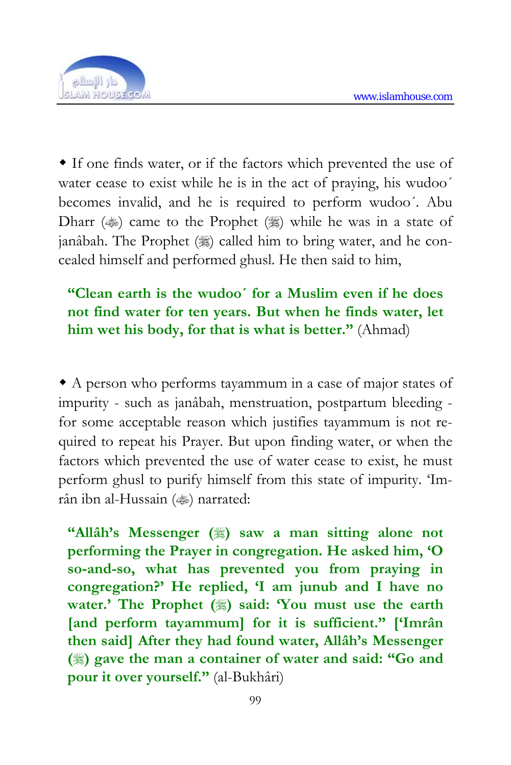◆ If one finds water, or if the factors which prevented the use of water cease to exist while he is in the act of praying, his wudoo´ becomes invalid, and he is required to perform wudoo´. Abu Dharr (ﷺ) came to the Prophet (ﷺ) while he was in a state of janâbah. The Prophet (ﷺ) called him to bring water, and he concealed himself and performed ghusl. He then said to him,

> **"Clean earth is the wudoo´ for a Muslim even if he does not find water for ten years. But when he finds water, let him wet his body, for that is what is better."** (Ahmad)

◆ A person who performs tayammum in a case of major states of impurity - such as janâbah, menstruation, postpartum bleeding - for some acceptable reason which justifies tayammum is not required to repeat his Prayer. But upon finding water, or when the factors which prevented the use of water cease to exist, he must perform ghusl to purify himself from this state of impurity. 'Imrân ibn al-Hussain (ﷺ) narrated:

> **"Allâh's Messenger (ﷺ) saw a man sitting alone not performing the Prayer in congregation. He asked him, 'O so-and-so, what has prevented you from praying in congregation?' He replied, 'I am junub and I have no water.' The Prophet (ﷺ) said: 'You must use the earth [and perform tayammum] for it is sufficient." ['Imrân then said] After they had found water, Allâh's Messenger (ﷺ) gave the man a container of water and said: "Go and pour it over yourself."** (al-Bukhâri)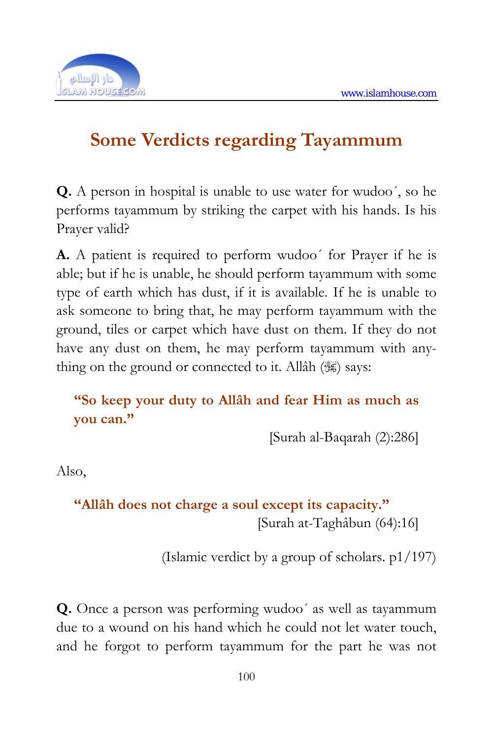# Some Verdicts regarding Tayammum

**Q.** A person in hospital is unable to use water for wudoo´, so he performs tayammum by striking the carpet with his hands. Is his Prayer valid?

**A.** A patient is required to perform wudoo´ for Prayer if he is able; but if he is unable, he should perform tayammum with some type of earth which has dust, if it is available. If he is unable to ask someone to bring that, he may perform tayammum with the ground, tiles or carpet which have dust on them. If they do not have any dust on them, he may perform tayammum with anything on the ground or connected to it. Allâh (ﷻ) says:

> **"So keep your duty to Allâh and fear Him as much as you can."**
>
> [Surah al-Baqarah (2):286]

Also,

> **"Allâh does not charge a soul except its capacity."**
>
> [Surah at-Taghâbun (64):16]

(Islamic verdict by a group of scholars. p1/197)

**Q.** Once a person was performing wudoo´ as well as tayammum due to a wound on his hand which he could not let water touch, and he forgot to perform tayammum for the part he was not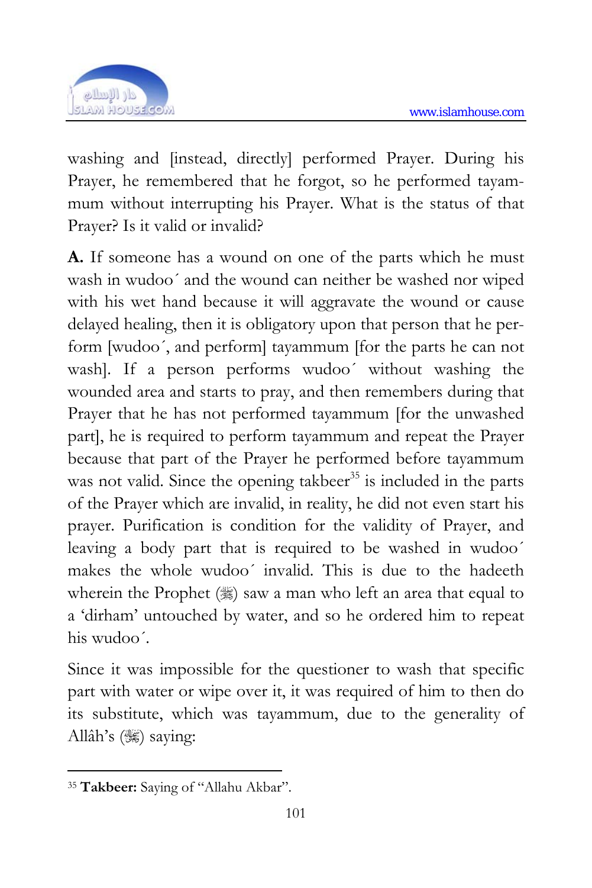washing and [instead, directly] performed Prayer. During his Prayer, he remembered that he forgot, so he performed tayammum without interrupting his Prayer. What is the status of that Prayer? Is it valid or invalid?

**A.** If someone has a wound on one of the parts which he must wash in wudoo´ and the wound can neither be washed nor wiped with his wet hand because it will aggravate the wound or cause delayed healing, then it is obligatory upon that person that he perform [wudoo´, and perform] tayammum [for the parts he can not wash]. If a person performs wudoo´ without washing the wounded area and starts to pray, and then remembers during that Prayer that he has not performed tayammum [for the unwashed part], he is required to perform tayammum and repeat the Prayer because that part of the Prayer he performed before tayammum was not valid. Since the opening takbeer[35] is included in the parts of the Prayer which are invalid, in reality, he did not even start his prayer. Purification is condition for the validity of Prayer, and leaving a body part that is required to be washed in wudoo´ makes the whole wudoo´ invalid. This is due to the hadeeth wherein the Prophet (ﷺ) saw a man who left an area that equal to a 'dirham' untouched by water, and so he ordered him to repeat his wudoo´.

Since it was impossible for the questioner to wash that specific part with water or wipe over it, it was required of him to then do its substitute, which was tayammum, due to the generality of Allâh's (ﷻ) saying:

---

[35] **Takbeer:** Saying of "Allahu Akbar".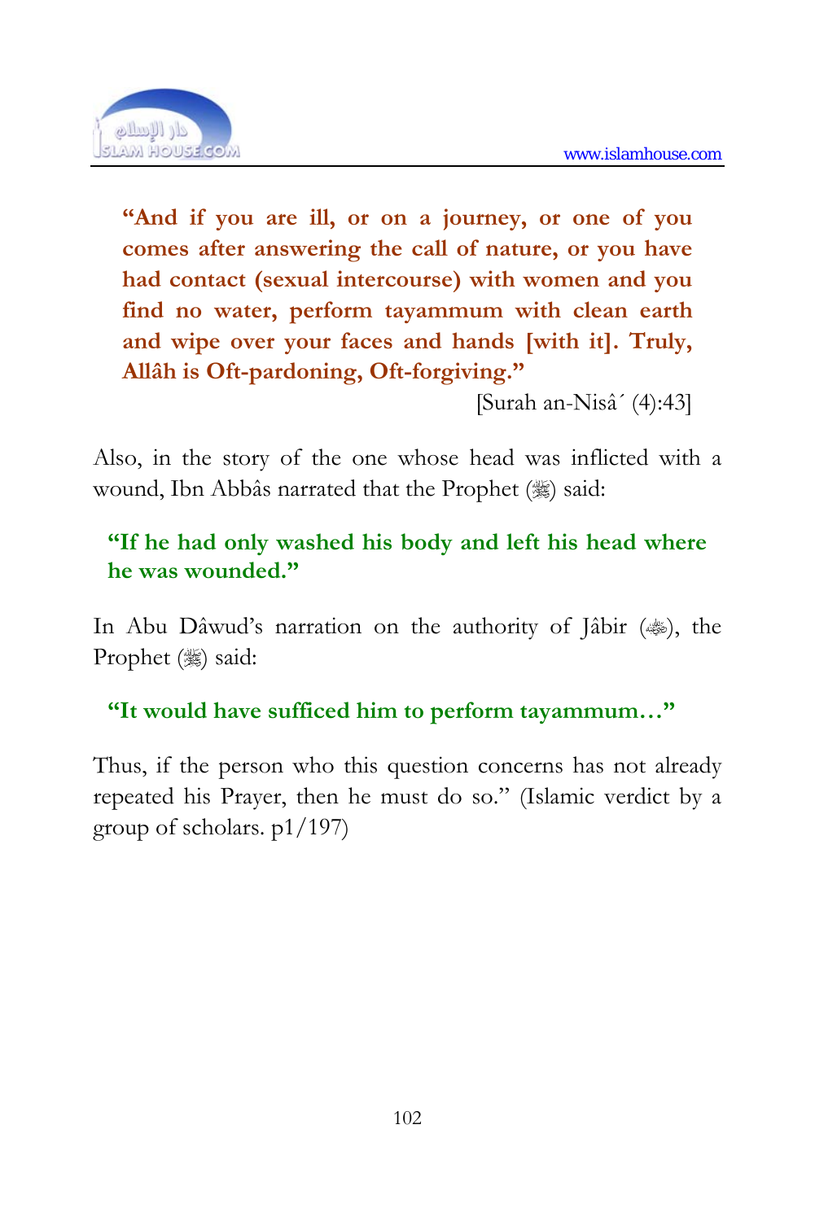> **"And if you are ill, or on a journey, or one of you comes after answering the call of nature, or you have had contact (sexual intercourse) with women and you find no water, perform tayammum with clean earth and wipe over your faces and hands [with it]. Truly, Allâh is Oft-pardoning, Oft-forgiving."**
>
> [Surah an-Nisâ´ (4):43]

Also, in the story of the one whose head was inflicted with a wound, Ibn Abbâs narrated that the Prophet (ﷺ) said:

> **"If he had only washed his body and left his head where he was wounded."**

In Abu Dâwud's narration on the authority of Jâbir (رضي الله عنه), the Prophet (ﷺ) said:

> **"It would have sufficed him to perform tayammum…"**

Thus, if the person who this question concerns has not already repeated his Prayer, then he must do so." (Islamic verdict by a group of scholars. p1/197)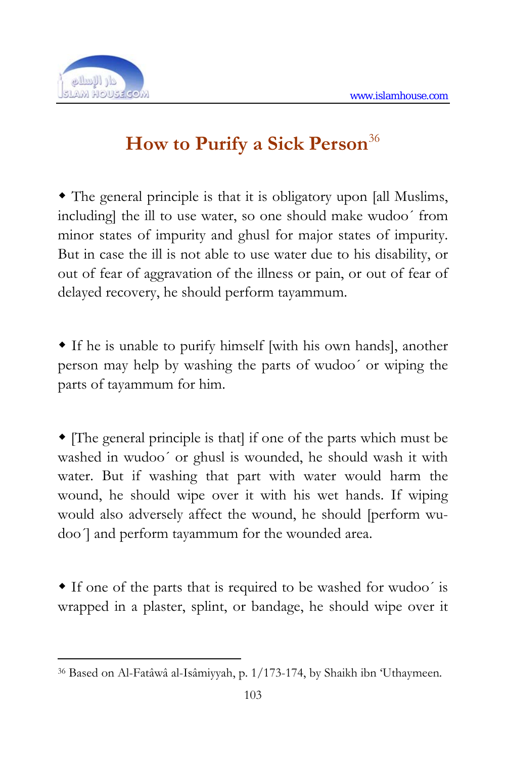# How to Purify a Sick Person[36]

◆ The general principle is that it is obligatory upon [all Muslims, including] the ill to use water, so one should make wudoo´ from minor states of impurity and ghusl for major states of impurity. But in case the ill is not able to use water due to his disability, or out of fear of aggravation of the illness or pain, or out of fear of delayed recovery, he should perform tayammum.

◆ If he is unable to purify himself [with his own hands], another person may help by washing the parts of wudoo´ or wiping the parts of tayammum for him.

◆ [The general principle is that] if one of the parts which must be washed in wudoo´ or ghusl is wounded, he should wash it with water. But if washing that part with water would harm the wound, he should wipe over it with his wet hands. If wiping would also adversely affect the wound, he should [perform wudoo´] and perform tayammum for the wounded area.

◆ If one of the parts that is required to be washed for wudoo´ is wrapped in a plaster, splint, or bandage, he should wipe over it

---

[36] Based on Al-Fatâwâ al-Isâmiyyah, p. 1/173-174, by Shaikh ibn 'Uthaymeen.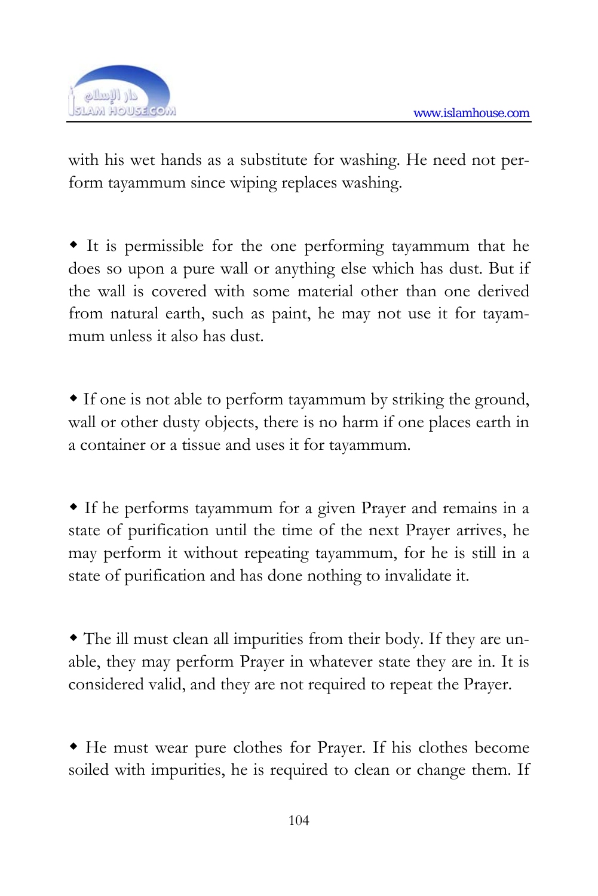with his wet hands as a substitute for washing. He need not perform tayammum since wiping replaces washing.

- It is permissible for the one performing tayammum that he does so upon a pure wall or anything else which has dust. But if the wall is covered with some material other than one derived from natural earth, such as paint, he may not use it for tayammum unless it also has dust.

- If one is not able to perform tayammum by striking the ground, wall or other dusty objects, there is no harm if one places earth in a container or a tissue and uses it for tayammum.

- If he performs tayammum for a given Prayer and remains in a state of purification until the time of the next Prayer arrives, he may perform it without repeating tayammum, for he is still in a state of purification and has done nothing to invalidate it.

- The ill must clean all impurities from their body. If they are unable, they may perform Prayer in whatever state they are in. It is considered valid, and they are not required to repeat the Prayer.

- He must wear pure clothes for Prayer. If his clothes become soiled with impurities, he is required to clean or change them. If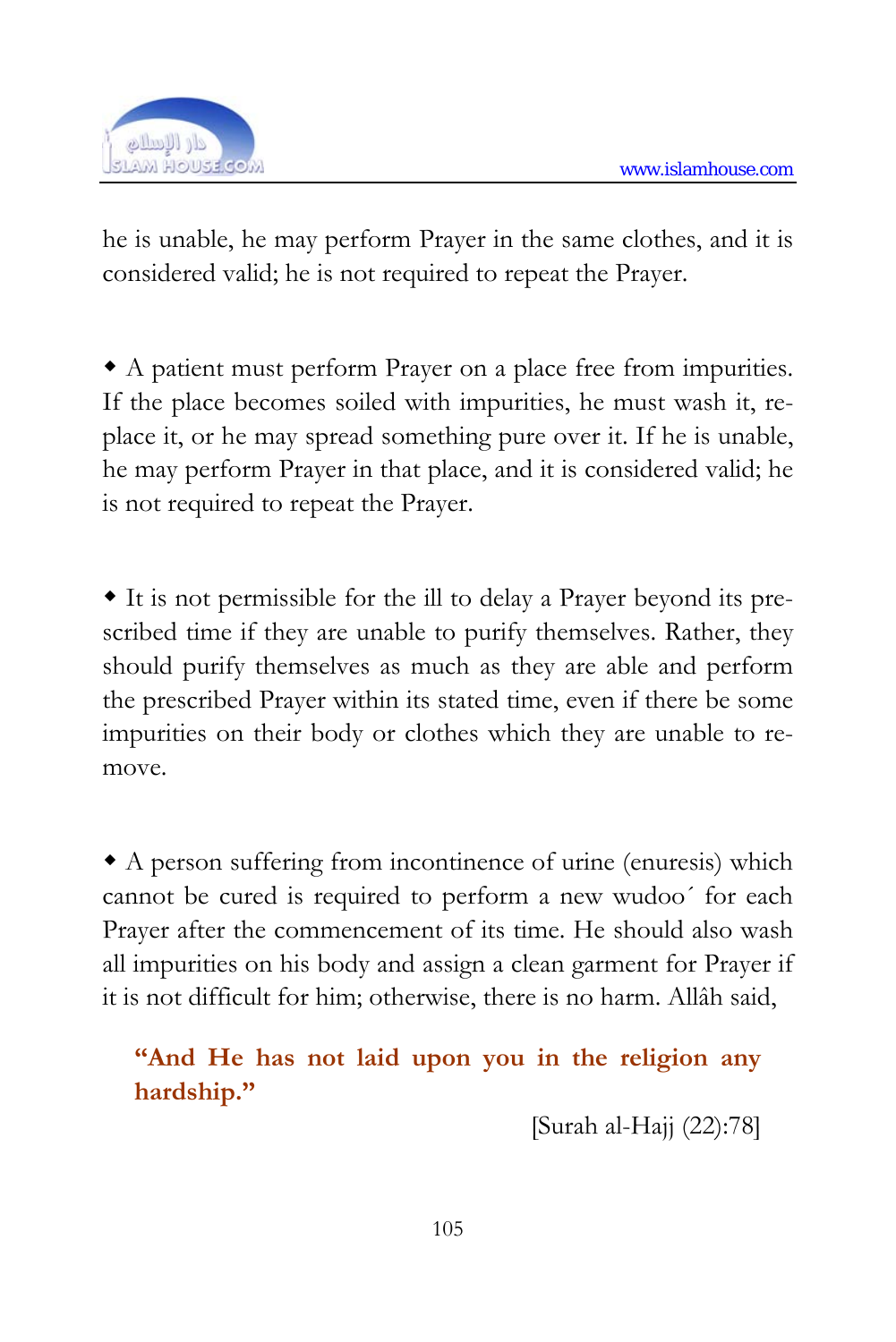he is unable, he may perform Prayer in the same clothes, and it is considered valid; he is not required to repeat the Prayer.

- A patient must perform Prayer on a place free from impurities. If the place becomes soiled with impurities, he must wash it, replace it, or he may spread something pure over it. If he is unable, he may perform Prayer in that place, and it is considered valid; he is not required to repeat the Prayer.

- It is not permissible for the ill to delay a Prayer beyond its prescribed time if they are unable to purify themselves. Rather, they should purify themselves as much as they are able and perform the prescribed Prayer within its stated time, even if there be some impurities on their body or clothes which they are unable to remove.

- A person suffering from incontinence of urine (enuresis) which cannot be cured is required to perform a new wudoo´ for each Prayer after the commencement of its time. He should also wash all impurities on his body and assign a clean garment for Prayer if it is not difficult for him; otherwise, there is no harm. Allâh said,

> **"And He has not laid upon you in the religion any hardship."**
>
> [Surah al-Hajj (22):78]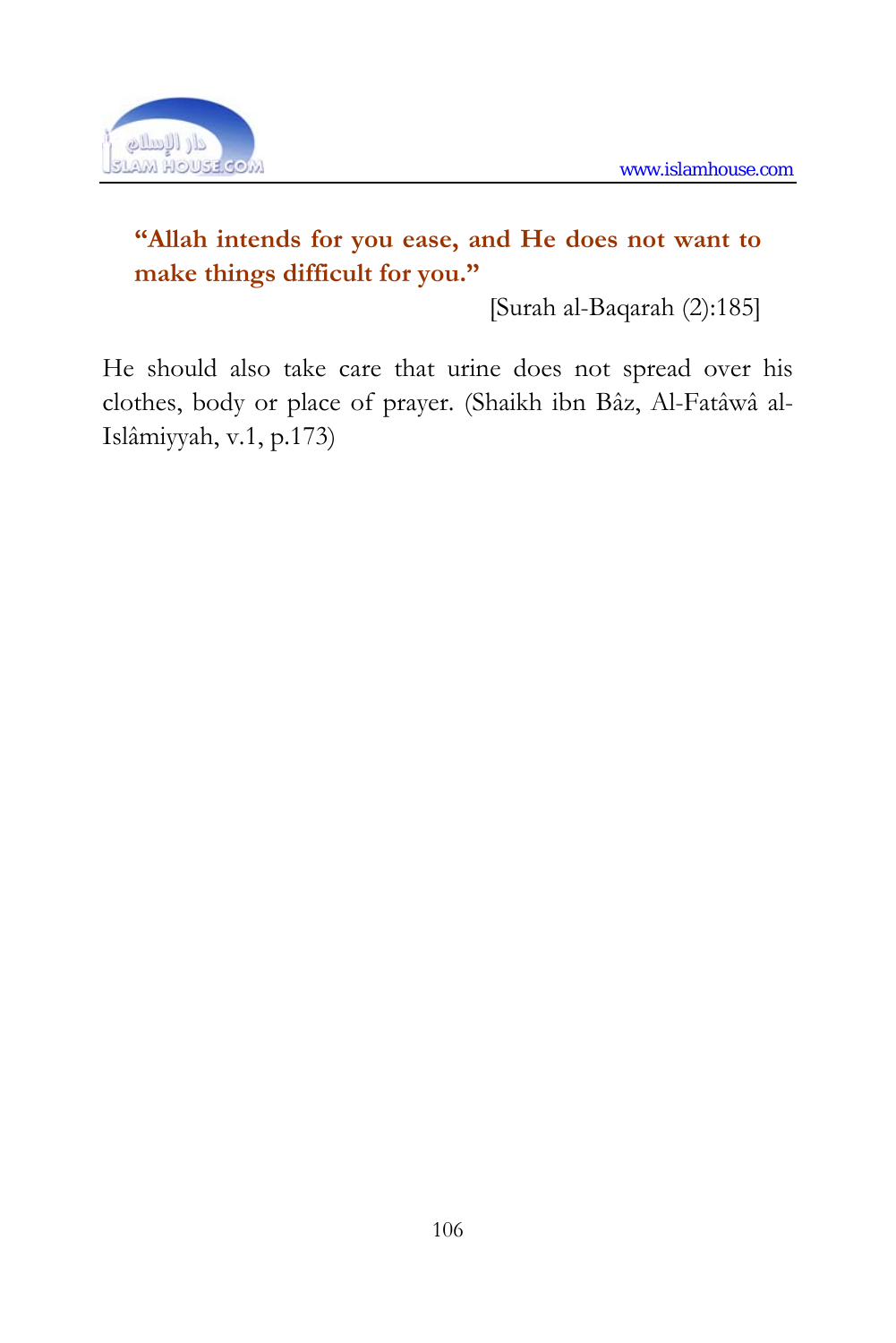**"Allah intends for you ease, and He does not want to make things difficult for you."**

[Surah al-Baqarah (2):185]

He should also take care that urine does not spread over his clothes, body or place of prayer. (Shaikh ibn Bâz, Al-Fatâwâ al-Islâmiyyah, v.1, p.173)